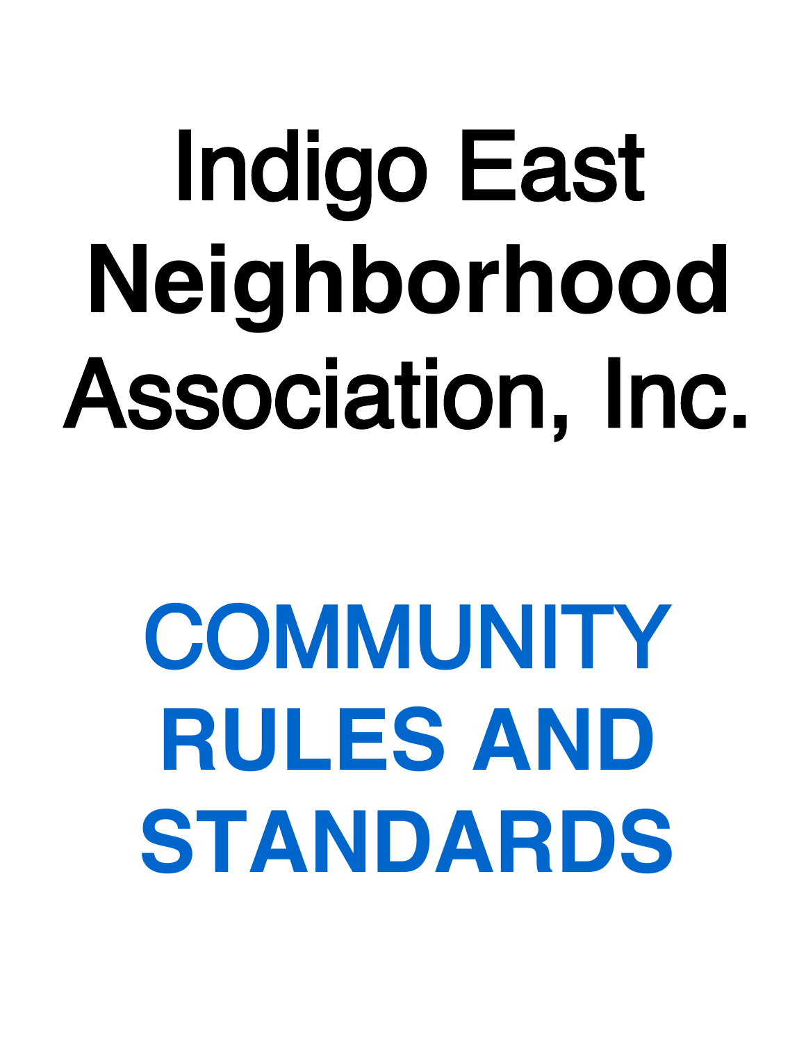# Indigo East Neighborhood Association, Inc.

# COMMUNITY RULES AND STANDARDS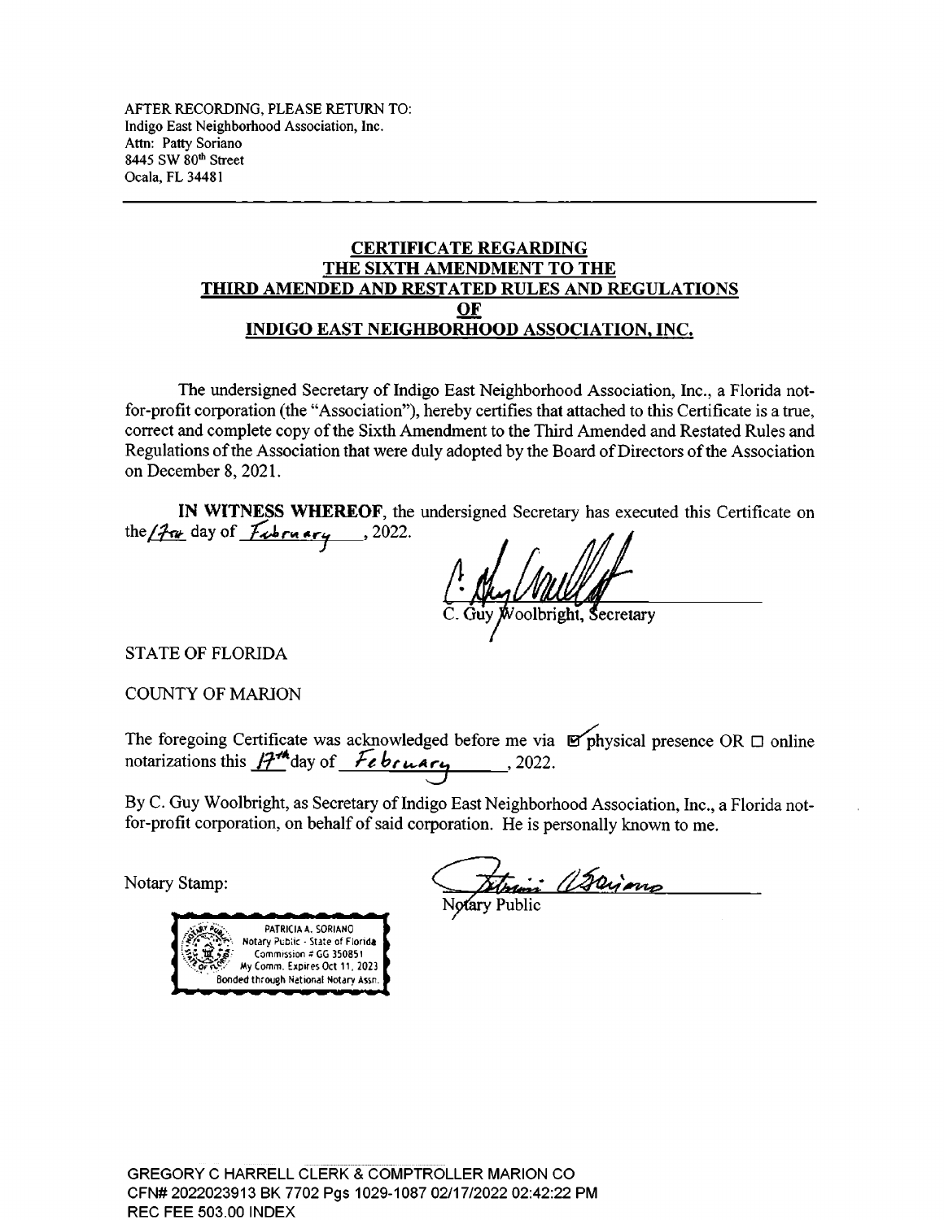AFTER RECORDING, PLEASE RETURN TO:
Indigo East Neighborhood Association, Inc.
Attn: Patty Soriano
8445 SW 80th Street
Ocala, FL 34481

---

# CERTIFICATE REGARDING THE SIXTH AMENDMENT TO THE THIRD AMENDED AND RESTATED RULES AND REGULATIONS OF INDIGO EAST NEIGHBORHOOD ASSOCIATION, INC.

The undersigned Secretary of Indigo East Neighborhood Association, Inc., a Florida not-for-profit corporation (the "Association"), hereby certifies that attached to this Certificate is a true, correct and complete copy of the Sixth Amendment to the Third Amended and Restated Rules and Regulations of the Association that were duly adopted by the Board of Directors of the Association on December 8, 2021.

**IN WITNESS WHEREOF**, the undersigned Secretary has executed this Certificate on the 17th day of February, 2022.

C. Guy Woolbright, Secretary

STATE OF FLORIDA

COUNTY OF MARION

The foregoing Certificate was acknowledged before me via ☑ physical presence OR ☐ online notarizations this 17th day of February, 2022.

By C. Guy Woolbright, as Secretary of Indigo East Neighborhood Association, Inc., a Florida not-for-profit corporation, on behalf of said corporation. He is personally known to me.

Notary Stamp:

PATRICIA A. SORIANO
Notary Public - State of Florida
Commission # GG 350851
My Comm. Expires Oct 11, 2023
Bonded through National Notary Assn.

Notary Public

GREGORY C HARRELL CLERK & COMPTROLLER MARION CO
CFN# 2022023913 BK 7702 Pgs 1029-1087 02/17/2022 02:42:22 PM
REC FEE 503.00 INDEX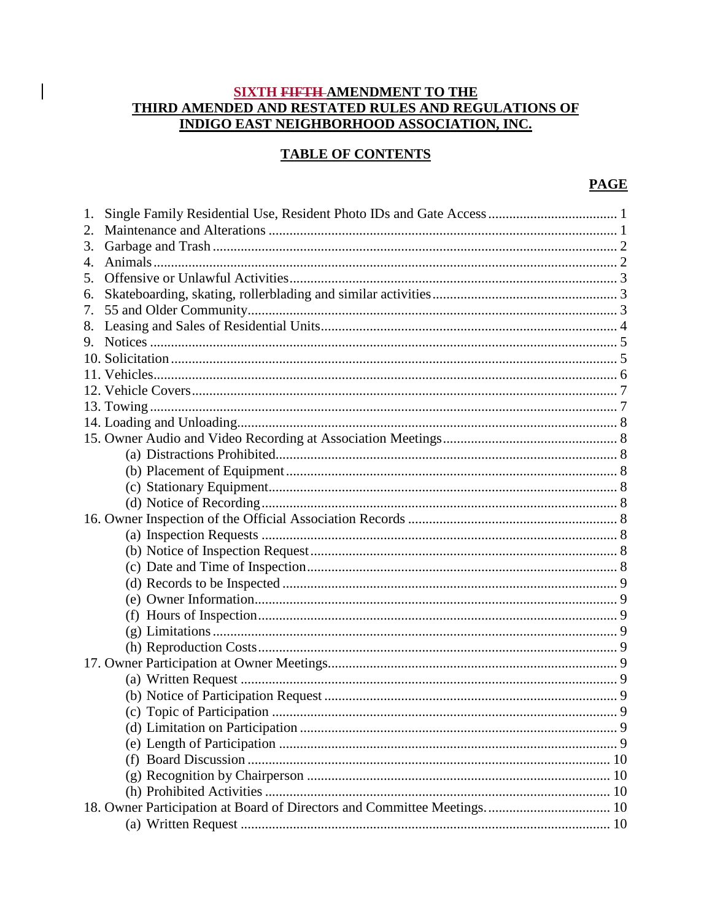# ~~FIFTH~~ SIXTH AMENDMENT TO THE THIRD AMENDED AND RESTATED RULES AND REGULATIONS OF INDIGO EAST NEIGHBORHOOD ASSOCIATION, INC.

## TABLE OF CONTENTS

**PAGE**

1. Single Family Residential Use, Resident Photo IDs and Gate Access ..... 1
2. Maintenance and Alterations ..... 1
3. Garbage and Trash ..... 2
4. Animals ..... 2
5. Offensive or Unlawful Activities ..... 3
6. Skateboarding, skating, rollerblading and similar activities ..... 3
7. 55 and Older Community ..... 3
8. Leasing and Sales of Residential Units ..... 4
9. Notices ..... 5
10. Solicitation ..... 5
11. Vehicles ..... 6
12. Vehicle Covers ..... 7
13. Towing ..... 7
14. Loading and Unloading ..... 8
15. Owner Audio and Video Recording at Association Meetings ..... 8
    - (a) Distractions Prohibited ..... 8
    - (b) Placement of Equipment ..... 8
    - (c) Stationary Equipment ..... 8
    - (d) Notice of Recording ..... 8
16. Owner Inspection of the Official Association Records ..... 8
    - (a) Inspection Requests ..... 8
    - (b) Notice of Inspection Request ..... 8
    - (c) Date and Time of Inspection ..... 8
    - (d) Records to be Inspected ..... 9
    - (e) Owner Information ..... 9
    - (f) Hours of Inspection ..... 9
    - (g) Limitations ..... 9
    - (h) Reproduction Costs ..... 9
17. Owner Participation at Owner Meetings ..... 9
    - (a) Written Request ..... 9
    - (b) Notice of Participation Request ..... 9
    - (c) Topic of Participation ..... 9
    - (d) Limitation on Participation ..... 9
    - (e) Length of Participation ..... 9
    - (f) Board Discussion ..... 10
    - (g) Recognition by Chairperson ..... 10
    - (h) Prohibited Activities ..... 10
18. Owner Participation at Board of Directors and Committee Meetings. ..... 10
    - (a) Written Request ..... 10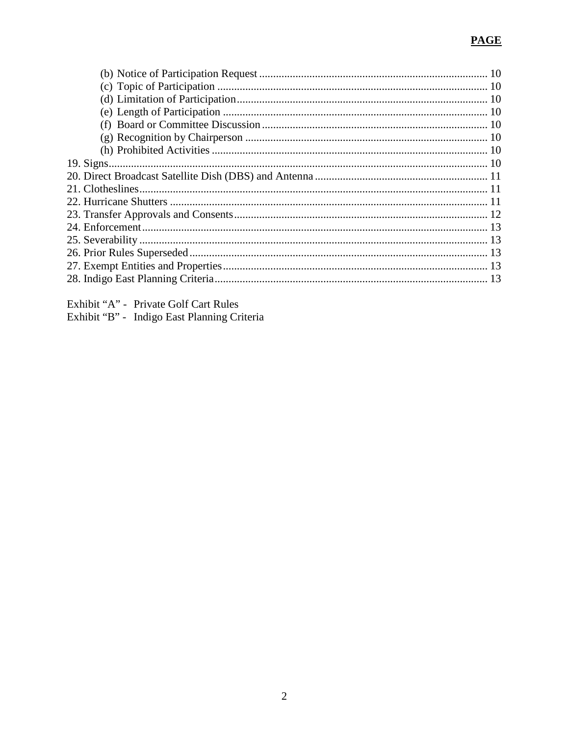**PAGE**

| | |
|---|---|
| (b) Notice of Participation Request | 10 |
| (c) Topic of Participation | 10 |
| (d) Limitation of Participation | 10 |
| (e) Length of Participation | 10 |
| (f) Board or Committee Discussion | 10 |
| (g) Recognition by Chairperson | 10 |
| (h) Prohibited Activities | 10 |
| 19. Signs | 10 |
| 20. Direct Broadcast Satellite Dish (DBS) and Antenna | 11 |
| 21. Clotheslines | 11 |
| 22. Hurricane Shutters | 11 |
| 23. Transfer Approvals and Consents | 12 |
| 24. Enforcement | 13 |
| 25. Severability | 13 |
| 26. Prior Rules Superseded | 13 |
| 27. Exempt Entities and Properties | 13 |
| 28. Indigo East Planning Criteria | 13 |

Exhibit "A" - Private Golf Cart Rules
Exhibit "B" - Indigo East Planning Criteria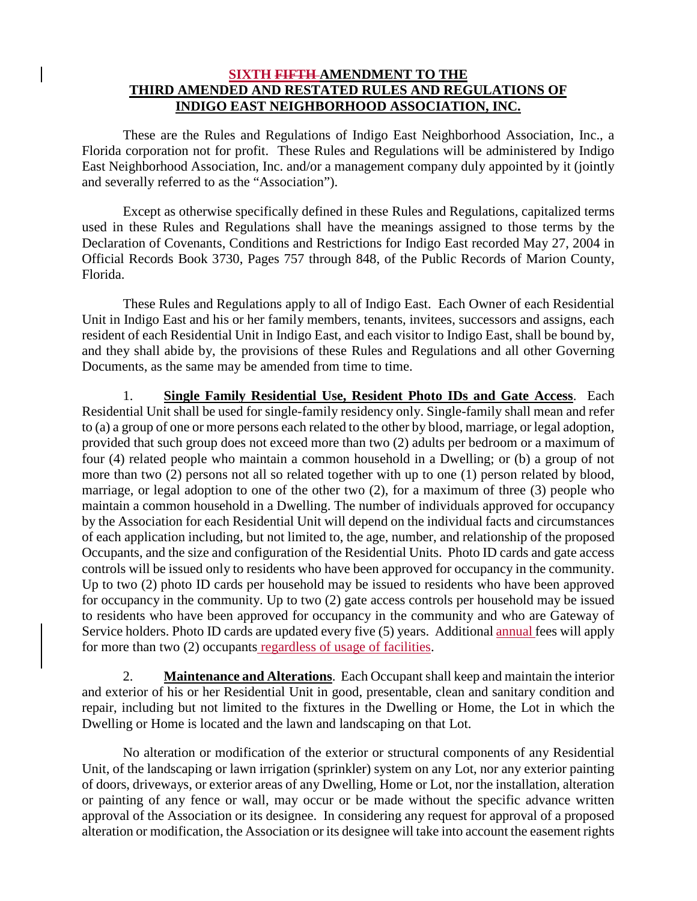**SIXTH ~~FIFTH~~ AMENDMENT TO THE THIRD AMENDED AND RESTATED RULES AND REGULATIONS OF INDIGO EAST NEIGHBORHOOD ASSOCIATION, INC.**

These are the Rules and Regulations of Indigo East Neighborhood Association, Inc., a Florida corporation not for profit. These Rules and Regulations will be administered by Indigo East Neighborhood Association, Inc. and/or a management company duly appointed by it (jointly and severally referred to as the "Association").

Except as otherwise specifically defined in these Rules and Regulations, capitalized terms used in these Rules and Regulations shall have the meanings assigned to those terms by the Declaration of Covenants, Conditions and Restrictions for Indigo East recorded May 27, 2004 in Official Records Book 3730, Pages 757 through 848, of the Public Records of Marion County, Florida.

These Rules and Regulations apply to all of Indigo East. Each Owner of each Residential Unit in Indigo East and his or her family members, tenants, invitees, successors and assigns, each resident of each Residential Unit in Indigo East, and each visitor to Indigo East, shall be bound by, and they shall abide by, the provisions of these Rules and Regulations and all other Governing Documents, as the same may be amended from time to time.

1. **Single Family Residential Use, Resident Photo IDs and Gate Access**. Each Residential Unit shall be used for single-family residency only. Single-family shall mean and refer to (a) a group of one or more persons each related to the other by blood, marriage, or legal adoption, provided that such group does not exceed more than two (2) adults per bedroom or a maximum of four (4) related people who maintain a common household in a Dwelling; or (b) a group of not more than two (2) persons not all so related together with up to one (1) person related by blood, marriage, or legal adoption to one of the other two (2), for a maximum of three (3) people who maintain a common household in a Dwelling. The number of individuals approved for occupancy by the Association for each Residential Unit will depend on the individual facts and circumstances of each application including, but not limited to, the age, number, and relationship of the proposed Occupants, and the size and configuration of the Residential Units. Photo ID cards and gate access controls will be issued only to residents who have been approved for occupancy in the community. Up to two (2) photo ID cards per household may be issued to residents who have been approved for occupancy in the community. Up to two (2) gate access controls per household may be issued to residents who have been approved for occupancy in the community and who are Gateway of Service holders. Photo ID cards are updated every five (5) years. Additional annual fees will apply for more than two (2) occupants regardless of usage of facilities.

2. **Maintenance and Alterations**. Each Occupant shall keep and maintain the interior and exterior of his or her Residential Unit in good, presentable, clean and sanitary condition and repair, including but not limited to the fixtures in the Dwelling or Home, the Lot in which the Dwelling or Home is located and the lawn and landscaping on that Lot.

No alteration or modification of the exterior or structural components of any Residential Unit, of the landscaping or lawn irrigation (sprinkler) system on any Lot, nor any exterior painting of doors, driveways, or exterior areas of any Dwelling, Home or Lot, nor the installation, alteration or painting of any fence or wall, may occur or be made without the specific advance written approval of the Association or its designee. In considering any request for approval of a proposed alteration or modification, the Association or its designee will take into account the easement rights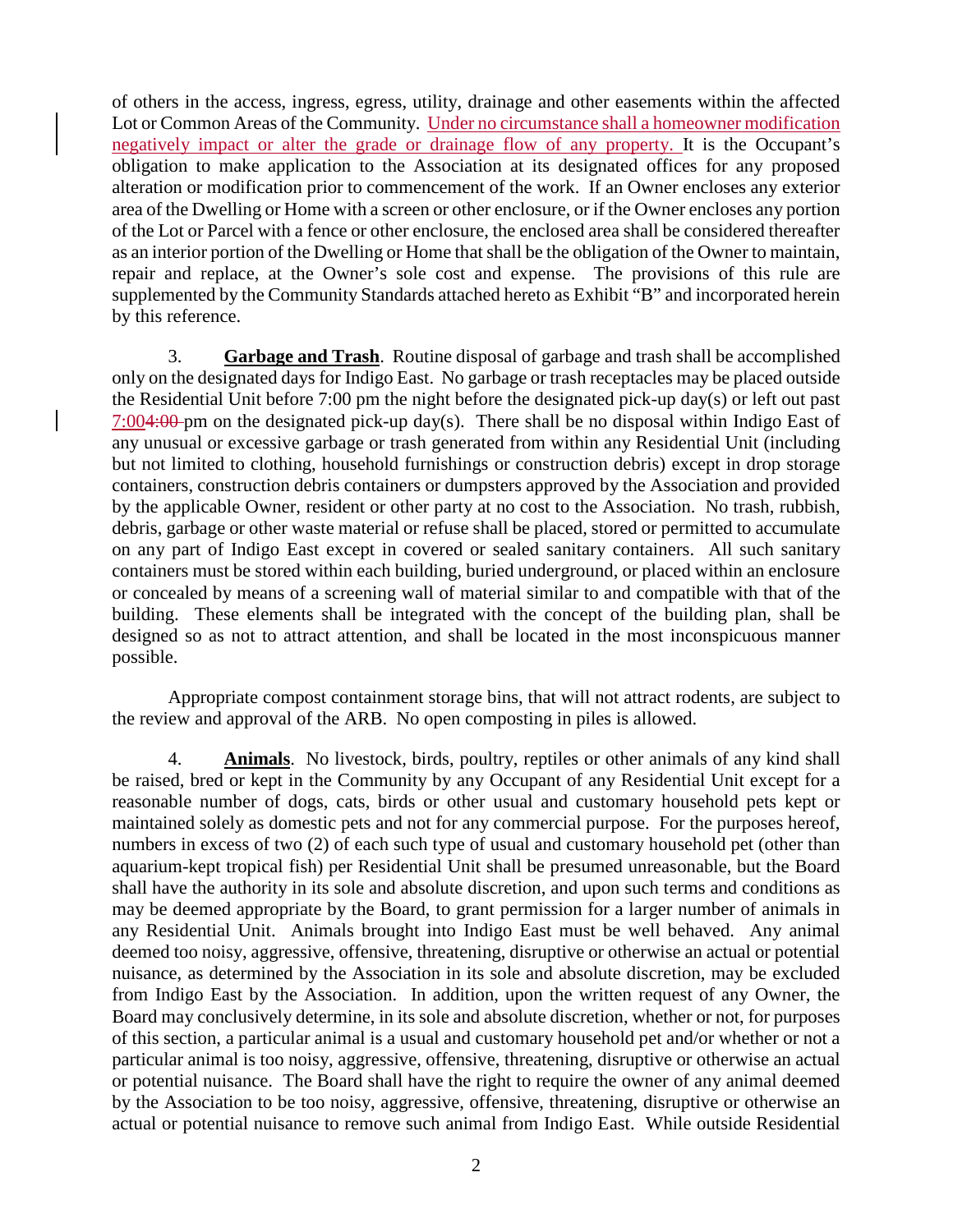of others in the access, ingress, egress, utility, drainage and other easements within the affected Lot or Common Areas of the Community. <u>Under no circumstance shall a homeowner modification negatively impact or alter the grade or drainage flow of any property.</u> It is the Occupant's obligation to make application to the Association at its designated offices for any proposed alteration or modification prior to commencement of the work. If an Owner encloses any exterior area of the Dwelling or Home with a screen or other enclosure, or if the Owner encloses any portion of the Lot or Parcel with a fence or other enclosure, the enclosed area shall be considered thereafter as an interior portion of the Dwelling or Home that shall be the obligation of the Owner to maintain, repair and replace, at the Owner's sole cost and expense. The provisions of this rule are supplemented by the Community Standards attached hereto as Exhibit "B" and incorporated herein by this reference.

3. **<u>Garbage and Trash</u>**. Routine disposal of garbage and trash shall be accomplished only on the designated days for Indigo East. No garbage or trash receptacles may be placed outside the Residential Unit before 7:00 pm the night before the designated pick-up day(s) or left out past <u>7:00</u>~~4:00~~ pm on the designated pick-up day(s). There shall be no disposal within Indigo East of any unusual or excessive garbage or trash generated from within any Residential Unit (including but not limited to clothing, household furnishings or construction debris) except in drop storage containers, construction debris containers or dumpsters approved by the Association and provided by the applicable Owner, resident or other party at no cost to the Association. No trash, rubbish, debris, garbage or other waste material or refuse shall be placed, stored or permitted to accumulate on any part of Indigo East except in covered or sealed sanitary containers. All such sanitary containers must be stored within each building, buried underground, or placed within an enclosure or concealed by means of a screening wall of material similar to and compatible with that of the building. These elements shall be integrated with the concept of the building plan, shall be designed so as not to attract attention, and shall be located in the most inconspicuous manner possible.

Appropriate compost containment storage bins, that will not attract rodents, are subject to the review and approval of the ARB. No open composting in piles is allowed.

4. **<u>Animals</u>**. No livestock, birds, poultry, reptiles or other animals of any kind shall be raised, bred or kept in the Community by any Occupant of any Residential Unit except for a reasonable number of dogs, cats, birds or other usual and customary household pets kept or maintained solely as domestic pets and not for any commercial purpose. For the purposes hereof, numbers in excess of two (2) of each such type of usual and customary household pet (other than aquarium-kept tropical fish) per Residential Unit shall be presumed unreasonable, but the Board shall have the authority in its sole and absolute discretion, and upon such terms and conditions as may be deemed appropriate by the Board, to grant permission for a larger number of animals in any Residential Unit. Animals brought into Indigo East must be well behaved. Any animal deemed too noisy, aggressive, offensive, threatening, disruptive or otherwise an actual or potential nuisance, as determined by the Association in its sole and absolute discretion, may be excluded from Indigo East by the Association. In addition, upon the written request of any Owner, the Board may conclusively determine, in its sole and absolute discretion, whether or not, for purposes of this section, a particular animal is a usual and customary household pet and/or whether or not a particular animal is too noisy, aggressive, offensive, threatening, disruptive or otherwise an actual or potential nuisance. The Board shall have the right to require the owner of any animal deemed by the Association to be too noisy, aggressive, offensive, threatening, disruptive or otherwise an actual or potential nuisance to remove such animal from Indigo East. While outside Residential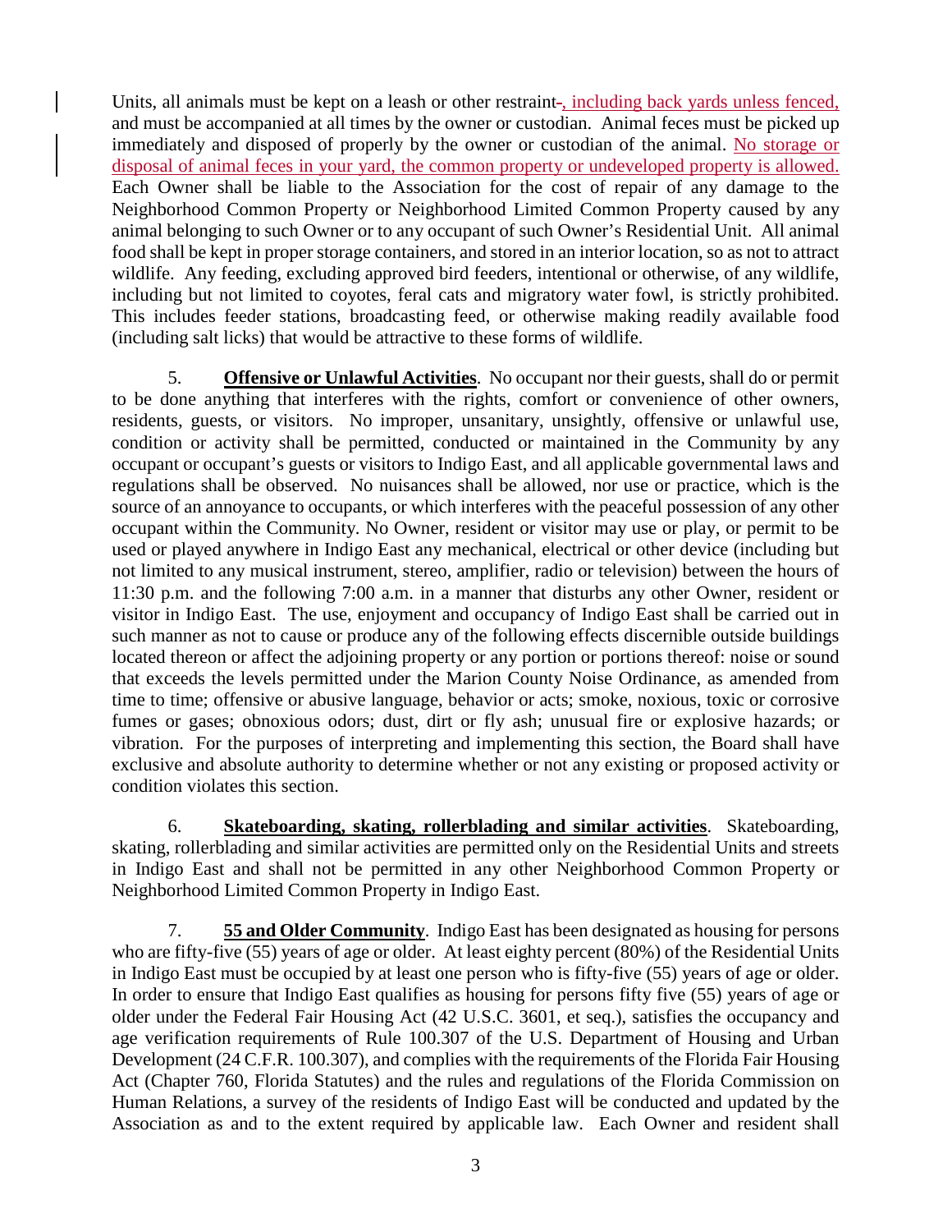Units, all animals must be kept on a leash or other restraint, including back yards unless fenced, and must be accompanied at all times by the owner or custodian. Animal feces must be picked up immediately and disposed of properly by the owner or custodian of the animal. No storage or disposal of animal feces in your yard, the common property or undeveloped property is allowed. Each Owner shall be liable to the Association for the cost of repair of any damage to the Neighborhood Common Property or Neighborhood Limited Common Property caused by any animal belonging to such Owner or to any occupant of such Owner's Residential Unit. All animal food shall be kept in proper storage containers, and stored in an interior location, so as not to attract wildlife. Any feeding, excluding approved bird feeders, intentional or otherwise, of any wildlife, including but not limited to coyotes, feral cats and migratory water fowl, is strictly prohibited. This includes feeder stations, broadcasting feed, or otherwise making readily available food (including salt licks) that would be attractive to these forms of wildlife.

5. **Offensive or Unlawful Activities**. No occupant nor their guests, shall do or permit to be done anything that interferes with the rights, comfort or convenience of other owners, residents, guests, or visitors. No improper, unsanitary, unsightly, offensive or unlawful use, condition or activity shall be permitted, conducted or maintained in the Community by any occupant or occupant's guests or visitors to Indigo East, and all applicable governmental laws and regulations shall be observed. No nuisances shall be allowed, nor use or practice, which is the source of an annoyance to occupants, or which interferes with the peaceful possession of any other occupant within the Community. No Owner, resident or visitor may use or play, or permit to be used or played anywhere in Indigo East any mechanical, electrical or other device (including but not limited to any musical instrument, stereo, amplifier, radio or television) between the hours of 11:30 p.m. and the following 7:00 a.m. in a manner that disturbs any other Owner, resident or visitor in Indigo East. The use, enjoyment and occupancy of Indigo East shall be carried out in such manner as not to cause or produce any of the following effects discernible outside buildings located thereon or affect the adjoining property or any portion or portions thereof: noise or sound that exceeds the levels permitted under the Marion County Noise Ordinance, as amended from time to time; offensive or abusive language, behavior or acts; smoke, noxious, toxic or corrosive fumes or gases; obnoxious odors; dust, dirt or fly ash; unusual fire or explosive hazards; or vibration. For the purposes of interpreting and implementing this section, the Board shall have exclusive and absolute authority to determine whether or not any existing or proposed activity or condition violates this section.

6. **Skateboarding, skating, rollerblading and similar activities**. Skateboarding, skating, rollerblading and similar activities are permitted only on the Residential Units and streets in Indigo East and shall not be permitted in any other Neighborhood Common Property or Neighborhood Limited Common Property in Indigo East.

7. **55 and Older Community**. Indigo East has been designated as housing for persons who are fifty-five (55) years of age or older. At least eighty percent (80%) of the Residential Units in Indigo East must be occupied by at least one person who is fifty-five (55) years of age or older. In order to ensure that Indigo East qualifies as housing for persons fifty five (55) years of age or older under the Federal Fair Housing Act (42 U.S.C. 3601, et seq.), satisfies the occupancy and age verification requirements of Rule 100.307 of the U.S. Department of Housing and Urban Development (24 C.F.R. 100.307), and complies with the requirements of the Florida Fair Housing Act (Chapter 760, Florida Statutes) and the rules and regulations of the Florida Commission on Human Relations, a survey of the residents of Indigo East will be conducted and updated by the Association as and to the extent required by applicable law. Each Owner and resident shall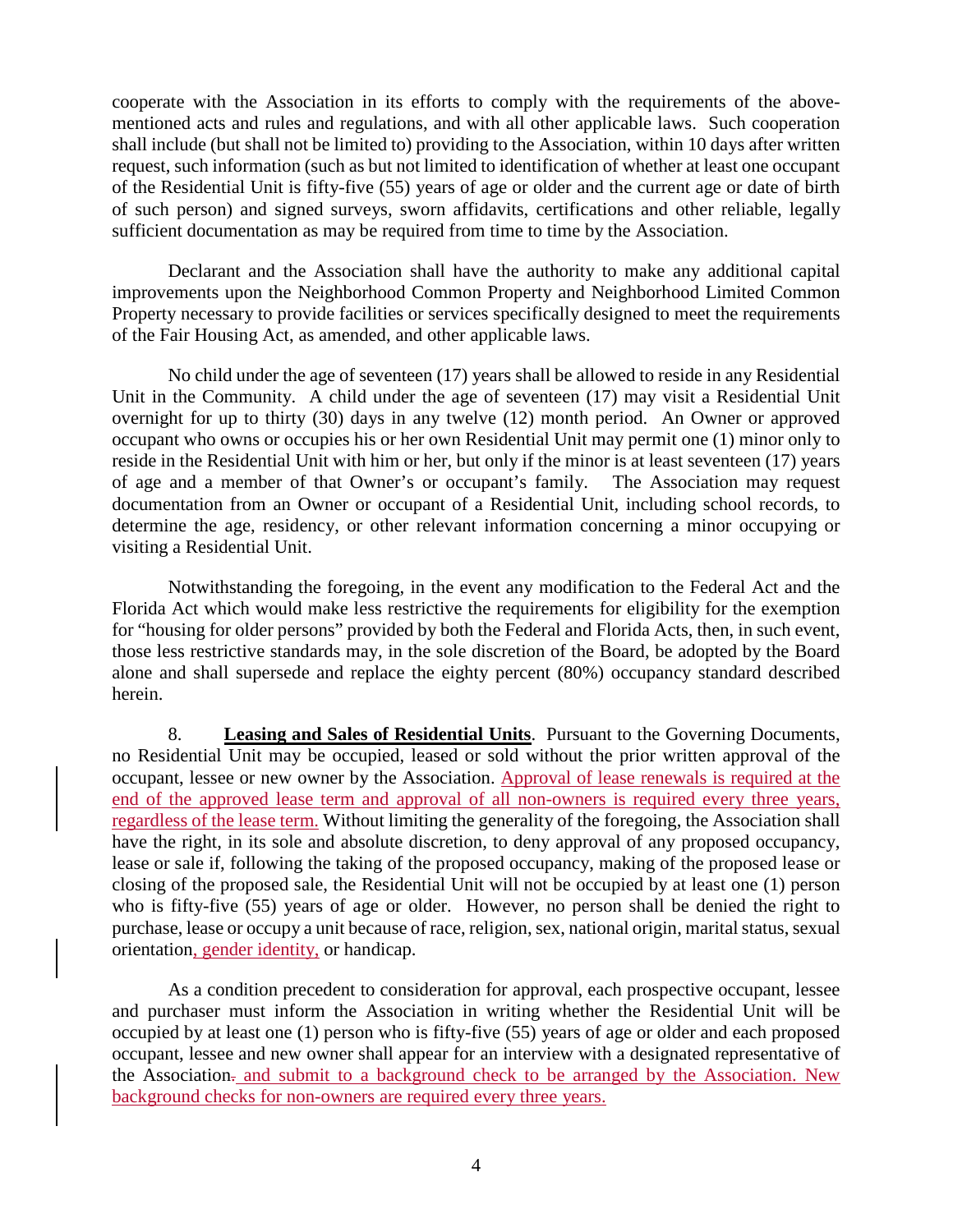cooperate with the Association in its efforts to comply with the requirements of the above-mentioned acts and rules and regulations, and with all other applicable laws. Such cooperation shall include (but shall not be limited to) providing to the Association, within 10 days after written request, such information (such as but not limited to identification of whether at least one occupant of the Residential Unit is fifty-five (55) years of age or older and the current age or date of birth of such person) and signed surveys, sworn affidavits, certifications and other reliable, legally sufficient documentation as may be required from time to time by the Association.

Declarant and the Association shall have the authority to make any additional capital improvements upon the Neighborhood Common Property and Neighborhood Limited Common Property necessary to provide facilities or services specifically designed to meet the requirements of the Fair Housing Act, as amended, and other applicable laws.

No child under the age of seventeen (17) years shall be allowed to reside in any Residential Unit in the Community. A child under the age of seventeen (17) may visit a Residential Unit overnight for up to thirty (30) days in any twelve (12) month period. An Owner or approved occupant who owns or occupies his or her own Residential Unit may permit one (1) minor only to reside in the Residential Unit with him or her, but only if the minor is at least seventeen (17) years of age and a member of that Owner's or occupant's family. The Association may request documentation from an Owner or occupant of a Residential Unit, including school records, to determine the age, residency, or other relevant information concerning a minor occupying or visiting a Residential Unit.

Notwithstanding the foregoing, in the event any modification to the Federal Act and the Florida Act which would make less restrictive the requirements for eligibility for the exemption for "housing for older persons" provided by both the Federal and Florida Acts, then, in such event, those less restrictive standards may, in the sole discretion of the Board, be adopted by the Board alone and shall supersede and replace the eighty percent (80%) occupancy standard described herein.

8. **Leasing and Sales of Residential Units**. Pursuant to the Governing Documents, no Residential Unit may be occupied, leased or sold without the prior written approval of the occupant, lessee or new owner by the Association. Approval of lease renewals is required at the end of the approved lease term and approval of all non-owners is required every three years, regardless of the lease term. Without limiting the generality of the foregoing, the Association shall have the right, in its sole and absolute discretion, to deny approval of any proposed occupancy, lease or sale if, following the taking of the proposed occupancy, making of the proposed lease or closing of the proposed sale, the Residential Unit will not be occupied by at least one (1) person who is fifty-five (55) years of age or older. However, no person shall be denied the right to purchase, lease or occupy a unit because of race, religion, sex, national origin, marital status, sexual orientation, gender identity, or handicap.

As a condition precedent to consideration for approval, each prospective occupant, lessee and purchaser must inform the Association in writing whether the Residential Unit will be occupied by at least one (1) person who is fifty-five (55) years of age or older and each proposed occupant, lessee and new owner shall appear for an interview with a designated representative of the Association~~.~~ and submit to a background check to be arranged by the Association. New background checks for non-owners are required every three years.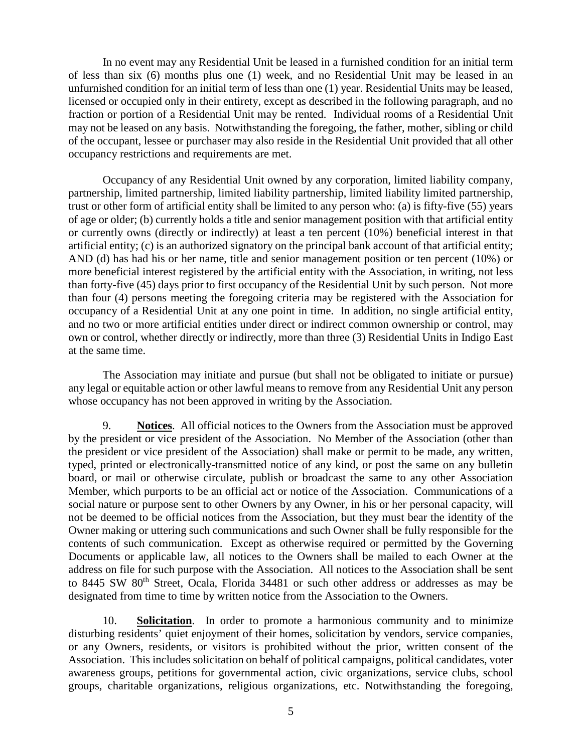In no event may any Residential Unit be leased in a furnished condition for an initial term of less than six (6) months plus one (1) week, and no Residential Unit may be leased in an unfurnished condition for an initial term of less than one (1) year. Residential Units may be leased, licensed or occupied only in their entirety, except as described in the following paragraph, and no fraction or portion of a Residential Unit may be rented. Individual rooms of a Residential Unit may not be leased on any basis. Notwithstanding the foregoing, the father, mother, sibling or child of the occupant, lessee or purchaser may also reside in the Residential Unit provided that all other occupancy restrictions and requirements are met.

Occupancy of any Residential Unit owned by any corporation, limited liability company, partnership, limited partnership, limited liability partnership, limited liability limited partnership, trust or other form of artificial entity shall be limited to any person who: (a) is fifty-five (55) years of age or older; (b) currently holds a title and senior management position with that artificial entity or currently owns (directly or indirectly) at least a ten percent (10%) beneficial interest in that artificial entity; (c) is an authorized signatory on the principal bank account of that artificial entity; AND (d) has had his or her name, title and senior management position or ten percent (10%) or more beneficial interest registered by the artificial entity with the Association, in writing, not less than forty-five (45) days prior to first occupancy of the Residential Unit by such person. Not more than four (4) persons meeting the foregoing criteria may be registered with the Association for occupancy of a Residential Unit at any one point in time. In addition, no single artificial entity, and no two or more artificial entities under direct or indirect common ownership or control, may own or control, whether directly or indirectly, more than three (3) Residential Units in Indigo East at the same time.

The Association may initiate and pursue (but shall not be obligated to initiate or pursue) any legal or equitable action or other lawful means to remove from any Residential Unit any person whose occupancy has not been approved in writing by the Association.

9. **Notices**. All official notices to the Owners from the Association must be approved by the president or vice president of the Association. No Member of the Association (other than the president or vice president of the Association) shall make or permit to be made, any written, typed, printed or electronically-transmitted notice of any kind, or post the same on any bulletin board, or mail or otherwise circulate, publish or broadcast the same to any other Association Member, which purports to be an official act or notice of the Association. Communications of a social nature or purpose sent to other Owners by any Owner, in his or her personal capacity, will not be deemed to be official notices from the Association, but they must bear the identity of the Owner making or uttering such communications and such Owner shall be fully responsible for the contents of such communication. Except as otherwise required or permitted by the Governing Documents or applicable law, all notices to the Owners shall be mailed to each Owner at the address on file for such purpose with the Association. All notices to the Association shall be sent to 8445 SW 80th Street, Ocala, Florida 34481 or such other address or addresses as may be designated from time to time by written notice from the Association to the Owners.

10. **Solicitation**. In order to promote a harmonious community and to minimize disturbing residents' quiet enjoyment of their homes, solicitation by vendors, service companies, or any Owners, residents, or visitors is prohibited without the prior, written consent of the Association. This includes solicitation on behalf of political campaigns, political candidates, voter awareness groups, petitions for governmental action, civic organizations, service clubs, school groups, charitable organizations, religious organizations, etc. Notwithstanding the foregoing,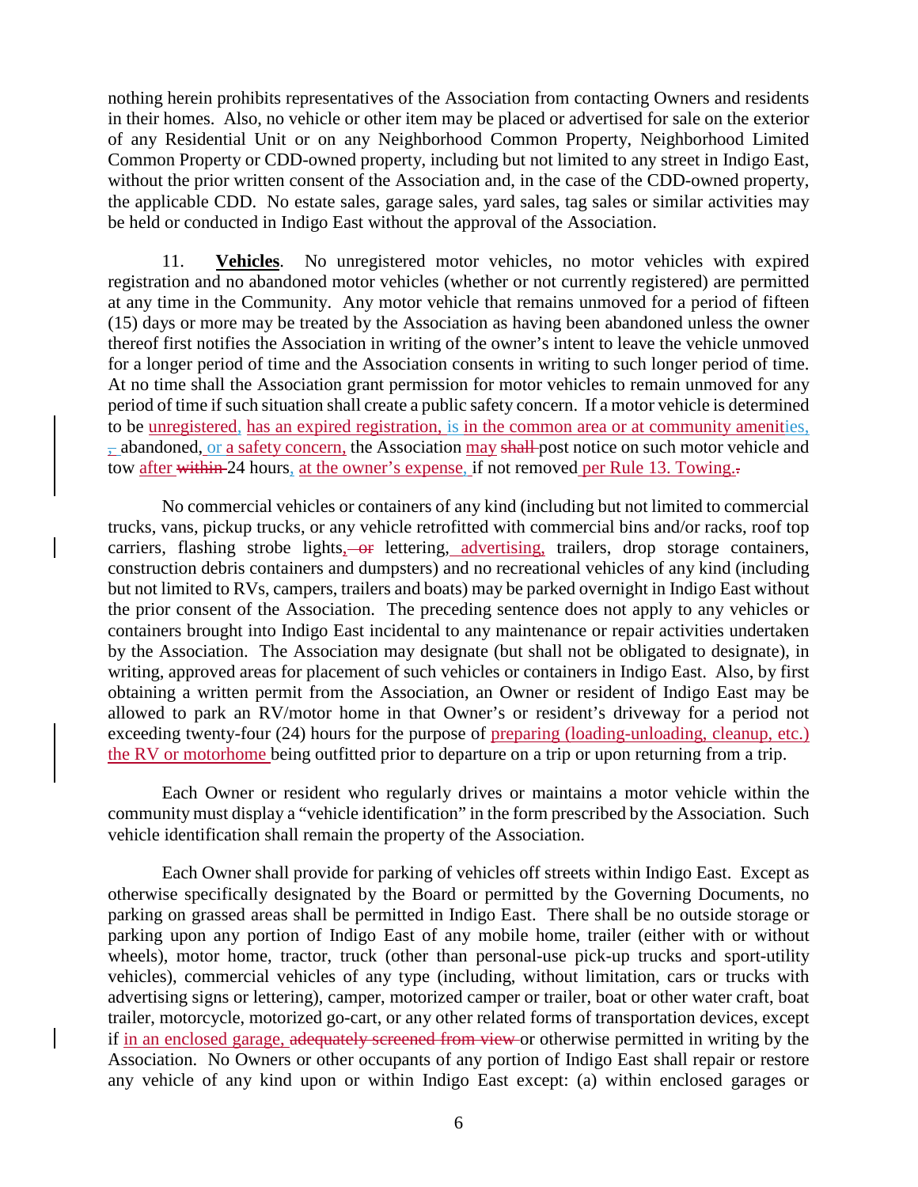nothing herein prohibits representatives of the Association from contacting Owners and residents in their homes. Also, no vehicle or other item may be placed or advertised for sale on the exterior of any Residential Unit or on any Neighborhood Common Property, Neighborhood Limited Common Property or CDD-owned property, including but not limited to any street in Indigo East, without the prior written consent of the Association and, in the case of the CDD-owned property, the applicable CDD. No estate sales, garage sales, yard sales, tag sales or similar activities may be held or conducted in Indigo East without the approval of the Association.

11. **Vehicles**. No unregistered motor vehicles, no motor vehicles with expired registration and no abandoned motor vehicles (whether or not currently registered) are permitted at any time in the Community. Any motor vehicle that remains unmoved for a period of fifteen (15) days or more may be treated by the Association as having been abandoned unless the owner thereof first notifies the Association in writing of the owner's intent to leave the vehicle unmoved for a longer period of time and the Association consents in writing to such longer period of time. At no time shall the Association grant permission for motor vehicles to remain unmoved for any period of time if such situation shall create a public safety concern. If a motor vehicle is determined to be unregistered, has an expired registration, is in the common area or at community amenities, ~~,~~ abandoned, or a safety concern, the Association may ~~shall~~ post notice on such motor vehicle and tow after ~~within~~ 24 hours, at the owner's expense, if not removed per Rule 13. Towing.~~.~~

No commercial vehicles or containers of any kind (including but not limited to commercial trucks, vans, pickup trucks, or any vehicle retrofitted with commercial bins and/or racks, roof top carriers, flashing strobe lights, ~~or~~ lettering, advertising, trailers, drop storage containers, construction debris containers and dumpsters) and no recreational vehicles of any kind (including but not limited to RVs, campers, trailers and boats) may be parked overnight in Indigo East without the prior consent of the Association. The preceding sentence does not apply to any vehicles or containers brought into Indigo East incidental to any maintenance or repair activities undertaken by the Association. The Association may designate (but shall not be obligated to designate), in writing, approved areas for placement of such vehicles or containers in Indigo East. Also, by first obtaining a written permit from the Association, an Owner or resident of Indigo East may be allowed to park an RV/motor home in that Owner's or resident's driveway for a period not exceeding twenty-four (24) hours for the purpose of preparing (loading-unloading, cleanup, etc.) the RV or motorhome being outfitted prior to departure on a trip or upon returning from a trip.

Each Owner or resident who regularly drives or maintains a motor vehicle within the community must display a "vehicle identification" in the form prescribed by the Association. Such vehicle identification shall remain the property of the Association.

Each Owner shall provide for parking of vehicles off streets within Indigo East. Except as otherwise specifically designated by the Board or permitted by the Governing Documents, no parking on grassed areas shall be permitted in Indigo East. There shall be no outside storage or parking upon any portion of Indigo East of any mobile home, trailer (either with or without wheels), motor home, tractor, truck (other than personal-use pick-up trucks and sport-utility vehicles), commercial vehicles of any type (including, without limitation, cars or trucks with advertising signs or lettering), camper, motorized camper or trailer, boat or other water craft, boat trailer, motorcycle, motorized go-cart, or any other related forms of transportation devices, except if in an enclosed garage, ~~adequately screened from view~~ or otherwise permitted in writing by the Association. No Owners or other occupants of any portion of Indigo East shall repair or restore any vehicle of any kind upon or within Indigo East except: (a) within enclosed garages or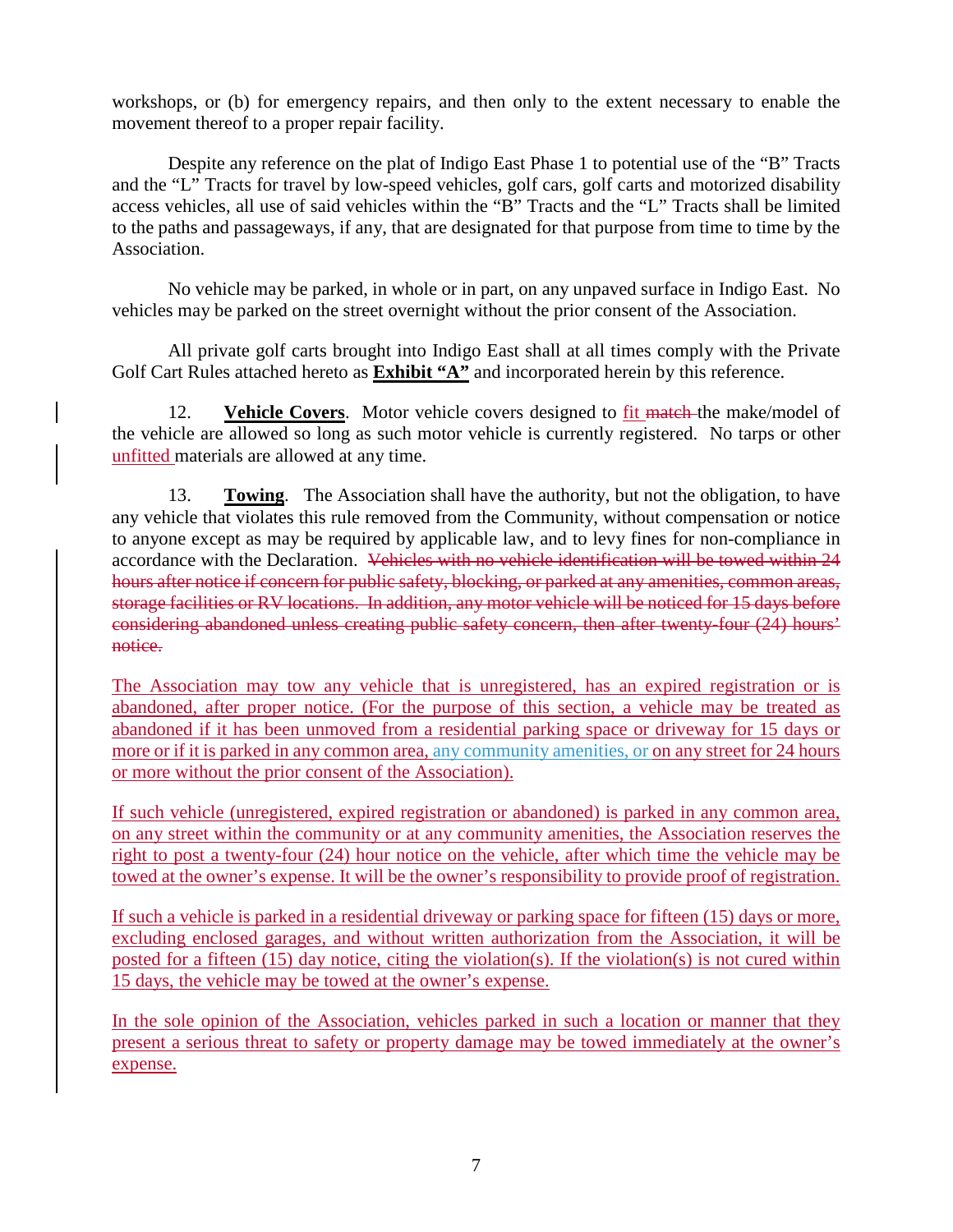workshops, or (b) for emergency repairs, and then only to the extent necessary to enable the movement thereof to a proper repair facility.

Despite any reference on the plat of Indigo East Phase 1 to potential use of the "B" Tracts and the "L" Tracts for travel by low-speed vehicles, golf cars, golf carts and motorized disability access vehicles, all use of said vehicles within the "B" Tracts and the "L" Tracts shall be limited to the paths and passageways, if any, that are designated for that purpose from time to time by the Association.

No vehicle may be parked, in whole or in part, on any unpaved surface in Indigo East. No vehicles may be parked on the street overnight without the prior consent of the Association.

All private golf carts brought into Indigo East shall at all times comply with the Private Golf Cart Rules attached hereto as **Exhibit "A"** and incorporated herein by this reference.

12. **Vehicle Covers**. Motor vehicle covers designed to <ins>fit</ins> ~~match~~ the make/model of the vehicle are allowed so long as such motor vehicle is currently registered. No tarps or other <ins>unfitted</ins> materials are allowed at any time.

13. **Towing**. The Association shall have the authority, but not the obligation, to have any vehicle that violates this rule removed from the Community, without compensation or notice to anyone except as may be required by applicable law, and to levy fines for non-compliance in accordance with the Declaration. ~~Vehicles with no vehicle identification will be towed within 24 hours after notice if concern for public safety, blocking, or parked at any amenities, common areas, storage facilities or RV locations. In addition, any motor vehicle will be noticed for 15 days before considering abandoned unless creating public safety concern, then after twenty-four (24) hours' notice.~~

<ins>The Association may tow any vehicle that is unregistered, has an expired registration or is abandoned, after proper notice. (For the purpose of this section, a vehicle may be treated as abandoned if it has been unmoved from a residential parking space or driveway for 15 days or more or if it is parked in any common area, any community amenities, or on any street for 24 hours or more without the prior consent of the Association).</ins>

<ins>If such vehicle (unregistered, expired registration or abandoned) is parked in any common area, on any street within the community or at any community amenities, the Association reserves the right to post a twenty-four (24) hour notice on the vehicle, after which time the vehicle may be towed at the owner's expense. It will be the owner's responsibility to provide proof of registration.</ins>

<ins>If such a vehicle is parked in a residential driveway or parking space for fifteen (15) days or more, excluding enclosed garages, and without written authorization from the Association, it will be posted for a fifteen (15) day notice, citing the violation(s). If the violation(s) is not cured within 15 days, the vehicle may be towed at the owner's expense.</ins>

<ins>In the sole opinion of the Association, vehicles parked in such a location or manner that they present a serious threat to safety or property damage may be towed immediately at the owner's expense.</ins>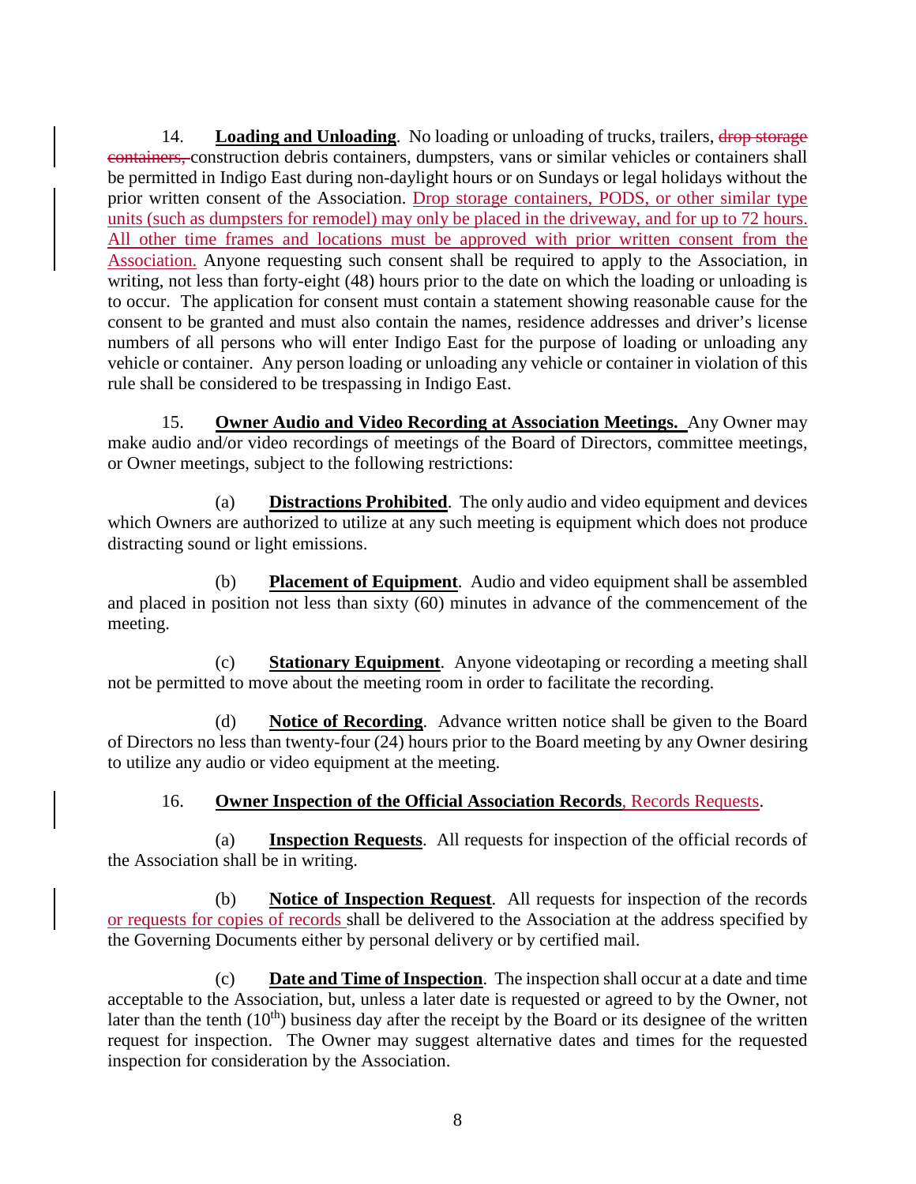14. **Loading and Unloading**. No loading or unloading of trucks, trailers, ~~drop storage containers,~~ construction debris containers, dumpsters, vans or similar vehicles or containers shall be permitted in Indigo East during non-daylight hours or on Sundays or legal holidays without the prior written consent of the Association. Drop storage containers, PODS, or other similar type units (such as dumpsters for remodel) may only be placed in the driveway, and for up to 72 hours. All other time frames and locations must be approved with prior written consent from the Association. Anyone requesting such consent shall be required to apply to the Association, in writing, not less than forty-eight (48) hours prior to the date on which the loading or unloading is to occur. The application for consent must contain a statement showing reasonable cause for the consent to be granted and must also contain the names, residence addresses and driver's license numbers of all persons who will enter Indigo East for the purpose of loading or unloading any vehicle or container. Any person loading or unloading any vehicle or container in violation of this rule shall be considered to be trespassing in Indigo East.

15. **Owner Audio and Video Recording at Association Meetings.** Any Owner may make audio and/or video recordings of meetings of the Board of Directors, committee meetings, or Owner meetings, subject to the following restrictions:

(a) **Distractions Prohibited**. The only audio and video equipment and devices which Owners are authorized to utilize at any such meeting is equipment which does not produce distracting sound or light emissions.

(b) **Placement of Equipment**. Audio and video equipment shall be assembled and placed in position not less than sixty (60) minutes in advance of the commencement of the meeting.

(c) **Stationary Equipment**. Anyone videotaping or recording a meeting shall not be permitted to move about the meeting room in order to facilitate the recording.

(d) **Notice of Recording**. Advance written notice shall be given to the Board of Directors no less than twenty-four (24) hours prior to the Board meeting by any Owner desiring to utilize any audio or video equipment at the meeting.

16. **Owner Inspection of the Official Association Records**, Records Requests.

(a) **Inspection Requests**. All requests for inspection of the official records of the Association shall be in writing.

(b) **Notice of Inspection Request**. All requests for inspection of the records or requests for copies of records shall be delivered to the Association at the address specified by the Governing Documents either by personal delivery or by certified mail.

(c) **Date and Time of Inspection**. The inspection shall occur at a date and time acceptable to the Association, but, unless a later date is requested or agreed to by the Owner, not later than the tenth (10th) business day after the receipt by the Board or its designee of the written request for inspection. The Owner may suggest alternative dates and times for the requested inspection for consideration by the Association.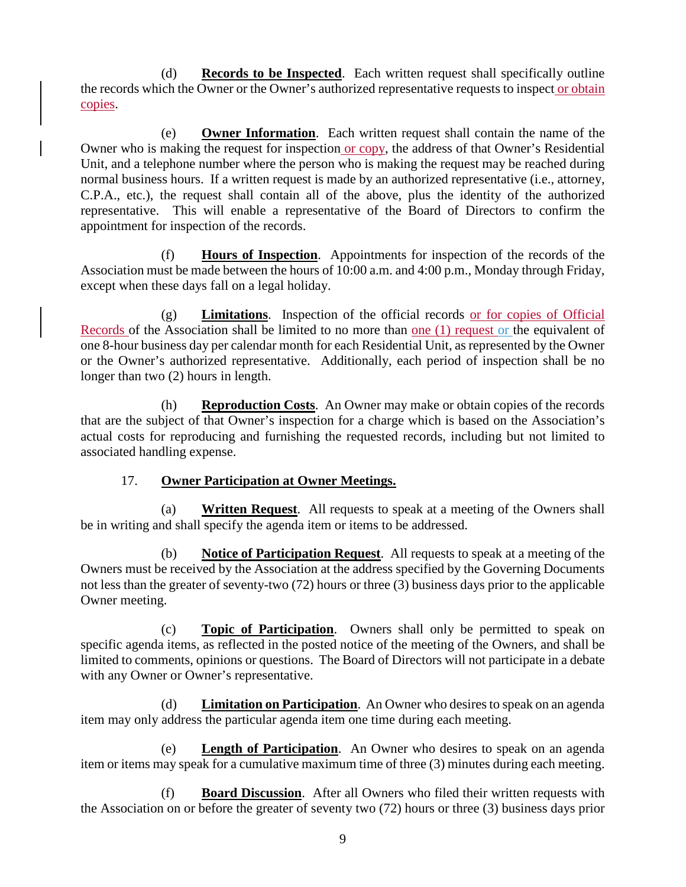(d) **Records to be Inspected**. Each written request shall specifically outline the records which the Owner or the Owner's authorized representative requests to inspect or obtain copies.

(e) **Owner Information**. Each written request shall contain the name of the Owner who is making the request for inspection or copy, the address of that Owner's Residential Unit, and a telephone number where the person who is making the request may be reached during normal business hours. If a written request is made by an authorized representative (i.e., attorney, C.P.A., etc.), the request shall contain all of the above, plus the identity of the authorized representative. This will enable a representative of the Board of Directors to confirm the appointment for inspection of the records.

(f) **Hours of Inspection**. Appointments for inspection of the records of the Association must be made between the hours of 10:00 a.m. and 4:00 p.m., Monday through Friday, except when these days fall on a legal holiday.

(g) **Limitations**. Inspection of the official records or for copies of Official Records of the Association shall be limited to no more than one (1) request or the equivalent of one 8-hour business day per calendar month for each Residential Unit, as represented by the Owner or the Owner's authorized representative. Additionally, each period of inspection shall be no longer than two (2) hours in length.

(h) **Reproduction Costs**. An Owner may make or obtain copies of the records that are the subject of that Owner's inspection for a charge which is based on the Association's actual costs for reproducing and furnishing the requested records, including but not limited to associated handling expense.

17. **Owner Participation at Owner Meetings.**

(a) **Written Request**. All requests to speak at a meeting of the Owners shall be in writing and shall specify the agenda item or items to be addressed.

(b) **Notice of Participation Request**. All requests to speak at a meeting of the Owners must be received by the Association at the address specified by the Governing Documents not less than the greater of seventy-two (72) hours or three (3) business days prior to the applicable Owner meeting.

(c) **Topic of Participation**. Owners shall only be permitted to speak on specific agenda items, as reflected in the posted notice of the meeting of the Owners, and shall be limited to comments, opinions or questions. The Board of Directors will not participate in a debate with any Owner or Owner's representative.

(d) **Limitation on Participation**. An Owner who desires to speak on an agenda item may only address the particular agenda item one time during each meeting.

(e) **Length of Participation**. An Owner who desires to speak on an agenda item or items may speak for a cumulative maximum time of three (3) minutes during each meeting.

(f) **Board Discussion**. After all Owners who filed their written requests with the Association on or before the greater of seventy two (72) hours or three (3) business days prior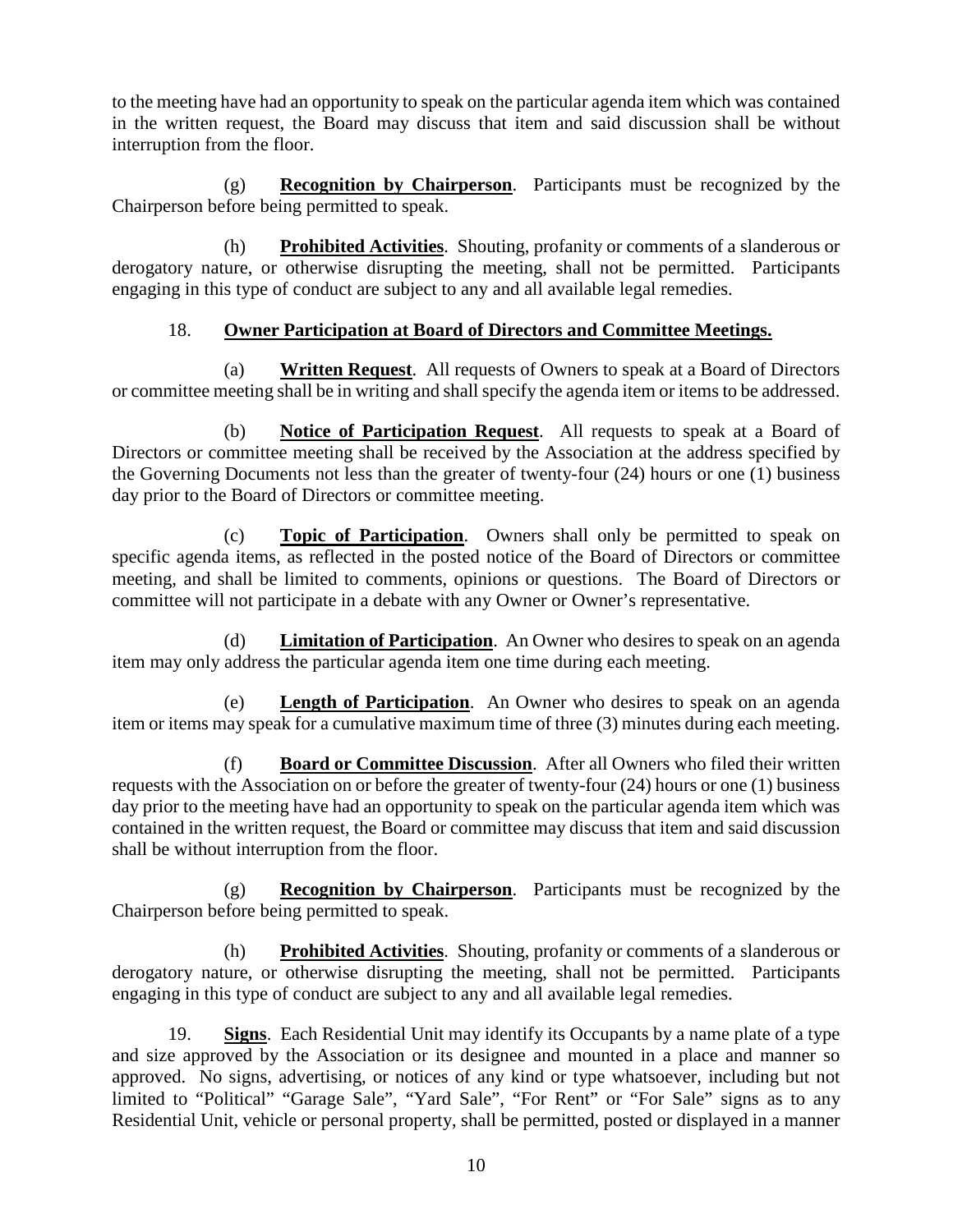to the meeting have had an opportunity to speak on the particular agenda item which was contained in the written request, the Board may discuss that item and said discussion shall be without interruption from the floor.

(g) **Recognition by Chairperson**. Participants must be recognized by the Chairperson before being permitted to speak.

(h) **Prohibited Activities**. Shouting, profanity or comments of a slanderous or derogatory nature, or otherwise disrupting the meeting, shall not be permitted. Participants engaging in this type of conduct are subject to any and all available legal remedies.

18. **Owner Participation at Board of Directors and Committee Meetings.**

(a) **Written Request**. All requests of Owners to speak at a Board of Directors or committee meeting shall be in writing and shall specify the agenda item or items to be addressed.

(b) **Notice of Participation Request**. All requests to speak at a Board of Directors or committee meeting shall be received by the Association at the address specified by the Governing Documents not less than the greater of twenty-four (24) hours or one (1) business day prior to the Board of Directors or committee meeting.

(c) **Topic of Participation**. Owners shall only be permitted to speak on specific agenda items, as reflected in the posted notice of the Board of Directors or committee meeting, and shall be limited to comments, opinions or questions. The Board of Directors or committee will not participate in a debate with any Owner or Owner's representative.

(d) **Limitation of Participation**. An Owner who desires to speak on an agenda item may only address the particular agenda item one time during each meeting.

(e) **Length of Participation**. An Owner who desires to speak on an agenda item or items may speak for a cumulative maximum time of three (3) minutes during each meeting.

(f) **Board or Committee Discussion**. After all Owners who filed their written requests with the Association on or before the greater of twenty-four (24) hours or one (1) business day prior to the meeting have had an opportunity to speak on the particular agenda item which was contained in the written request, the Board or committee may discuss that item and said discussion shall be without interruption from the floor.

(g) **Recognition by Chairperson**. Participants must be recognized by the Chairperson before being permitted to speak.

(h) **Prohibited Activities**. Shouting, profanity or comments of a slanderous or derogatory nature, or otherwise disrupting the meeting, shall not be permitted. Participants engaging in this type of conduct are subject to any and all available legal remedies.

19. **Signs**. Each Residential Unit may identify its Occupants by a name plate of a type and size approved by the Association or its designee and mounted in a place and manner so approved. No signs, advertising, or notices of any kind or type whatsoever, including but not limited to "Political" "Garage Sale", "Yard Sale", "For Rent" or "For Sale" signs as to any Residential Unit, vehicle or personal property, shall be permitted, posted or displayed in a manner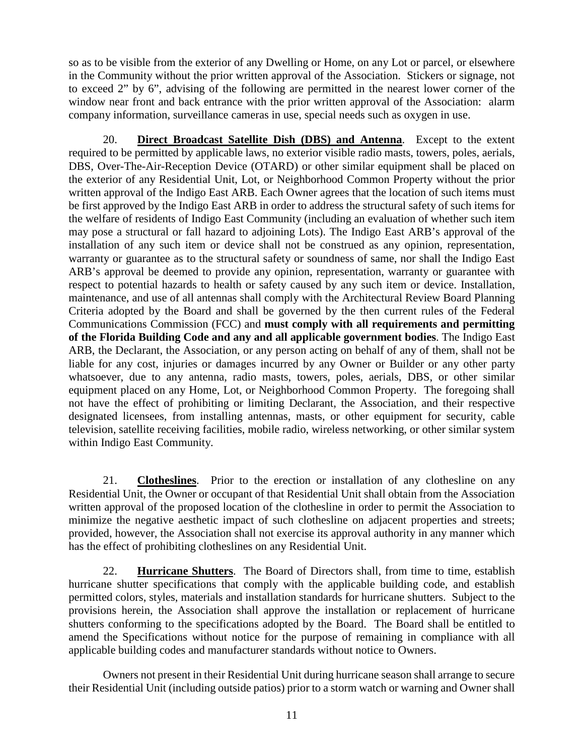so as to be visible from the exterior of any Dwelling or Home, on any Lot or parcel, or elsewhere in the Community without the prior written approval of the Association. Stickers or signage, not to exceed 2" by 6", advising of the following are permitted in the nearest lower corner of the window near front and back entrance with the prior written approval of the Association: alarm company information, surveillance cameras in use, special needs such as oxygen in use.

20. **Direct Broadcast Satellite Dish (DBS) and Antenna**. Except to the extent required to be permitted by applicable laws, no exterior visible radio masts, towers, poles, aerials, DBS, Over-The-Air-Reception Device (OTARD) or other similar equipment shall be placed on the exterior of any Residential Unit, Lot, or Neighborhood Common Property without the prior written approval of the Indigo East ARB. Each Owner agrees that the location of such items must be first approved by the Indigo East ARB in order to address the structural safety of such items for the welfare of residents of Indigo East Community (including an evaluation of whether such item may pose a structural or fall hazard to adjoining Lots). The Indigo East ARB's approval of the installation of any such item or device shall not be construed as any opinion, representation, warranty or guarantee as to the structural safety or soundness of same, nor shall the Indigo East ARB's approval be deemed to provide any opinion, representation, warranty or guarantee with respect to potential hazards to health or safety caused by any such item or device. Installation, maintenance, and use of all antennas shall comply with the Architectural Review Board Planning Criteria adopted by the Board and shall be governed by the then current rules of the Federal Communications Commission (FCC) and **must comply with all requirements and permitting of the Florida Building Code and any and all applicable government bodies**. The Indigo East ARB, the Declarant, the Association, or any person acting on behalf of any of them, shall not be liable for any cost, injuries or damages incurred by any Owner or Builder or any other party whatsoever, due to any antenna, radio masts, towers, poles, aerials, DBS, or other similar equipment placed on any Home, Lot, or Neighborhood Common Property. The foregoing shall not have the effect of prohibiting or limiting Declarant, the Association, and their respective designated licensees, from installing antennas, masts, or other equipment for security, cable television, satellite receiving facilities, mobile radio, wireless networking, or other similar system within Indigo East Community.

21. **Clotheslines**. Prior to the erection or installation of any clothesline on any Residential Unit, the Owner or occupant of that Residential Unit shall obtain from the Association written approval of the proposed location of the clothesline in order to permit the Association to minimize the negative aesthetic impact of such clothesline on adjacent properties and streets; provided, however, the Association shall not exercise its approval authority in any manner which has the effect of prohibiting clotheslines on any Residential Unit.

22. **Hurricane Shutters**. The Board of Directors shall, from time to time, establish hurricane shutter specifications that comply with the applicable building code, and establish permitted colors, styles, materials and installation standards for hurricane shutters. Subject to the provisions herein, the Association shall approve the installation or replacement of hurricane shutters conforming to the specifications adopted by the Board. The Board shall be entitled to amend the Specifications without notice for the purpose of remaining in compliance with all applicable building codes and manufacturer standards without notice to Owners.

Owners not present in their Residential Unit during hurricane season shall arrange to secure their Residential Unit (including outside patios) prior to a storm watch or warning and Owner shall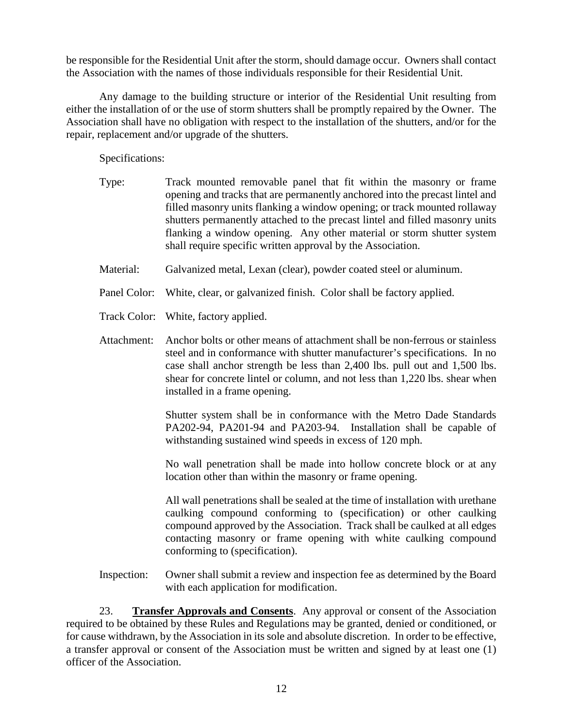be responsible for the Residential Unit after the storm, should damage occur. Owners shall contact the Association with the names of those individuals responsible for their Residential Unit.

Any damage to the building structure or interior of the Residential Unit resulting from either the installation of or the use of storm shutters shall be promptly repaired by the Owner. The Association shall have no obligation with respect to the installation of the shutters, and/or for the repair, replacement and/or upgrade of the shutters.

Specifications:

Type: Track mounted removable panel that fit within the masonry or frame opening and tracks that are permanently anchored into the precast lintel and filled masonry units flanking a window opening; or track mounted rollaway shutters permanently attached to the precast lintel and filled masonry units flanking a window opening. Any other material or storm shutter system shall require specific written approval by the Association.

Material: Galvanized metal, Lexan (clear), powder coated steel or aluminum.

Panel Color: White, clear, or galvanized finish. Color shall be factory applied.

Track Color: White, factory applied.

Attachment: Anchor bolts or other means of attachment shall be non-ferrous or stainless steel and in conformance with shutter manufacturer's specifications. In no case shall anchor strength be less than 2,400 lbs. pull out and 1,500 lbs. shear for concrete lintel or column, and not less than 1,220 lbs. shear when installed in a frame opening.

Shutter system shall be in conformance with the Metro Dade Standards PA202-94, PA201-94 and PA203-94. Installation shall be capable of withstanding sustained wind speeds in excess of 120 mph.

No wall penetration shall be made into hollow concrete block or at any location other than within the masonry or frame opening.

All wall penetrations shall be sealed at the time of installation with urethane caulking compound conforming to (specification) or other caulking compound approved by the Association. Track shall be caulked at all edges contacting masonry or frame opening with white caulking compound conforming to (specification).

Inspection: Owner shall submit a review and inspection fee as determined by the Board with each application for modification.

23. **Transfer Approvals and Consents**. Any approval or consent of the Association required to be obtained by these Rules and Regulations may be granted, denied or conditioned, or for cause withdrawn, by the Association in its sole and absolute discretion. In order to be effective, a transfer approval or consent of the Association must be written and signed by at least one (1) officer of the Association.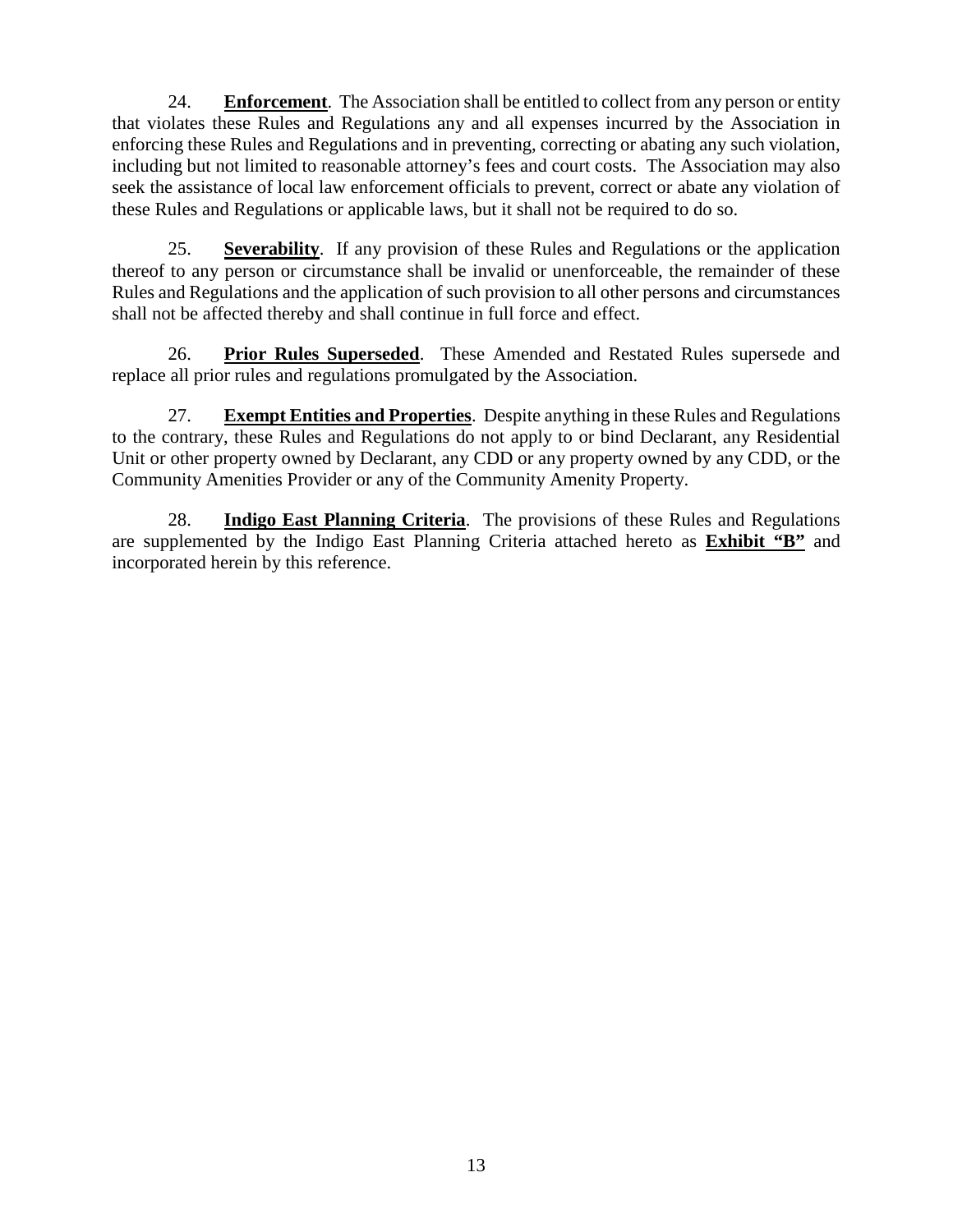24. **Enforcement**. The Association shall be entitled to collect from any person or entity that violates these Rules and Regulations any and all expenses incurred by the Association in enforcing these Rules and Regulations and in preventing, correcting or abating any such violation, including but not limited to reasonable attorney's fees and court costs. The Association may also seek the assistance of local law enforcement officials to prevent, correct or abate any violation of these Rules and Regulations or applicable laws, but it shall not be required to do so.

25. **Severability**. If any provision of these Rules and Regulations or the application thereof to any person or circumstance shall be invalid or unenforceable, the remainder of these Rules and Regulations and the application of such provision to all other persons and circumstances shall not be affected thereby and shall continue in full force and effect.

26. **Prior Rules Superseded**. These Amended and Restated Rules supersede and replace all prior rules and regulations promulgated by the Association.

27. **Exempt Entities and Properties**. Despite anything in these Rules and Regulations to the contrary, these Rules and Regulations do not apply to or bind Declarant, any Residential Unit or other property owned by Declarant, any CDD or any property owned by any CDD, or the Community Amenities Provider or any of the Community Amenity Property.

28. **Indigo East Planning Criteria**. The provisions of these Rules and Regulations are supplemented by the Indigo East Planning Criteria attached hereto as **Exhibit "B"** and incorporated herein by this reference.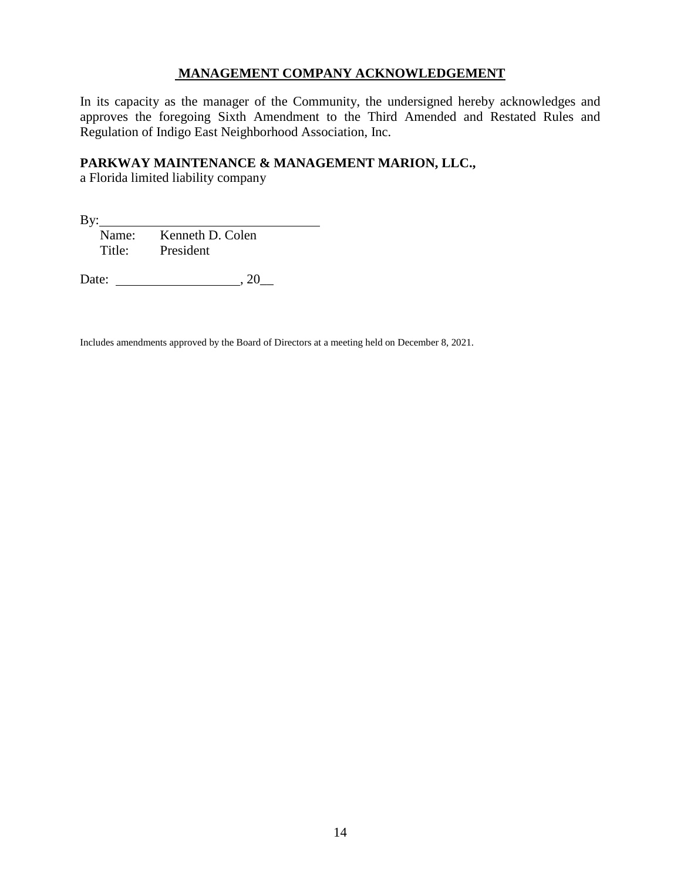## MANAGEMENT COMPANY ACKNOWLEDGEMENT

In its capacity as the manager of the Community, the undersigned hereby acknowledges and approves the foregoing Sixth Amendment to the Third Amended and Restated Rules and Regulation of Indigo East Neighborhood Association, Inc.

**PARKWAY MAINTENANCE & MANAGEMENT MARION, LLC.,**
a Florida limited liability company

By:\_\_\_\_\_\_\_\_\_\_\_\_\_\_\_\_\_\_\_\_\_\_\_\_\_\_\_\_\_\_\_\_
Name: Kenneth D. Colen
Title: President

Date: \_\_\_\_\_\_\_\_\_\_\_\_\_\_\_\_\_\_, 20\_\_

Includes amendments approved by the Board of Directors at a meeting held on December 8, 2021.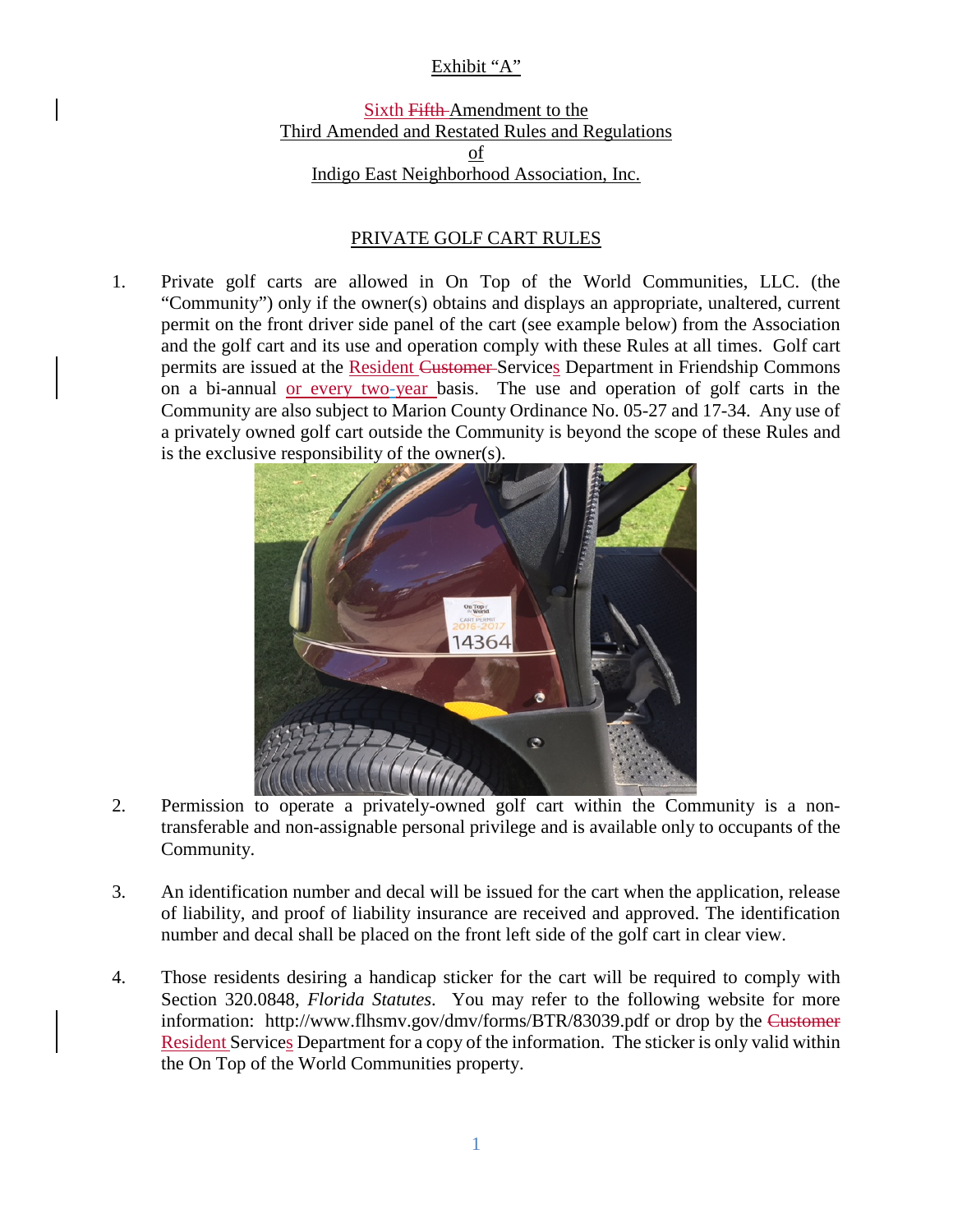Exhibit "A"

Sixth ~~Fifth~~ Amendment to the
Third Amended and Restated Rules and Regulations
of
Indigo East Neighborhood Association, Inc.

PRIVATE GOLF CART RULES

1. Private golf carts are allowed in On Top of the World Communities, LLC. (the "Community") only if the owner(s) obtains and displays an appropriate, unaltered, current permit on the front driver side panel of the cart (see example below) from the Association and the golf cart and its use and operation comply with these Rules at all times. Golf cart permits are issued at the Resident ~~Customer~~ Services Department in Friendship Commons on a bi-annual or every two-year basis. The use and operation of golf carts in the Community are also subject to Marion County Ordinance No. 05-27 and 17-34. Any use of a privately owned golf cart outside the Community is beyond the scope of these Rules and is the exclusive responsibility of the owner(s).

2. Permission to operate a privately-owned golf cart within the Community is a non-transferable and non-assignable personal privilege and is available only to occupants of the Community.

3. An identification number and decal will be issued for the cart when the application, release of liability, and proof of liability insurance are received and approved. The identification number and decal shall be placed on the front left side of the golf cart in clear view.

4. Those residents desiring a handicap sticker for the cart will be required to comply with Section 320.0848, *Florida Statutes*. You may refer to the following website for more information: http://www.flhsmv.gov/dmv/forms/BTR/83039.pdf or drop by the ~~Customer~~ Resident Services Department for a copy of the information. The sticker is only valid within the On Top of the World Communities property.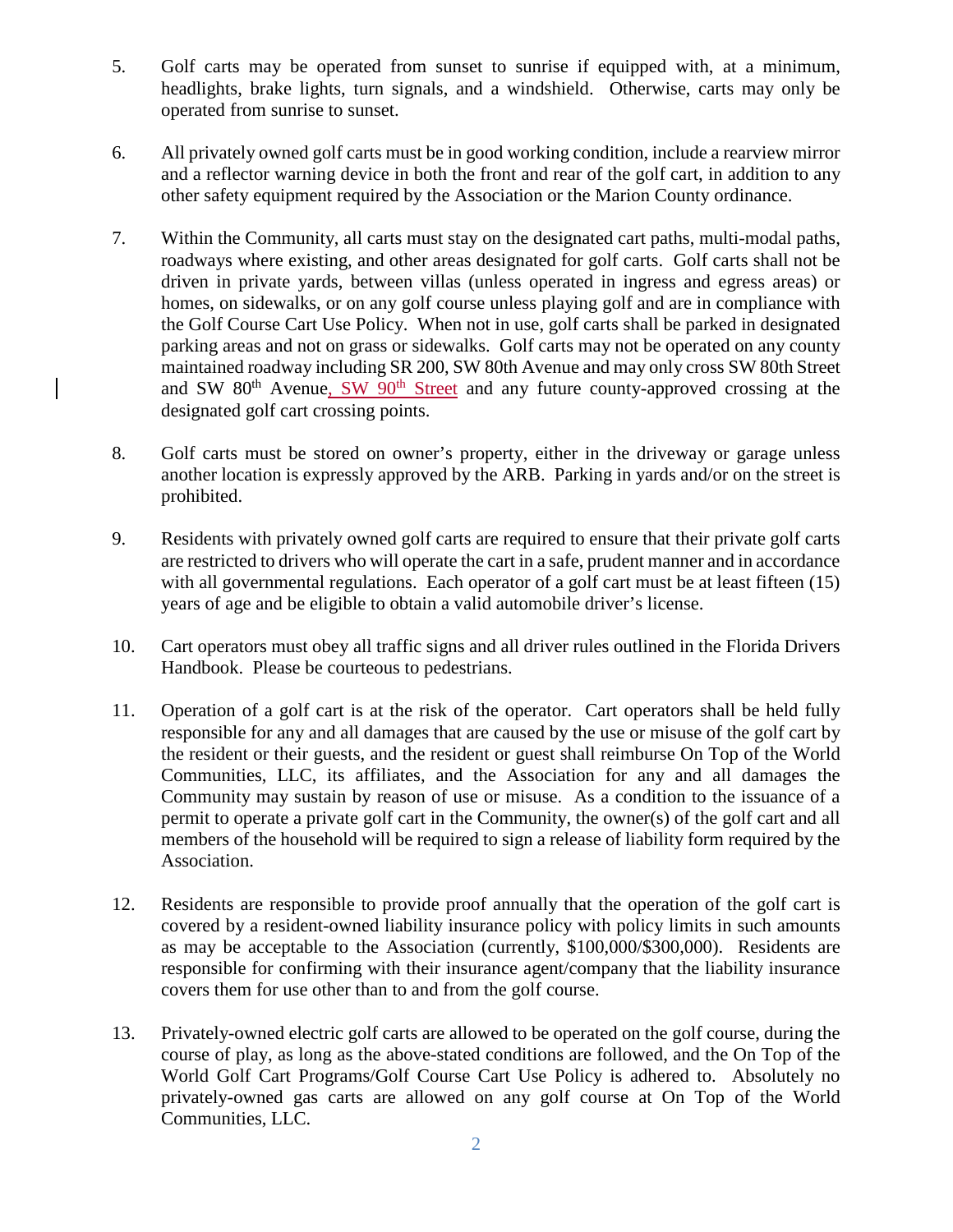5. Golf carts may be operated from sunset to sunrise if equipped with, at a minimum, headlights, brake lights, turn signals, and a windshield. Otherwise, carts may only be operated from sunrise to sunset.

6. All privately owned golf carts must be in good working condition, include a rearview mirror and a reflector warning device in both the front and rear of the golf cart, in addition to any other safety equipment required by the Association or the Marion County ordinance.

7. Within the Community, all carts must stay on the designated cart paths, multi-modal paths, roadways where existing, and other areas designated for golf carts. Golf carts shall not be driven in private yards, between villas (unless operated in ingress and egress areas) or homes, on sidewalks, or on any golf course unless playing golf and are in compliance with the Golf Course Cart Use Policy. When not in use, golf carts shall be parked in designated parking areas and not on grass or sidewalks. Golf carts may not be operated on any county maintained roadway including SR 200, SW 80th Avenue and may only cross SW 80th Street and SW 80th Avenue, SW 90th Street and any future county-approved crossing at the designated golf cart crossing points.

8. Golf carts must be stored on owner's property, either in the driveway or garage unless another location is expressly approved by the ARB. Parking in yards and/or on the street is prohibited.

9. Residents with privately owned golf carts are required to ensure that their private golf carts are restricted to drivers who will operate the cart in a safe, prudent manner and in accordance with all governmental regulations. Each operator of a golf cart must be at least fifteen (15) years of age and be eligible to obtain a valid automobile driver's license.

10. Cart operators must obey all traffic signs and all driver rules outlined in the Florida Drivers Handbook. Please be courteous to pedestrians.

11. Operation of a golf cart is at the risk of the operator. Cart operators shall be held fully responsible for any and all damages that are caused by the use or misuse of the golf cart by the resident or their guests, and the resident or guest shall reimburse On Top of the World Communities, LLC, its affiliates, and the Association for any and all damages the Community may sustain by reason of use or misuse. As a condition to the issuance of a permit to operate a private golf cart in the Community, the owner(s) of the golf cart and all members of the household will be required to sign a release of liability form required by the Association.

12. Residents are responsible to provide proof annually that the operation of the golf cart is covered by a resident-owned liability insurance policy with policy limits in such amounts as may be acceptable to the Association (currently, $100,000/$300,000). Residents are responsible for confirming with their insurance agent/company that the liability insurance covers them for use other than to and from the golf course.

13. Privately-owned electric golf carts are allowed to be operated on the golf course, during the course of play, as long as the above-stated conditions are followed, and the On Top of the World Golf Cart Programs/Golf Course Cart Use Policy is adhered to. Absolutely no privately-owned gas carts are allowed on any golf course at On Top of the World Communities, LLC.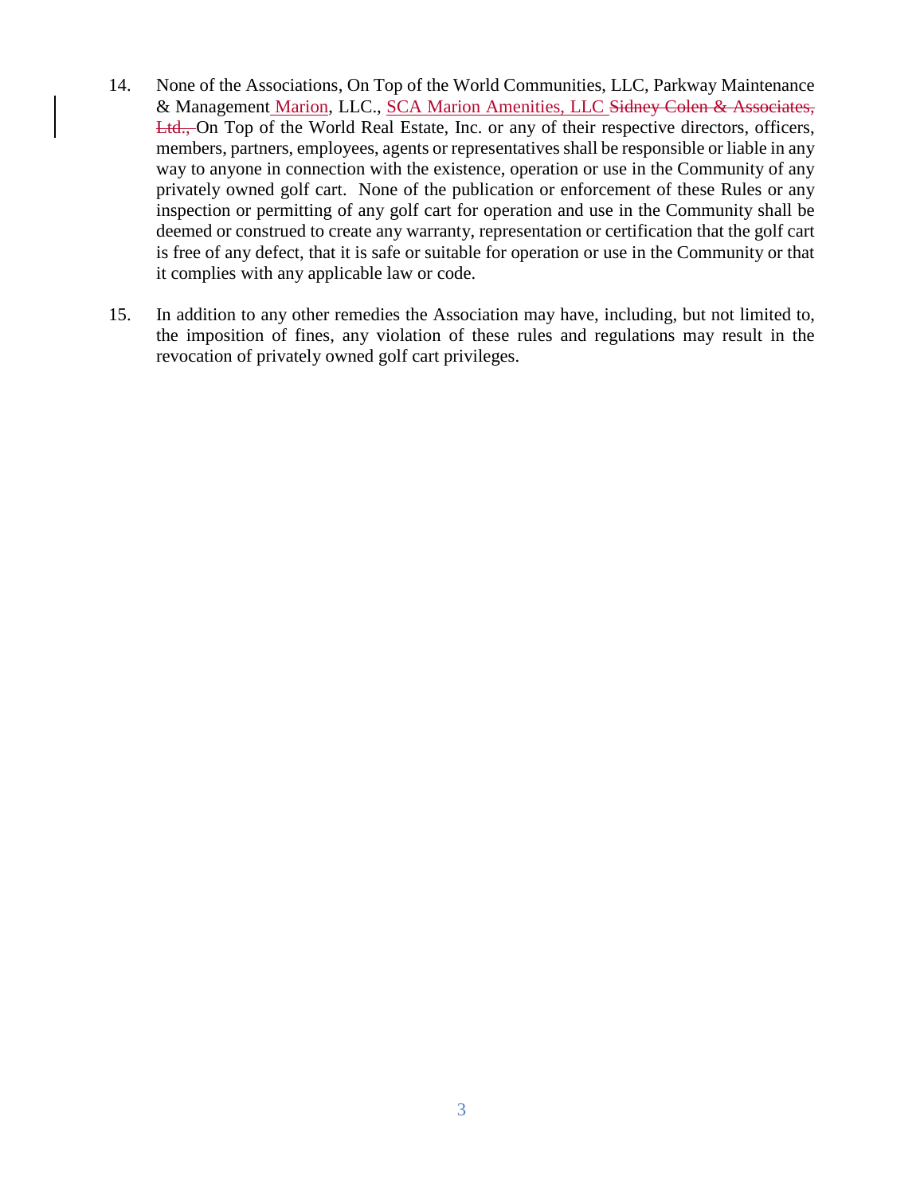14. None of the Associations, On Top of the World Communities, LLC, Parkway Maintenance & Management Marion, LLC., SCA Marion Amenities, LLC ~~Sidney Colen & Associates, Ltd.,~~ On Top of the World Real Estate, Inc. or any of their respective directors, officers, members, partners, employees, agents or representatives shall be responsible or liable in any way to anyone in connection with the existence, operation or use in the Community of any privately owned golf cart. None of the publication or enforcement of these Rules or any inspection or permitting of any golf cart for operation and use in the Community shall be deemed or construed to create any warranty, representation or certification that the golf cart is free of any defect, that it is safe or suitable for operation or use in the Community or that it complies with any applicable law or code.

15. In addition to any other remedies the Association may have, including, but not limited to, the imposition of fines, any violation of these rules and regulations may result in the revocation of privately owned golf cart privileges.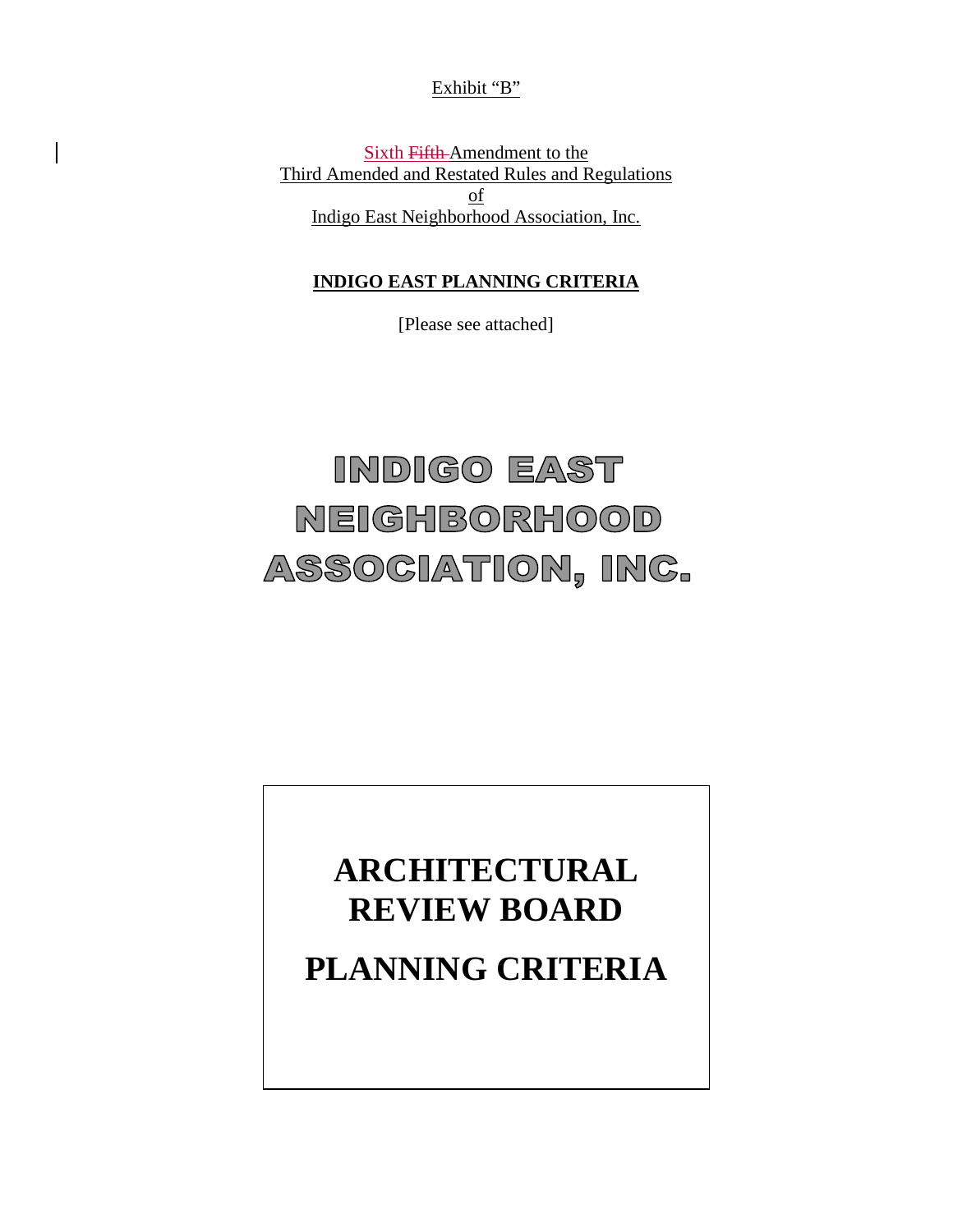Exhibit "B"

Sixth ~~Fifth~~ Amendment to the
Third Amended and Restated Rules and Regulations
of
Indigo East Neighborhood Association, Inc.

**INDIGO EAST PLANNING CRITERIA**

[Please see attached]

# INDIGO EAST NEIGHBORHOOD ASSOCIATION, INC.

# ARCHITECTURAL REVIEW BOARD

# PLANNING CRITERIA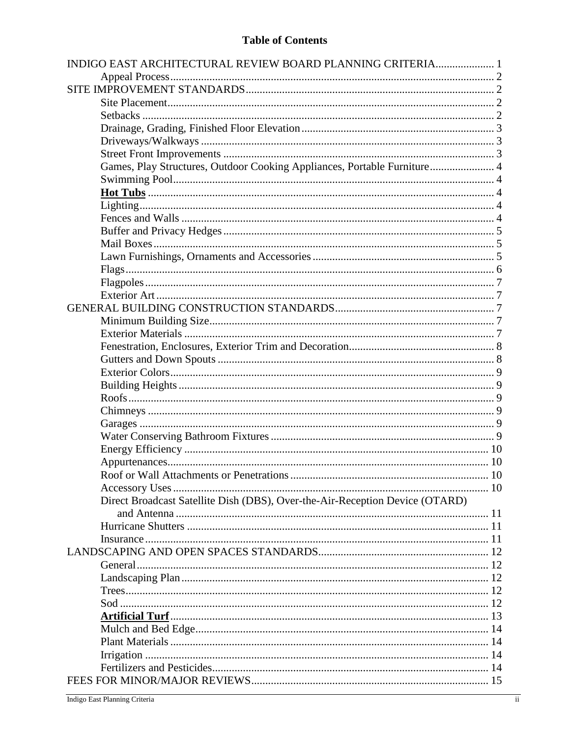# Table of Contents

INDIGO EAST ARCHITECTURAL REVIEW BOARD PLANNING CRITERIA .................... 1
- Appeal Process .................... 2

SITE IMPROVEMENT STANDARDS .................... 2
- Site Placement .................... 2
- Setbacks .................... 2
- Drainage, Grading, Finished Floor Elevation .................... 3
- Driveways/Walkways .................... 3
- Street Front Improvements .................... 3
- Games, Play Structures, Outdoor Cooking Appliances, Portable Furniture .................... 4
- Swimming Pool .................... 4
- **Hot Tubs** .................... 4
- Lighting .................... 4
- Fences and Walls .................... 4
- Buffer and Privacy Hedges .................... 5
- Mail Boxes .................... 5
- Lawn Furnishings, Ornaments and Accessories .................... 5
- Flags .................... 6
- Flagpoles .................... 7
- Exterior Art .................... 7

GENERAL BUILDING CONSTRUCTION STANDARDS .................... 7
- Minimum Building Size .................... 7
- Exterior Materials .................... 7
- Fenestration, Enclosures, Exterior Trim and Decoration .................... 8
- Gutters and Down Spouts .................... 8
- Exterior Colors .................... 9
- Building Heights .................... 9
- Roofs .................... 9
- Chimneys .................... 9
- Garages .................... 9
- Water Conserving Bathroom Fixtures .................... 9
- Energy Efficiency .................... 10
- Appurtenances .................... 10
- Roof or Wall Attachments or Penetrations .................... 10
- Accessory Uses .................... 10
- Direct Broadcast Satellite Dish (DBS), Over-the-Air-Reception Device (OTARD) and Antenna .................... 11
- Hurricane Shutters .................... 11
- Insurance .................... 11

LANDSCAPING AND OPEN SPACES STANDARDS .................... 12
- General .................... 12
- Landscaping Plan .................... 12
- Trees .................... 12
- Sod .................... 12
- **Artificial Turf** .................... 13
- Mulch and Bed Edge .................... 14
- Plant Materials .................... 14
- Irrigation .................... 14
- Fertilizers and Pesticides .................... 14

FEES FOR MINOR/MAJOR REVIEWS .................... 15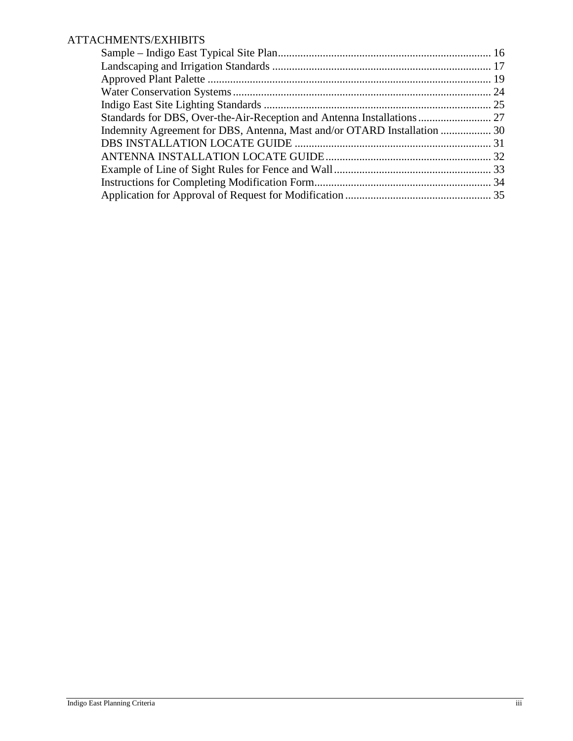ATTACHMENTS/EXHIBITS

- Sample – Indigo East Typical Site Plan ............ 16
- Landscaping and Irrigation Standards ............ 17
- Approved Plant Palette ............ 19
- Water Conservation Systems ............ 24
- Indigo East Site Lighting Standards ............ 25
- Standards for DBS, Over-the-Air-Reception and Antenna Installations ............ 27
- Indemnity Agreement for DBS, Antenna, Mast and/or OTARD Installation ............ 30
- DBS INSTALLATION LOCATE GUIDE ............ 31
- ANTENNA INSTALLATION LOCATE GUIDE ............ 32
- Example of Line of Sight Rules for Fence and Wall ............ 33
- Instructions for Completing Modification Form ............ 34
- Application for Approval of Request for Modification ............ 35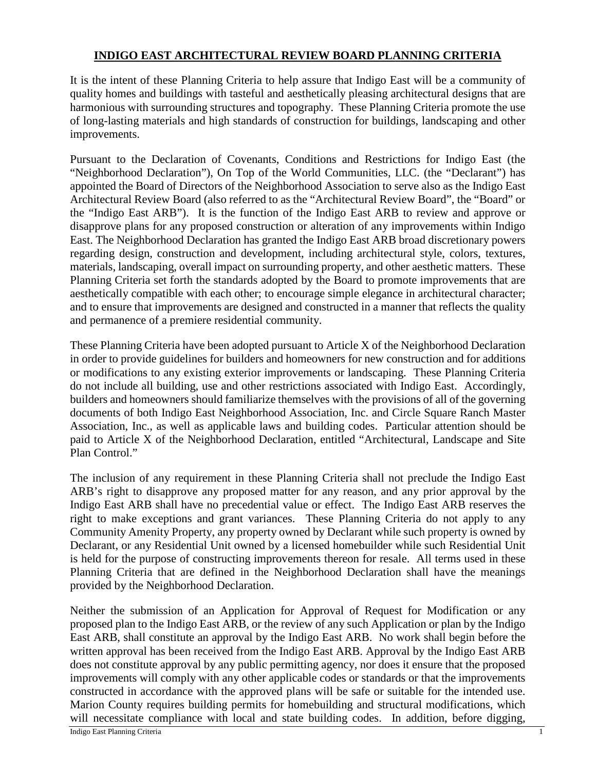# INDIGO EAST ARCHITECTURAL REVIEW BOARD PLANNING CRITERIA

It is the intent of these Planning Criteria to help assure that Indigo East will be a community of quality homes and buildings with tasteful and aesthetically pleasing architectural designs that are harmonious with surrounding structures and topography. These Planning Criteria promote the use of long-lasting materials and high standards of construction for buildings, landscaping and other improvements.

Pursuant to the Declaration of Covenants, Conditions and Restrictions for Indigo East (the "Neighborhood Declaration"), On Top of the World Communities, LLC. (the "Declarant") has appointed the Board of Directors of the Neighborhood Association to serve also as the Indigo East Architectural Review Board (also referred to as the "Architectural Review Board", the "Board" or the "Indigo East ARB"). It is the function of the Indigo East ARB to review and approve or disapprove plans for any proposed construction or alteration of any improvements within Indigo East. The Neighborhood Declaration has granted the Indigo East ARB broad discretionary powers regarding design, construction and development, including architectural style, colors, textures, materials, landscaping, overall impact on surrounding property, and other aesthetic matters. These Planning Criteria set forth the standards adopted by the Board to promote improvements that are aesthetically compatible with each other; to encourage simple elegance in architectural character; and to ensure that improvements are designed and constructed in a manner that reflects the quality and permanence of a premiere residential community.

These Planning Criteria have been adopted pursuant to Article X of the Neighborhood Declaration in order to provide guidelines for builders and homeowners for new construction and for additions or modifications to any existing exterior improvements or landscaping. These Planning Criteria do not include all building, use and other restrictions associated with Indigo East. Accordingly, builders and homeowners should familiarize themselves with the provisions of all of the governing documents of both Indigo East Neighborhood Association, Inc. and Circle Square Ranch Master Association, Inc., as well as applicable laws and building codes. Particular attention should be paid to Article X of the Neighborhood Declaration, entitled "Architectural, Landscape and Site Plan Control."

The inclusion of any requirement in these Planning Criteria shall not preclude the Indigo East ARB's right to disapprove any proposed matter for any reason, and any prior approval by the Indigo East ARB shall have no precedential value or effect. The Indigo East ARB reserves the right to make exceptions and grant variances. These Planning Criteria do not apply to any Community Amenity Property, any property owned by Declarant while such property is owned by Declarant, or any Residential Unit owned by a licensed homebuilder while such Residential Unit is held for the purpose of constructing improvements thereon for resale. All terms used in these Planning Criteria that are defined in the Neighborhood Declaration shall have the meanings provided by the Neighborhood Declaration.

Neither the submission of an Application for Approval of Request for Modification or any proposed plan to the Indigo East ARB, or the review of any such Application or plan by the Indigo East ARB, shall constitute an approval by the Indigo East ARB. No work shall begin before the written approval has been received from the Indigo East ARB. Approval by the Indigo East ARB does not constitute approval by any public permitting agency, nor does it ensure that the proposed improvements will comply with any other applicable codes or standards or that the improvements constructed in accordance with the approved plans will be safe or suitable for the intended use. Marion County requires building permits for homebuilding and structural modifications, which will necessitate compliance with local and state building codes. In addition, before digging,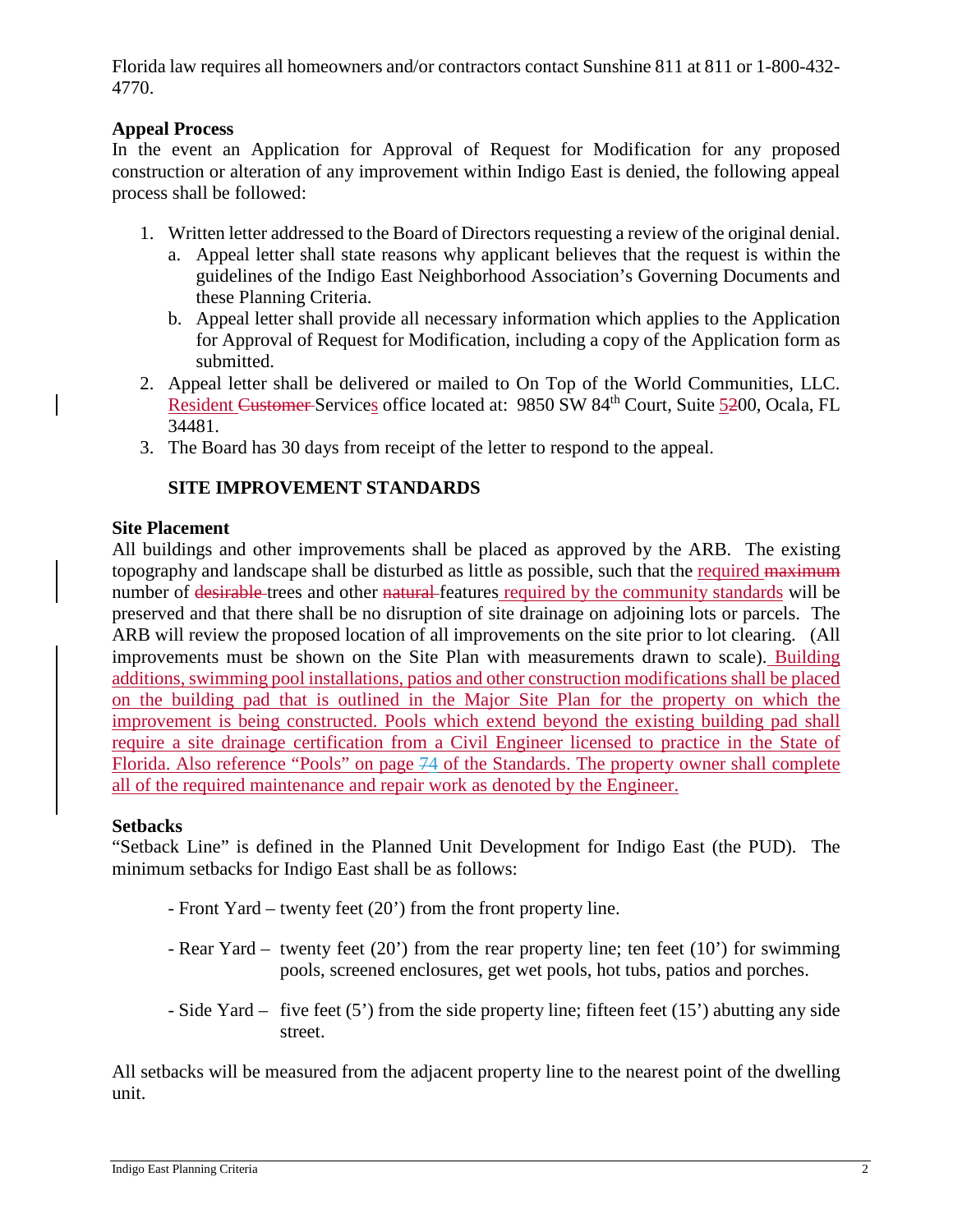Florida law requires all homeowners and/or contractors contact Sunshine 811 at 811 or 1-800-432-4770.

**Appeal Process**

In the event an Application for Approval of Request for Modification for any proposed construction or alteration of any improvement within Indigo East is denied, the following appeal process shall be followed:

1. Written letter addressed to the Board of Directors requesting a review of the original denial.
   a. Appeal letter shall state reasons why applicant believes that the request is within the guidelines of the Indigo East Neighborhood Association's Governing Documents and these Planning Criteria.
   b. Appeal letter shall provide all necessary information which applies to the Application for Approval of Request for Modification, including a copy of the Application form as submitted.
2. Appeal letter shall be delivered or mailed to On Top of the World Communities, LLC. Resident ~~Customer~~ Services office located at: 9850 SW 84th Court, Suite 5~~2~~00, Ocala, FL 34481.
3. The Board has 30 days from receipt of the letter to respond to the appeal.

**SITE IMPROVEMENT STANDARDS**

**Site Placement**

All buildings and other improvements shall be placed as approved by the ARB. The existing topography and landscape shall be disturbed as little as possible, such that the required ~~maximum~~ number of ~~desirable~~ trees and other ~~natural~~ features required by the community standards will be preserved and that there shall be no disruption of site drainage on adjoining lots or parcels. The ARB will review the proposed location of all improvements on the site prior to lot clearing. (All improvements must be shown on the Site Plan with measurements drawn to scale). Building additions, swimming pool installations, patios and other construction modifications shall be placed on the building pad that is outlined in the Major Site Plan for the property on which the improvement is being constructed. Pools which extend beyond the existing building pad shall require a site drainage certification from a Civil Engineer licensed to practice in the State of Florida. Also reference "Pools" on page ~~7~~4 of the Standards. The property owner shall complete all of the required maintenance and repair work as denoted by the Engineer.

**Setbacks**

"Setback Line" is defined in the Planned Unit Development for Indigo East (the PUD). The minimum setbacks for Indigo East shall be as follows:

- Front Yard – twenty feet (20') from the front property line.
- Rear Yard – twenty feet (20') from the rear property line; ten feet (10') for swimming pools, screened enclosures, get wet pools, hot tubs, patios and porches.
- Side Yard – five feet (5') from the side property line; fifteen feet (15') abutting any side street.

All setbacks will be measured from the adjacent property line to the nearest point of the dwelling unit.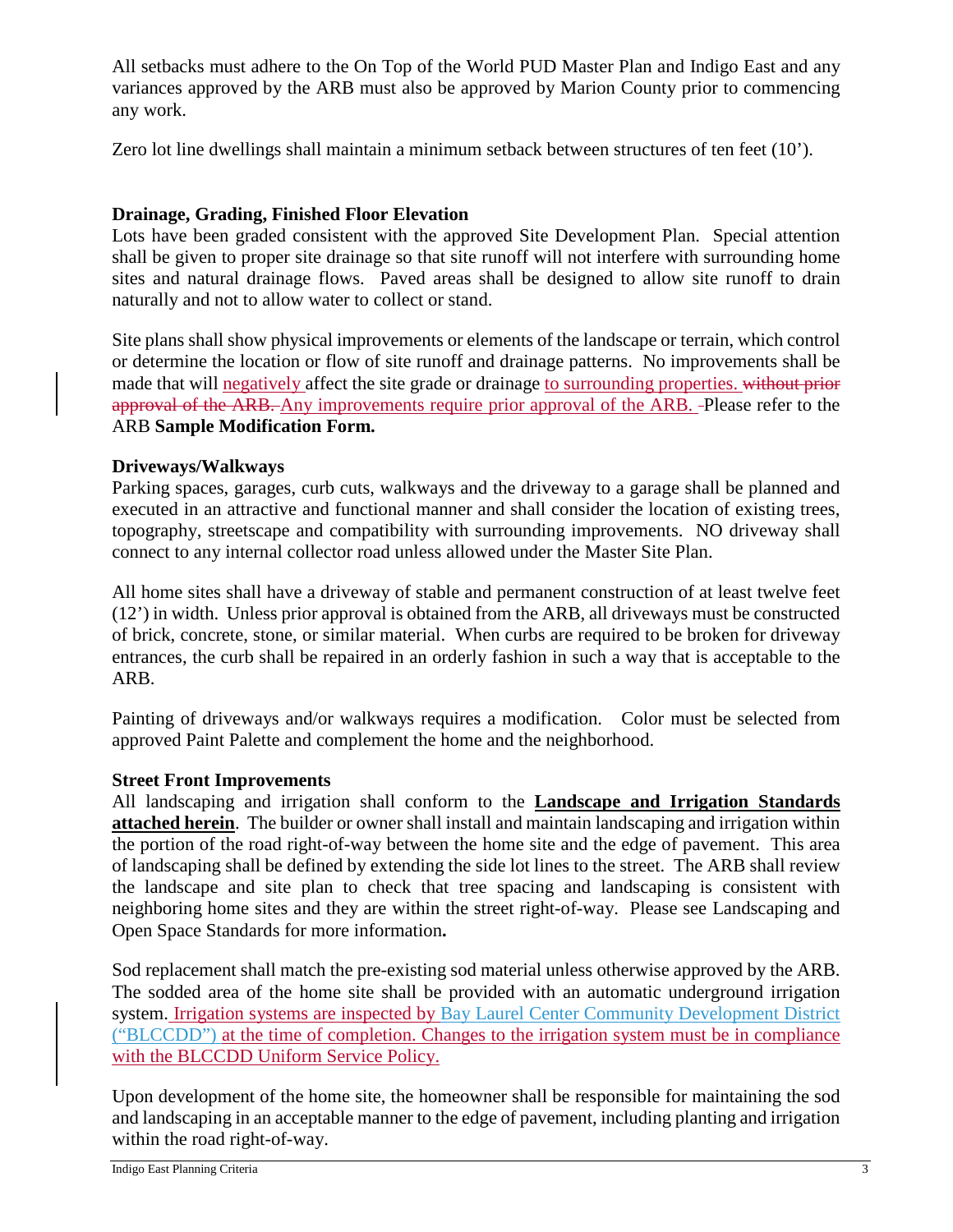All setbacks must adhere to the On Top of the World PUD Master Plan and Indigo East and any variances approved by the ARB must also be approved by Marion County prior to commencing any work.

Zero lot line dwellings shall maintain a minimum setback between structures of ten feet (10').

### Drainage, Grading, Finished Floor Elevation

Lots have been graded consistent with the approved Site Development Plan. Special attention shall be given to proper site drainage so that site runoff will not interfere with surrounding home sites and natural drainage flows. Paved areas shall be designed to allow site runoff to drain naturally and not to allow water to collect or stand.

Site plans shall show physical improvements or elements of the landscape or terrain, which control or determine the location or flow of site runoff and drainage patterns. No improvements shall be made that will negatively affect the site grade or drainage to surrounding properties. ~~without prior approval of the ARB.~~ Any improvements require prior approval of the ARB. Please refer to the ARB **Sample Modification Form.**

### Driveways/Walkways

Parking spaces, garages, curb cuts, walkways and the driveway to a garage shall be planned and executed in an attractive and functional manner and shall consider the location of existing trees, topography, streetscape and compatibility with surrounding improvements. NO driveway shall connect to any internal collector road unless allowed under the Master Site Plan.

All home sites shall have a driveway of stable and permanent construction of at least twelve feet (12') in width. Unless prior approval is obtained from the ARB, all driveways must be constructed of brick, concrete, stone, or similar material. When curbs are required to be broken for driveway entrances, the curb shall be repaired in an orderly fashion in such a way that is acceptable to the ARB.

Painting of driveways and/or walkways requires a modification. Color must be selected from approved Paint Palette and complement the home and the neighborhood.

### Street Front Improvements

All landscaping and irrigation shall conform to the **Landscape and Irrigation Standards attached herein**. The builder or owner shall install and maintain landscaping and irrigation within the portion of the road right-of-way between the home site and the edge of pavement. This area of landscaping shall be defined by extending the side lot lines to the street. The ARB shall review the landscape and site plan to check that tree spacing and landscaping is consistent with neighboring home sites and they are within the street right-of-way. Please see Landscaping and Open Space Standards for more information**.**

Sod replacement shall match the pre-existing sod material unless otherwise approved by the ARB. The sodded area of the home site shall be provided with an automatic underground irrigation system. Irrigation systems are inspected by Bay Laurel Center Community Development District ("BLCCDD") at the time of completion. Changes to the irrigation system must be in compliance with the BLCCDD Uniform Service Policy.

Upon development of the home site, the homeowner shall be responsible for maintaining the sod and landscaping in an acceptable manner to the edge of pavement, including planting and irrigation within the road right-of-way.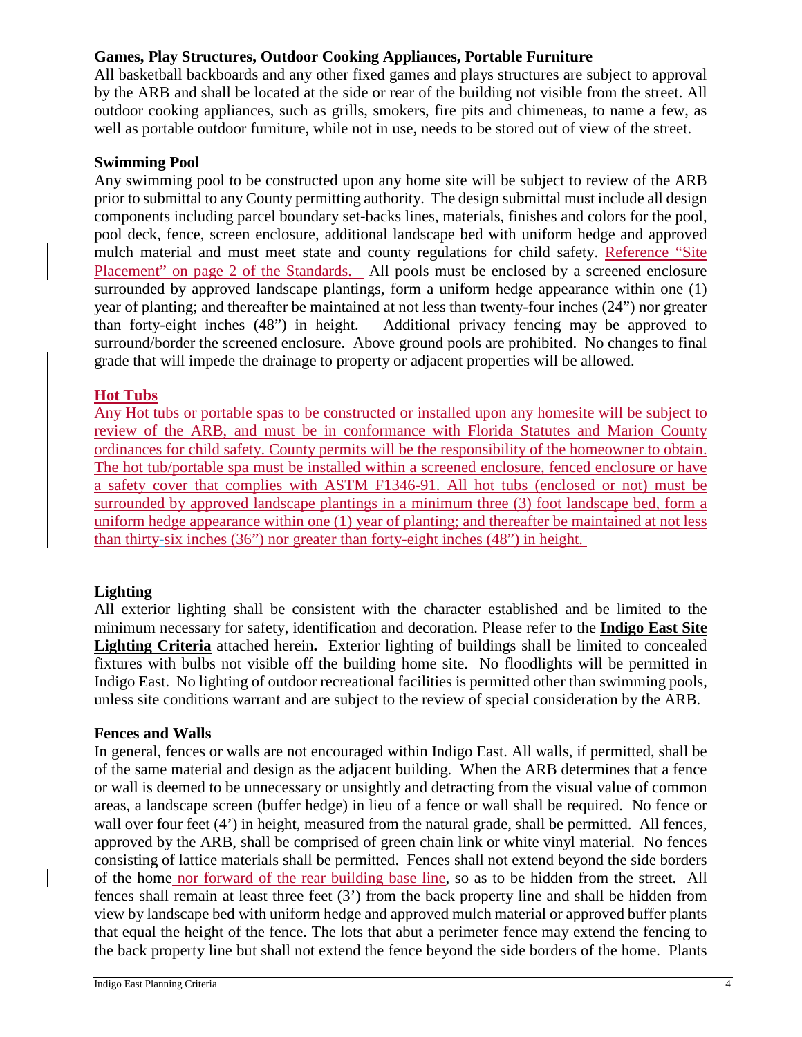**Games, Play Structures, Outdoor Cooking Appliances, Portable Furniture**

All basketball backboards and any other fixed games and plays structures are subject to approval by the ARB and shall be located at the side or rear of the building not visible from the street. All outdoor cooking appliances, such as grills, smokers, fire pits and chimeneas, to name a few, as well as portable outdoor furniture, while not in use, needs to be stored out of view of the street.

**Swimming Pool**

Any swimming pool to be constructed upon any home site will be subject to review of the ARB prior to submittal to any County permitting authority. The design submittal must include all design components including parcel boundary set-backs lines, materials, finishes and colors for the pool, pool deck, fence, screen enclosure, additional landscape bed with uniform hedge and approved mulch material and must meet state and county regulations for child safety. Reference "Site Placement" on page 2 of the Standards. All pools must be enclosed by a screened enclosure surrounded by approved landscape plantings, form a uniform hedge appearance within one (1) year of planting; and thereafter be maintained at not less than twenty-four inches (24") nor greater than forty-eight inches (48") in height. Additional privacy fencing may be approved to surround/border the screened enclosure. Above ground pools are prohibited. No changes to final grade that will impede the drainage to property or adjacent properties will be allowed.

**Hot Tubs**

Any Hot tubs or portable spas to be constructed or installed upon any homesite will be subject to review of the ARB, and must be in conformance with Florida Statutes and Marion County ordinances for child safety. County permits will be the responsibility of the homeowner to obtain. The hot tub/portable spa must be installed within a screened enclosure, fenced enclosure or have a safety cover that complies with ASTM F1346-91. All hot tubs (enclosed or not) must be surrounded by approved landscape plantings in a minimum three (3) foot landscape bed, form a uniform hedge appearance within one (1) year of planting; and thereafter be maintained at not less than thirty-six inches (36") nor greater than forty-eight inches (48") in height.

**Lighting**

All exterior lighting shall be consistent with the character established and be limited to the minimum necessary for safety, identification and decoration. Please refer to the **Indigo East Site Lighting Criteria** attached herein**.** Exterior lighting of buildings shall be limited to concealed fixtures with bulbs not visible off the building home site. No floodlights will be permitted in Indigo East. No lighting of outdoor recreational facilities is permitted other than swimming pools, unless site conditions warrant and are subject to the review of special consideration by the ARB.

**Fences and Walls**

In general, fences or walls are not encouraged within Indigo East. All walls, if permitted, shall be of the same material and design as the adjacent building. When the ARB determines that a fence or wall is deemed to be unnecessary or unsightly and detracting from the visual value of common areas, a landscape screen (buffer hedge) in lieu of a fence or wall shall be required. No fence or wall over four feet (4') in height, measured from the natural grade, shall be permitted. All fences, approved by the ARB, shall be comprised of green chain link or white vinyl material. No fences consisting of lattice materials shall be permitted. Fences shall not extend beyond the side borders of the home nor forward of the rear building base line, so as to be hidden from the street. All fences shall remain at least three feet (3') from the back property line and shall be hidden from view by landscape bed with uniform hedge and approved mulch material or approved buffer plants that equal the height of the fence. The lots that abut a perimeter fence may extend the fencing to the back property line but shall not extend the fence beyond the side borders of the home. Plants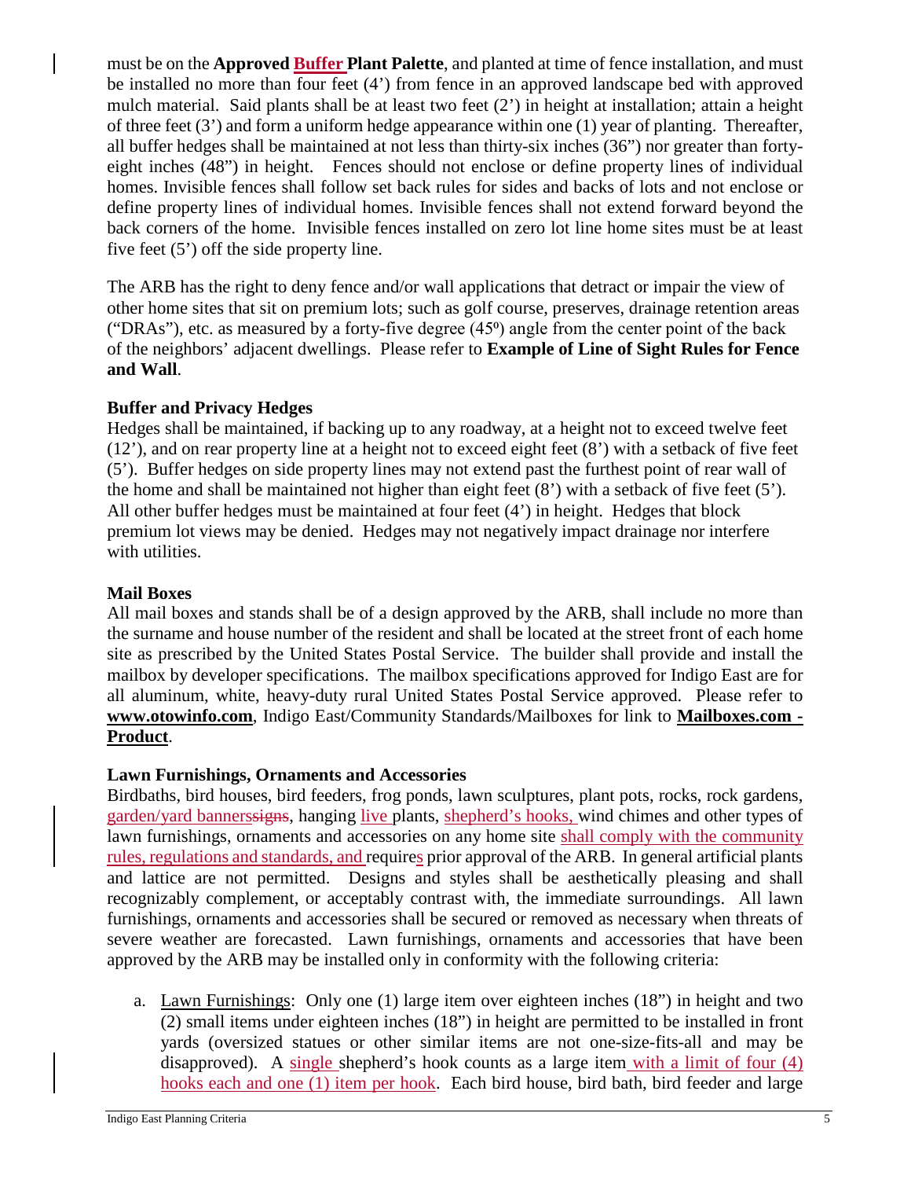must be on the **Approved Buffer Plant Palette**, and planted at time of fence installation, and must be installed no more than four feet (4') from fence in an approved landscape bed with approved mulch material. Said plants shall be at least two feet (2') in height at installation; attain a height of three feet (3') and form a uniform hedge appearance within one (1) year of planting. Thereafter, all buffer hedges shall be maintained at not less than thirty-six inches (36") nor greater than forty-eight inches (48") in height. Fences should not enclose or define property lines of individual homes. Invisible fences shall follow set back rules for sides and backs of lots and not enclose or define property lines of individual homes. Invisible fences shall not extend forward beyond the back corners of the home. Invisible fences installed on zero lot line home sites must be at least five feet (5') off the side property line.

The ARB has the right to deny fence and/or wall applications that detract or impair the view of other home sites that sit on premium lots; such as golf course, preserves, drainage retention areas ("DRAs"), etc. as measured by a forty-five degree (45º) angle from the center point of the back of the neighbors' adjacent dwellings. Please refer to **Example of Line of Sight Rules for Fence and Wall**.

**Buffer and Privacy Hedges**

Hedges shall be maintained, if backing up to any roadway, at a height not to exceed twelve feet (12'), and on rear property line at a height not to exceed eight feet (8') with a setback of five feet (5'). Buffer hedges on side property lines may not extend past the furthest point of rear wall of the home and shall be maintained not higher than eight feet (8') with a setback of five feet (5'). All other buffer hedges must be maintained at four feet (4') in height. Hedges that block premium lot views may be denied. Hedges may not negatively impact drainage nor interfere with utilities.

**Mail Boxes**

All mail boxes and stands shall be of a design approved by the ARB, shall include no more than the surname and house number of the resident and shall be located at the street front of each home site as prescribed by the United States Postal Service. The builder shall provide and install the mailbox by developer specifications. The mailbox specifications approved for Indigo East are for all aluminum, white, heavy-duty rural United States Postal Service approved. Please refer to **www.otowinfo.com**, Indigo East/Community Standards/Mailboxes for link to **Mailboxes.com - Product**.

**Lawn Furnishings, Ornaments and Accessories**

Birdbaths, bird houses, bird feeders, frog ponds, lawn sculptures, plant pots, rocks, rock gardens, garden/yard bannerssigns, hanging live plants, shepherd's hooks, wind chimes and other types of lawn furnishings, ornaments and accessories on any home site shall comply with the community rules, regulations and standards, and requires prior approval of the ARB. In general artificial plants and lattice are not permitted. Designs and styles shall be aesthetically pleasing and shall recognizably complement, or acceptably contrast with, the immediate surroundings. All lawn furnishings, ornaments and accessories shall be secured or removed as necessary when threats of severe weather are forecasted. Lawn furnishings, ornaments and accessories that have been approved by the ARB may be installed only in conformity with the following criteria:

a. Lawn Furnishings: Only one (1) large item over eighteen inches (18") in height and two (2) small items under eighteen inches (18") in height are permitted to be installed in front yards (oversized statues or other similar items are not one-size-fits-all and may be disapproved). A single shepherd's hook counts as a large item with a limit of four (4) hooks each and one (1) item per hook. Each bird house, bird bath, bird feeder and large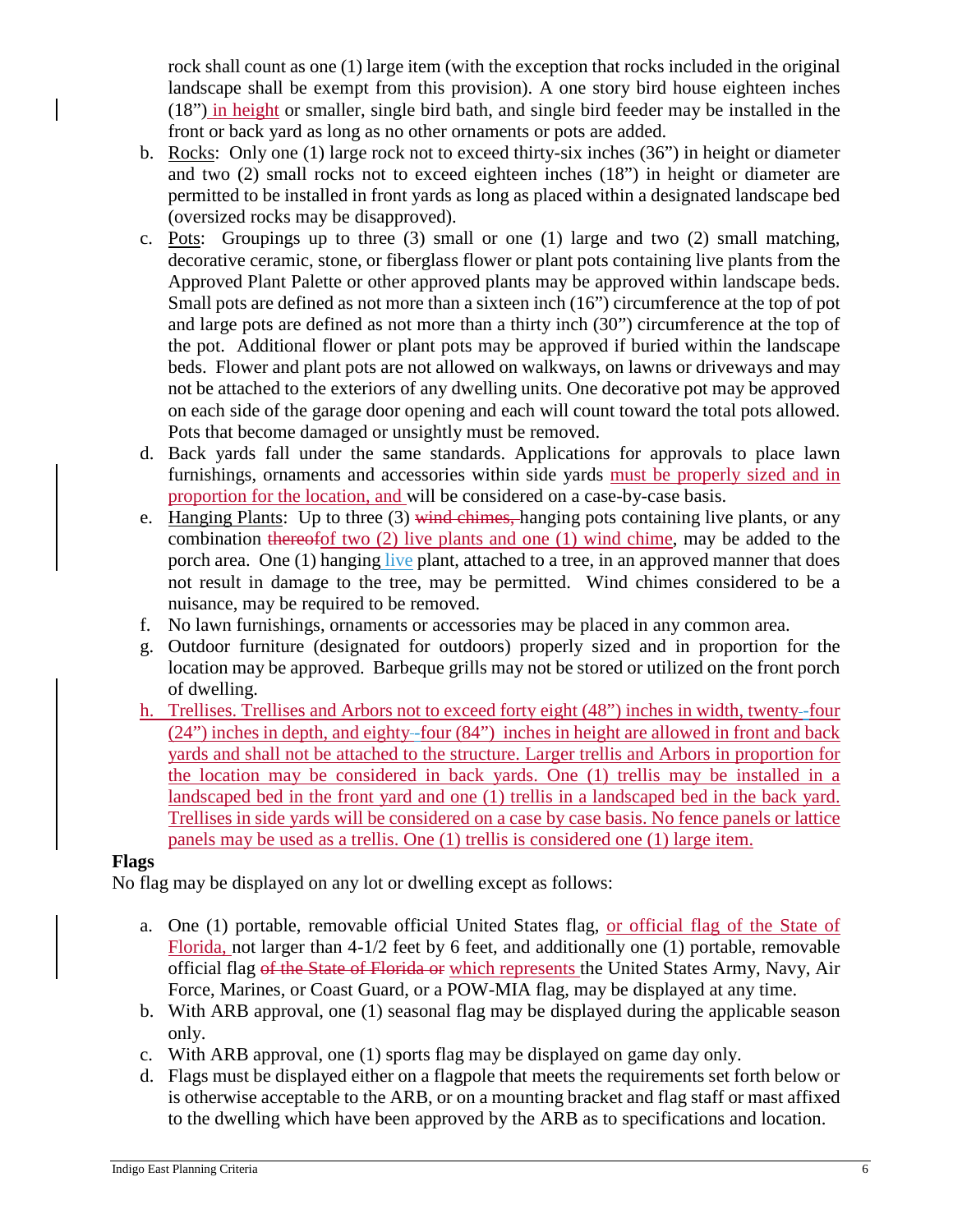rock shall count as one (1) large item (with the exception that rocks included in the original landscape shall be exempt from this provision). A one story bird house eighteen inches (18") in height or smaller, single bird bath, and single bird feeder may be installed in the front or back yard as long as no other ornaments or pots are added.

b. Rocks: Only one (1) large rock not to exceed thirty-six inches (36") in height or diameter and two (2) small rocks not to exceed eighteen inches (18") in height or diameter are permitted to be installed in front yards as long as placed within a designated landscape bed (oversized rocks may be disapproved).
c. Pots: Groupings up to three (3) small or one (1) large and two (2) small matching, decorative ceramic, stone, or fiberglass flower or plant pots containing live plants from the Approved Plant Palette or other approved plants may be approved within landscape beds. Small pots are defined as not more than a sixteen inch (16") circumference at the top of pot and large pots are defined as not more than a thirty inch (30") circumference at the top of the pot. Additional flower or plant pots may be approved if buried within the landscape beds. Flower and plant pots are not allowed on walkways, on lawns or driveways and may not be attached to the exteriors of any dwelling units. One decorative pot may be approved on each side of the garage door opening and each will count toward the total pots allowed. Pots that become damaged or unsightly must be removed.
d. Back yards fall under the same standards. Applications for approvals to place lawn furnishings, ornaments and accessories within side yards must be properly sized and in proportion for the location, and will be considered on a case-by-case basis.
e. Hanging Plants: Up to three (3) ~~wind chimes,~~ hanging pots containing live plants, or any combination ~~thereof~~of two (2) live plants and one (1) wind chime, may be added to the porch area. One (1) hanging live plant, attached to a tree, in an approved manner that does not result in damage to the tree, may be permitted. Wind chimes considered to be a nuisance, may be required to be removed.
f. No lawn furnishings, ornaments or accessories may be placed in any common area.
g. Outdoor furniture (designated for outdoors) properly sized and in proportion for the location may be approved. Barbeque grills may not be stored or utilized on the front porch of dwelling.
h. Trellises. Trellises and Arbors not to exceed forty eight (48") inches in width, twenty-four (24") inches in depth, and eighty-four (84") inches in height are allowed in front and back yards and shall not be attached to the structure. Larger trellis and Arbors in proportion for the location may be considered in back yards. One (1) trellis may be installed in a landscaped bed in the front yard and one (1) trellis in a landscaped bed in the back yard. Trellises in side yards will be considered on a case by case basis. No fence panels or lattice panels may be used as a trellis. One (1) trellis is considered one (1) large item.

**Flags**

No flag may be displayed on any lot or dwelling except as follows:

a. One (1) portable, removable official United States flag, or official flag of the State of Florida, not larger than 4-1/2 feet by 6 feet, and additionally one (1) portable, removable official flag ~~of the State of Florida or~~ which represents the United States Army, Navy, Air Force, Marines, or Coast Guard, or a POW-MIA flag, may be displayed at any time.
b. With ARB approval, one (1) seasonal flag may be displayed during the applicable season only.
c. With ARB approval, one (1) sports flag may be displayed on game day only.
d. Flags must be displayed either on a flagpole that meets the requirements set forth below or is otherwise acceptable to the ARB, or on a mounting bracket and flag staff or mast affixed to the dwelling which have been approved by the ARB as to specifications and location.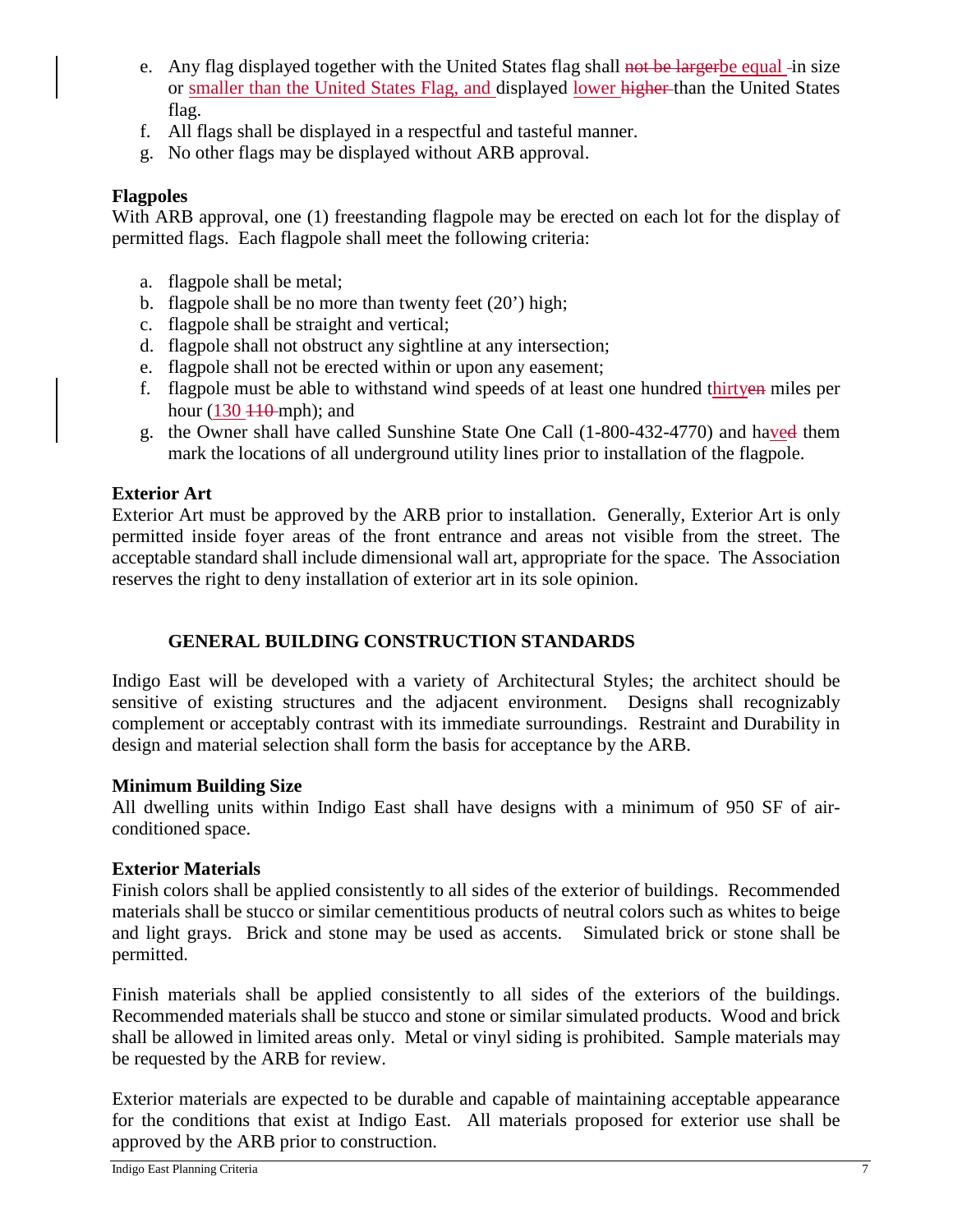e. Any flag displayed together with the United States flag shall ~~not be larger~~be equal in size or smaller than the United States Flag, and displayed lower ~~higher~~ than the United States flag.
f. All flags shall be displayed in a respectful and tasteful manner.
g. No other flags may be displayed without ARB approval.

**Flagpoles**
With ARB approval, one (1) freestanding flagpole may be erected on each lot for the display of permitted flags. Each flagpole shall meet the following criteria:

a. flagpole shall be metal;
b. flagpole shall be no more than twenty feet (20') high;
c. flagpole shall be straight and vertical;
d. flagpole shall not obstruct any sightline at any intersection;
e. flagpole shall not be erected within or upon any easement;
f. flagpole must be able to withstand wind speeds of at least one hundred thirty~~en~~ miles per hour (130 ~~110~~ mph); and
g. the Owner shall have called Sunshine State One Call (1-800-432-4770) and have~~ed~~ them mark the locations of all underground utility lines prior to installation of the flagpole.

**Exterior Art**
Exterior Art must be approved by the ARB prior to installation. Generally, Exterior Art is only permitted inside foyer areas of the front entrance and areas not visible from the street. The acceptable standard shall include dimensional wall art, appropriate for the space. The Association reserves the right to deny installation of exterior art in its sole opinion.

## GENERAL BUILDING CONSTRUCTION STANDARDS

Indigo East will be developed with a variety of Architectural Styles; the architect should be sensitive of existing structures and the adjacent environment. Designs shall recognizably complement or acceptably contrast with its immediate surroundings. Restraint and Durability in design and material selection shall form the basis for acceptance by the ARB.

**Minimum Building Size**
All dwelling units within Indigo East shall have designs with a minimum of 950 SF of air-conditioned space.

**Exterior Materials**
Finish colors shall be applied consistently to all sides of the exterior of buildings. Recommended materials shall be stucco or similar cementitious products of neutral colors such as whites to beige and light grays. Brick and stone may be used as accents. Simulated brick or stone shall be permitted.

Finish materials shall be applied consistently to all sides of the exteriors of the buildings. Recommended materials shall be stucco and stone or similar simulated products. Wood and brick shall be allowed in limited areas only. Metal or vinyl siding is prohibited. Sample materials may be requested by the ARB for review.

Exterior materials are expected to be durable and capable of maintaining acceptable appearance for the conditions that exist at Indigo East. All materials proposed for exterior use shall be approved by the ARB prior to construction.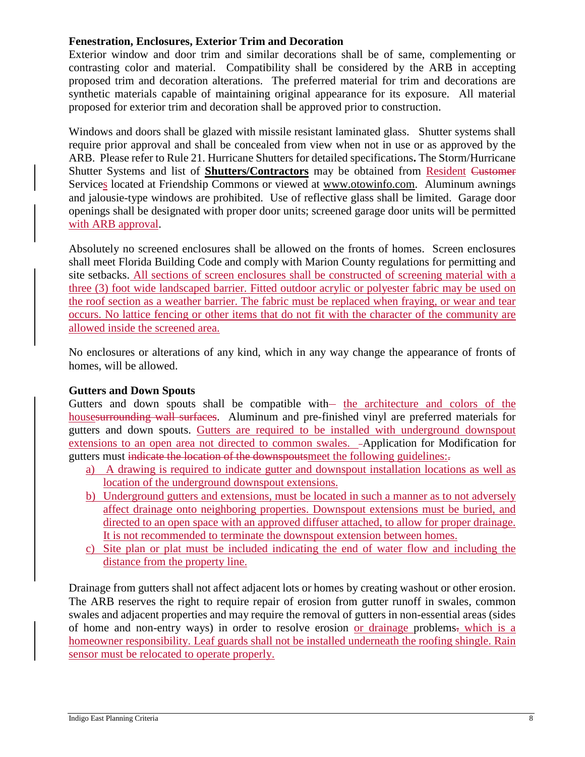### Fenestration, Enclosures, Exterior Trim and Decoration

Exterior window and door trim and similar decorations shall be of same, complementing or contrasting color and material. Compatibility shall be considered by the ARB in accepting proposed trim and decoration alterations. The preferred material for trim and decorations are synthetic materials capable of maintaining original appearance for its exposure. All material proposed for exterior trim and decoration shall be approved prior to construction.

Windows and doors shall be glazed with missile resistant laminated glass. Shutter systems shall require prior approval and shall be concealed from view when not in use or as approved by the ARB. Please refer to Rule 21. Hurricane Shutters for detailed specifications**.** The Storm/Hurricane Shutter Systems and list of **Shutters/Contractors** may be obtained from Resident ~~Customer~~ Services located at Friendship Commons or viewed at www.otowinfo.com. Aluminum awnings and jalousie-type windows are prohibited. Use of reflective glass shall be limited. Garage door openings shall be designated with proper door units; screened garage door units will be permitted with ARB approval.

Absolutely no screened enclosures shall be allowed on the fronts of homes. Screen enclosures shall meet Florida Building Code and comply with Marion County regulations for permitting and site setbacks. All sections of screen enclosures shall be constructed of screening material with a three (3) foot wide landscaped barrier. Fitted outdoor acrylic or polyester fabric may be used on the roof section as a weather barrier. The fabric must be replaced when fraying, or wear and tear occurs. No lattice fencing or other items that do not fit with the character of the community are allowed inside the screened area.

No enclosures or alterations of any kind, which in any way change the appearance of fronts of homes, will be allowed.

### Gutters and Down Spouts

Gutters and down spouts shall be compatible with~~–~~ the architecture and colors of the house~~surrounding wall surfaces~~. Aluminum and pre-finished vinyl are preferred materials for gutters and down spouts. Gutters are required to be installed with underground downspout extensions to an open area not directed to common swales. ~~-~~Application for Modification for gutters must ~~indicate the location of the downspouts~~meet the following guidelines:~~.~~

a) A drawing is required to indicate gutter and downspout installation locations as well as location of the underground downspout extensions.
b) Underground gutters and extensions, must be located in such a manner as to not adversely affect drainage onto neighboring properties. Downspout extensions must be buried, and directed to an open space with an approved diffuser attached, to allow for proper drainage. It is not recommended to terminate the downspout extension between homes.
c) Site plan or plat must be included indicating the end of water flow and including the distance from the property line.

Drainage from gutters shall not affect adjacent lots or homes by creating washout or other erosion. The ARB reserves the right to require repair of erosion from gutter runoff in swales, common swales and adjacent properties and may require the removal of gutters in non-essential areas (sides of home and non-entry ways) in order to resolve erosion or drainage problems~~.~~ which is a homeowner responsibility. Leaf guards shall not be installed underneath the roofing shingle. Rain sensor must be relocated to operate properly.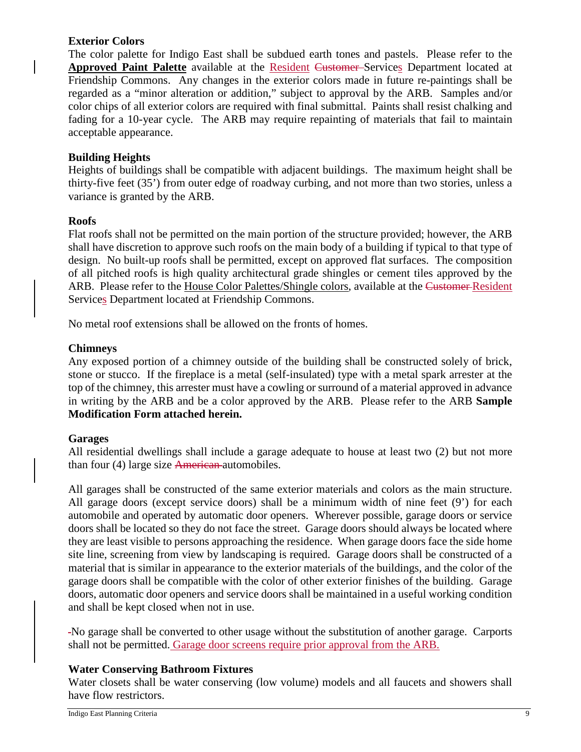**Exterior Colors**

The color palette for Indigo East shall be subdued earth tones and pastels. Please refer to the **Approved Paint Palette** available at the Resident ~~Customer~~ Services Department located at Friendship Commons. Any changes in the exterior colors made in future re-paintings shall be regarded as a "minor alteration or addition," subject to approval by the ARB. Samples and/or color chips of all exterior colors are required with final submittal. Paints shall resist chalking and fading for a 10-year cycle. The ARB may require repainting of materials that fail to maintain acceptable appearance.

**Building Heights**

Heights of buildings shall be compatible with adjacent buildings. The maximum height shall be thirty-five feet (35') from outer edge of roadway curbing, and not more than two stories, unless a variance is granted by the ARB.

**Roofs**

Flat roofs shall not be permitted on the main portion of the structure provided; however, the ARB shall have discretion to approve such roofs on the main body of a building if typical to that type of design. No built-up roofs shall be permitted, except on approved flat surfaces. The composition of all pitched roofs is high quality architectural grade shingles or cement tiles approved by the ARB. Please refer to the House Color Palettes/Shingle colors, available at the ~~Customer~~ Resident Services Department located at Friendship Commons.

No metal roof extensions shall be allowed on the fronts of homes.

**Chimneys**

Any exposed portion of a chimney outside of the building shall be constructed solely of brick, stone or stucco. If the fireplace is a metal (self-insulated) type with a metal spark arrester at the top of the chimney, this arrester must have a cowling or surround of a material approved in advance in writing by the ARB and be a color approved by the ARB. Please refer to the ARB **Sample Modification Form attached herein.**

**Garages**

All residential dwellings shall include a garage adequate to house at least two (2) but not more than four (4) large size ~~American~~ automobiles.

All garages shall be constructed of the same exterior materials and colors as the main structure. All garage doors (except service doors) shall be a minimum width of nine feet (9') for each automobile and operated by automatic door openers. Wherever possible, garage doors or service doors shall be located so they do not face the street. Garage doors should always be located where they are least visible to persons approaching the residence. When garage doors face the side home site line, screening from view by landscaping is required. Garage doors shall be constructed of a material that is similar in appearance to the exterior materials of the buildings, and the color of the garage doors shall be compatible with the color of other exterior finishes of the building. Garage doors, automatic door openers and service doors shall be maintained in a useful working condition and shall be kept closed when not in use.

No garage shall be converted to other usage without the substitution of another garage. Carports shall not be permitted. Garage door screens require prior approval from the ARB.

**Water Conserving Bathroom Fixtures**

Water closets shall be water conserving (low volume) models and all faucets and showers shall have flow restrictors.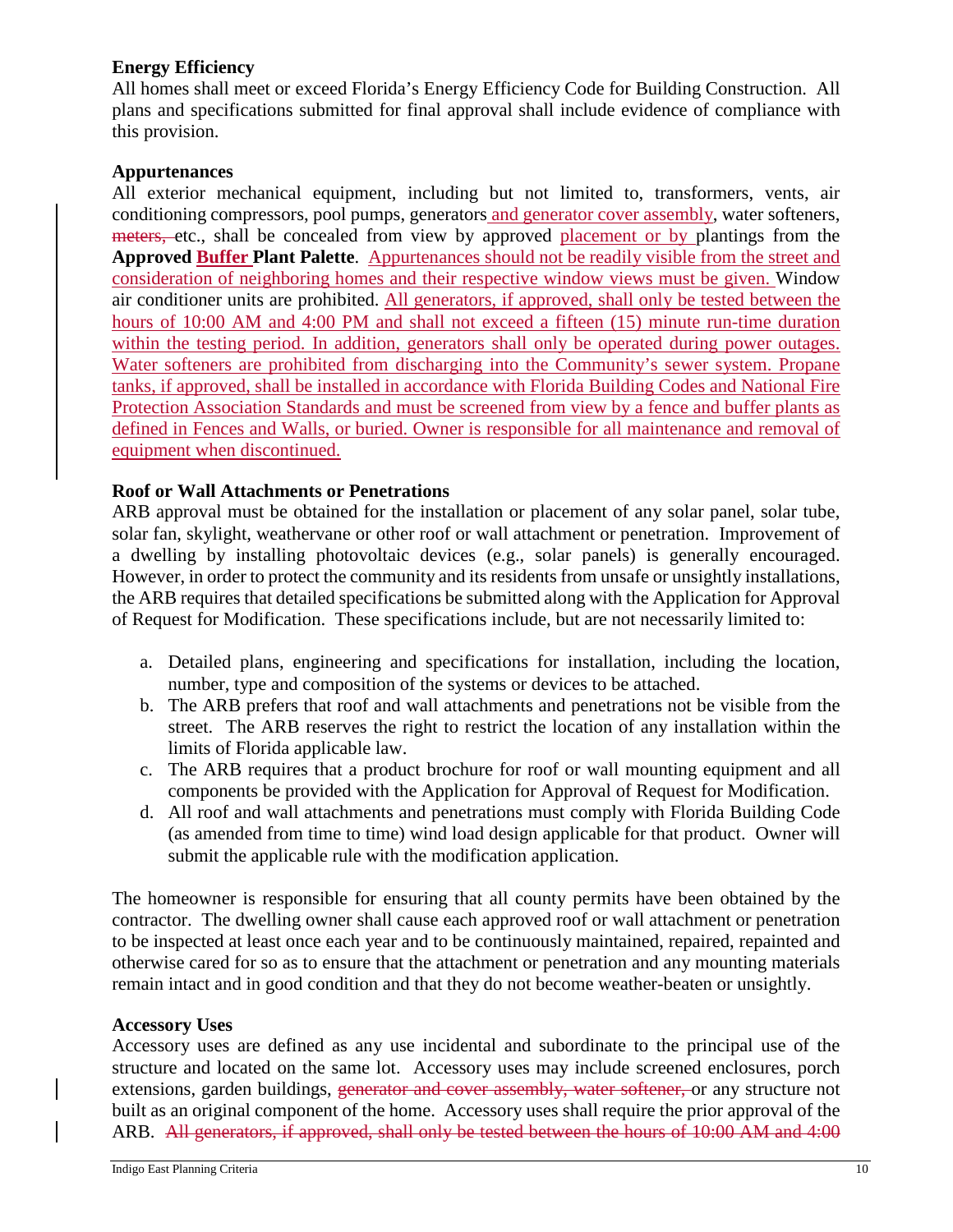**Energy Efficiency**

All homes shall meet or exceed Florida's Energy Efficiency Code for Building Construction. All plans and specifications submitted for final approval shall include evidence of compliance with this provision.

**Appurtenances**

All exterior mechanical equipment, including but not limited to, transformers, vents, air conditioning compressors, pool pumps, generators and generator cover assembly, water softeners, ~~meters,~~ etc., shall be concealed from view by approved placement or by plantings from the **Approved Buffer Plant Palette**. Appurtenances should not be readily visible from the street and consideration of neighboring homes and their respective window views must be given. Window air conditioner units are prohibited. All generators, if approved, shall only be tested between the hours of 10:00 AM and 4:00 PM and shall not exceed a fifteen (15) minute run-time duration within the testing period. In addition, generators shall only be operated during power outages. Water softeners are prohibited from discharging into the Community's sewer system. Propane tanks, if approved, shall be installed in accordance with Florida Building Codes and National Fire Protection Association Standards and must be screened from view by a fence and buffer plants as defined in Fences and Walls, or buried. Owner is responsible for all maintenance and removal of equipment when discontinued.

**Roof or Wall Attachments or Penetrations**

ARB approval must be obtained for the installation or placement of any solar panel, solar tube, solar fan, skylight, weathervane or other roof or wall attachment or penetration. Improvement of a dwelling by installing photovoltaic devices (e.g., solar panels) is generally encouraged. However, in order to protect the community and its residents from unsafe or unsightly installations, the ARB requires that detailed specifications be submitted along with the Application for Approval of Request for Modification. These specifications include, but are not necessarily limited to:

a. Detailed plans, engineering and specifications for installation, including the location, number, type and composition of the systems or devices to be attached.
b. The ARB prefers that roof and wall attachments and penetrations not be visible from the street. The ARB reserves the right to restrict the location of any installation within the limits of Florida applicable law.
c. The ARB requires that a product brochure for roof or wall mounting equipment and all components be provided with the Application for Approval of Request for Modification.
d. All roof and wall attachments and penetrations must comply with Florida Building Code (as amended from time to time) wind load design applicable for that product. Owner will submit the applicable rule with the modification application.

The homeowner is responsible for ensuring that all county permits have been obtained by the contractor. The dwelling owner shall cause each approved roof or wall attachment or penetration to be inspected at least once each year and to be continuously maintained, repaired, repainted and otherwise cared for so as to ensure that the attachment or penetration and any mounting materials remain intact and in good condition and that they do not become weather-beaten or unsightly.

**Accessory Uses**

Accessory uses are defined as any use incidental and subordinate to the principal use of the structure and located on the same lot. Accessory uses may include screened enclosures, porch extensions, garden buildings, ~~generator and cover assembly, water softener,~~ or any structure not built as an original component of the home. Accessory uses shall require the prior approval of the ARB. ~~All generators, if approved, shall only be tested between the hours of 10:00 AM and 4:00~~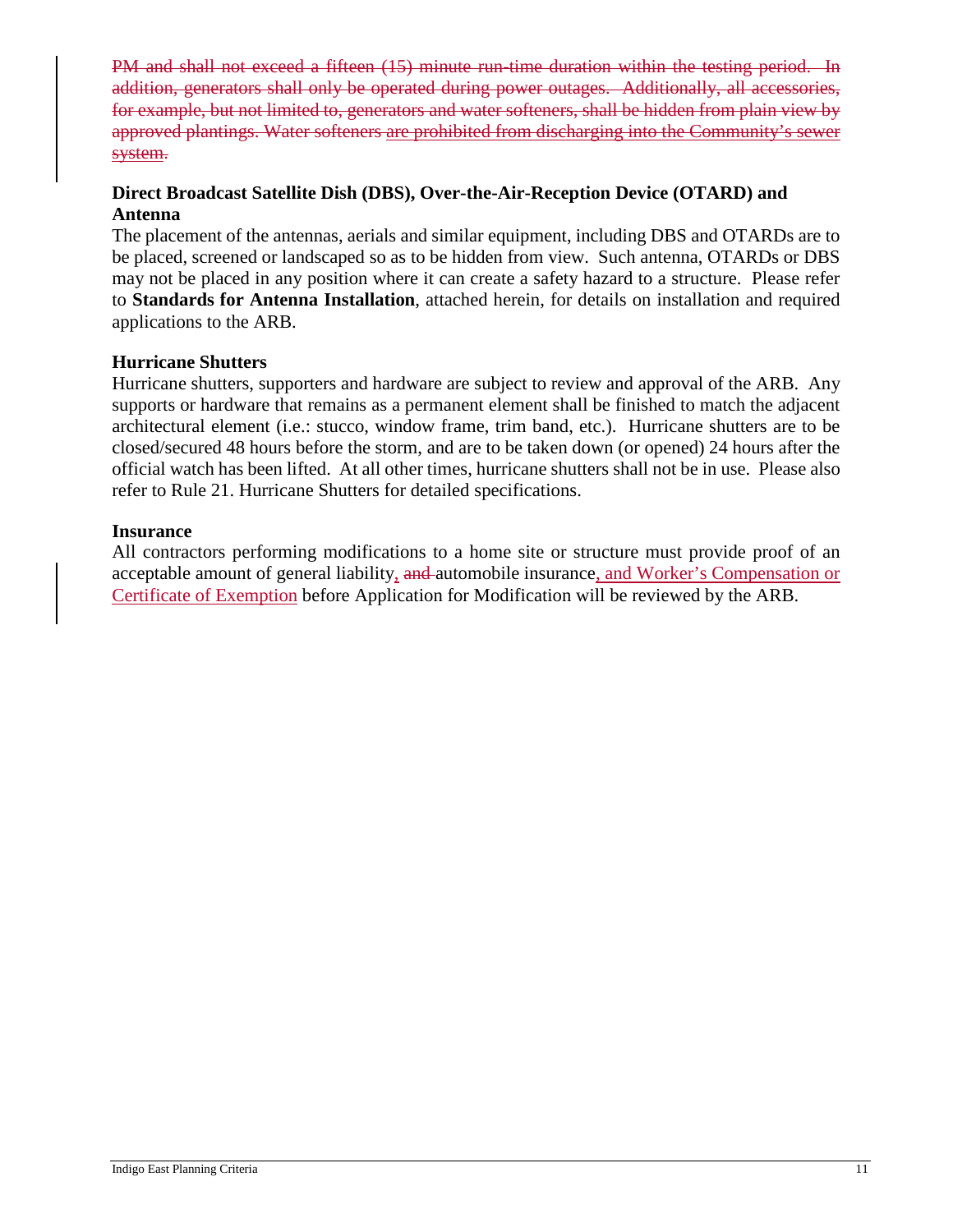~~PM and shall not exceed a fifteen (15) minute run-time duration within the testing period. In addition, generators shall only be operated during power outages. Additionally, all accessories, for example, but not limited to, generators and water softeners, shall be hidden from plain view by approved plantings. Water softeners are prohibited from discharging into the Community's sewer system.~~

**Direct Broadcast Satellite Dish (DBS), Over-the-Air-Reception Device (OTARD) and Antenna**

The placement of the antennas, aerials and similar equipment, including DBS and OTARDs are to be placed, screened or landscaped so as to be hidden from view. Such antenna, OTARDs or DBS may not be placed in any position where it can create a safety hazard to a structure. Please refer to **Standards for Antenna Installation**, attached herein, for details on installation and required applications to the ARB.

**Hurricane Shutters**

Hurricane shutters, supporters and hardware are subject to review and approval of the ARB. Any supports or hardware that remains as a permanent element shall be finished to match the adjacent architectural element (i.e.: stucco, window frame, trim band, etc.). Hurricane shutters are to be closed/secured 48 hours before the storm, and are to be taken down (or opened) 24 hours after the official watch has been lifted. At all other times, hurricane shutters shall not be in use. Please also refer to Rule 21. Hurricane Shutters for detailed specifications.

**Insurance**

All contractors performing modifications to a home site or structure must provide proof of an acceptable amount of general liability, ~~and~~ automobile insurance, and Worker's Compensation or Certificate of Exemption before Application for Modification will be reviewed by the ARB.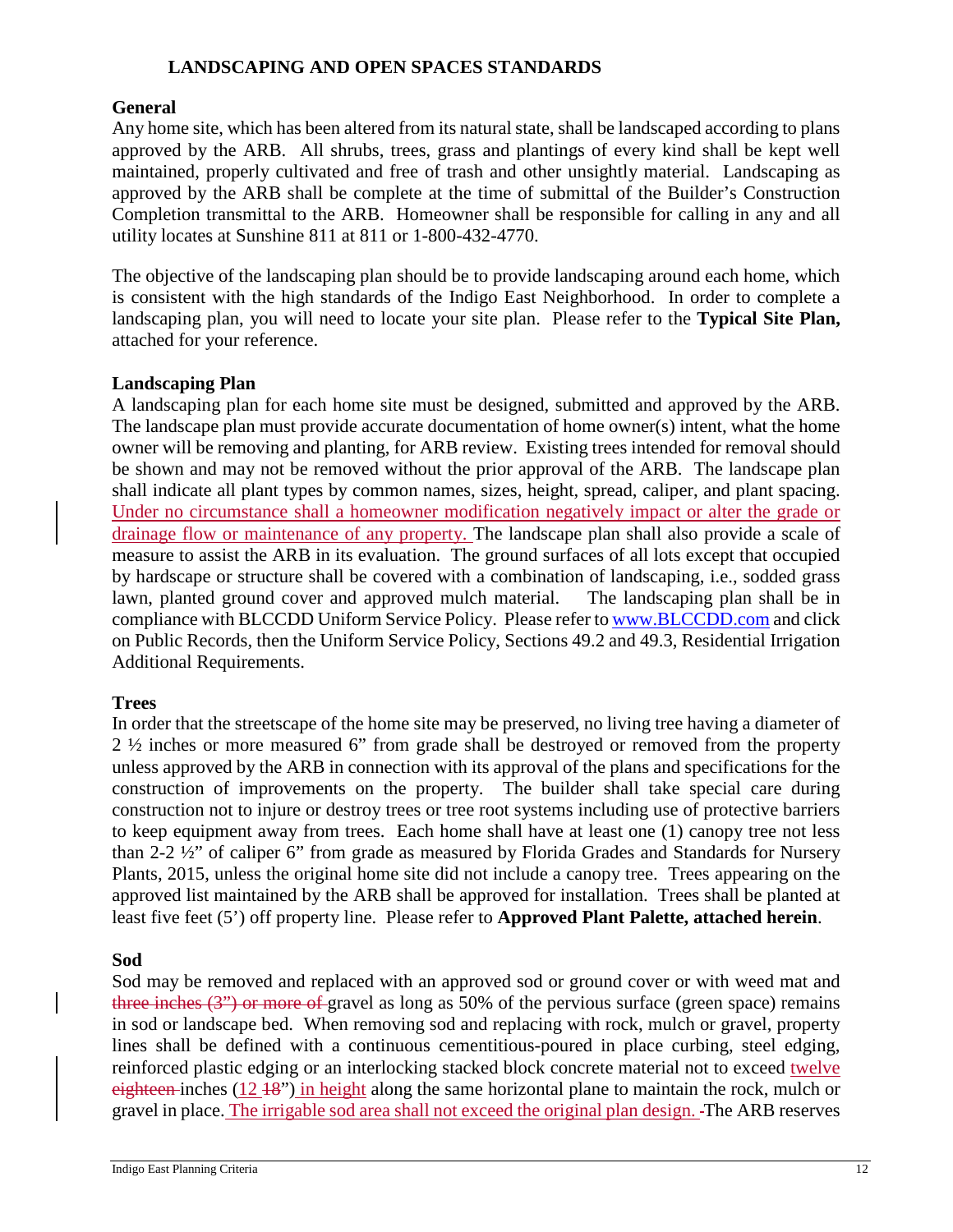## LANDSCAPING AND OPEN SPACES STANDARDS

### General

Any home site, which has been altered from its natural state, shall be landscaped according to plans approved by the ARB. All shrubs, trees, grass and plantings of every kind shall be kept well maintained, properly cultivated and free of trash and other unsightly material. Landscaping as approved by the ARB shall be complete at the time of submittal of the Builder's Construction Completion transmittal to the ARB. Homeowner shall be responsible for calling in any and all utility locates at Sunshine 811 at 811 or 1-800-432-4770.

The objective of the landscaping plan should be to provide landscaping around each home, which is consistent with the high standards of the Indigo East Neighborhood. In order to complete a landscaping plan, you will need to locate your site plan. Please refer to the **Typical Site Plan,** attached for your reference.

### Landscaping Plan

A landscaping plan for each home site must be designed, submitted and approved by the ARB. The landscape plan must provide accurate documentation of home owner(s) intent, what the home owner will be removing and planting, for ARB review. Existing trees intended for removal should be shown and may not be removed without the prior approval of the ARB. The landscape plan shall indicate all plant types by common names, sizes, height, spread, caliper, and plant spacing. Under no circumstance shall a homeowner modification negatively impact or alter the grade or drainage flow or maintenance of any property. The landscape plan shall also provide a scale of measure to assist the ARB in its evaluation. The ground surfaces of all lots except that occupied by hardscape or structure shall be covered with a combination of landscaping, i.e., sodded grass lawn, planted ground cover and approved mulch material. The landscaping plan shall be in compliance with BLCCDD Uniform Service Policy. Please refer to www.BLCCDD.com and click on Public Records, then the Uniform Service Policy, Sections 49.2 and 49.3, Residential Irrigation Additional Requirements.

### Trees

In order that the streetscape of the home site may be preserved, no living tree having a diameter of 2 ½ inches or more measured 6" from grade shall be destroyed or removed from the property unless approved by the ARB in connection with its approval of the plans and specifications for the construction of improvements on the property. The builder shall take special care during construction not to injure or destroy trees or tree root systems including use of protective barriers to keep equipment away from trees. Each home shall have at least one (1) canopy tree not less than 2-2 ½" of caliper 6" from grade as measured by Florida Grades and Standards for Nursery Plants, 2015, unless the original home site did not include a canopy tree. Trees appearing on the approved list maintained by the ARB shall be approved for installation. Trees shall be planted at least five feet (5') off property line. Please refer to **Approved Plant Palette, attached herein**.

### Sod

Sod may be removed and replaced with an approved sod or ground cover or with weed mat and ~~three inches (3") or more of~~ gravel as long as 50% of the pervious surface (green space) remains in sod or landscape bed. When removing sod and replacing with rock, mulch or gravel, property lines shall be defined with a continuous cementitious-poured in place curbing, steel edging, reinforced plastic edging or an interlocking stacked block concrete material not to exceed twelve ~~eighteen~~ inches (12 ~~18~~") in height along the same horizontal plane to maintain the rock, mulch or gravel in place. The irrigable sod area shall not exceed the original plan design. The ARB reserves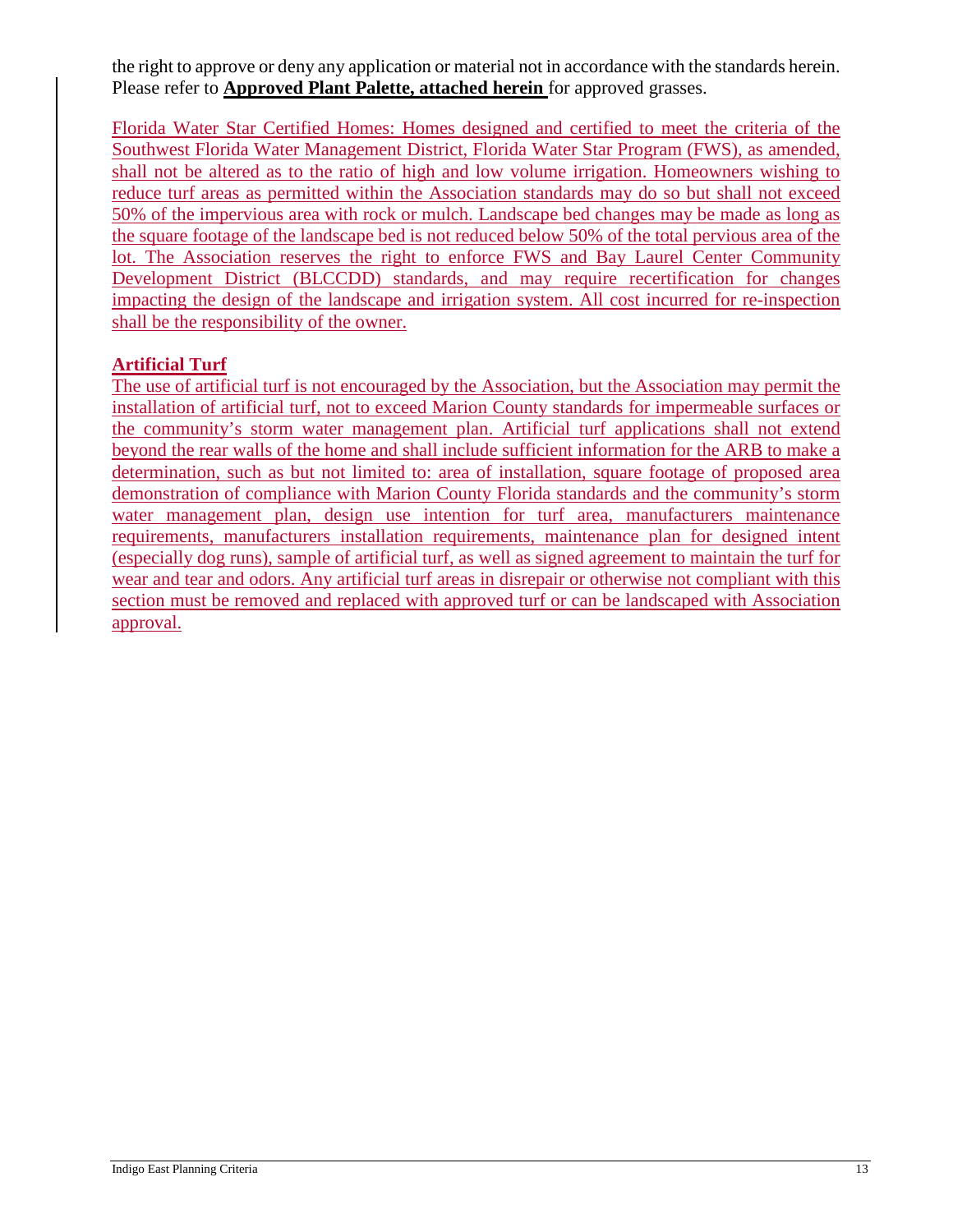the right to approve or deny any application or material not in accordance with the standards herein. Please refer to **Approved Plant Palette, attached herein** for approved grasses.

Florida Water Star Certified Homes: Homes designed and certified to meet the criteria of the Southwest Florida Water Management District, Florida Water Star Program (FWS), as amended, shall not be altered as to the ratio of high and low volume irrigation. Homeowners wishing to reduce turf areas as permitted within the Association standards may do so but shall not exceed 50% of the impervious area with rock or mulch. Landscape bed changes may be made as long as the square footage of the landscape bed is not reduced below 50% of the total pervious area of the lot. The Association reserves the right to enforce FWS and Bay Laurel Center Community Development District (BLCCDD) standards, and may require recertification for changes impacting the design of the landscape and irrigation system. All cost incurred for re-inspection shall be the responsibility of the owner.

**Artificial Turf**

The use of artificial turf is not encouraged by the Association, but the Association may permit the installation of artificial turf, not to exceed Marion County standards for impermeable surfaces or the community's storm water management plan. Artificial turf applications shall not extend beyond the rear walls of the home and shall include sufficient information for the ARB to make a determination, such as but not limited to: area of installation, square footage of proposed area demonstration of compliance with Marion County Florida standards and the community's storm water management plan, design use intention for turf area, manufacturers maintenance requirements, manufacturers installation requirements, maintenance plan for designed intent (especially dog runs), sample of artificial turf, as well as signed agreement to maintain the turf for wear and tear and odors. Any artificial turf areas in disrepair or otherwise not compliant with this section must be removed and replaced with approved turf or can be landscaped with Association approval.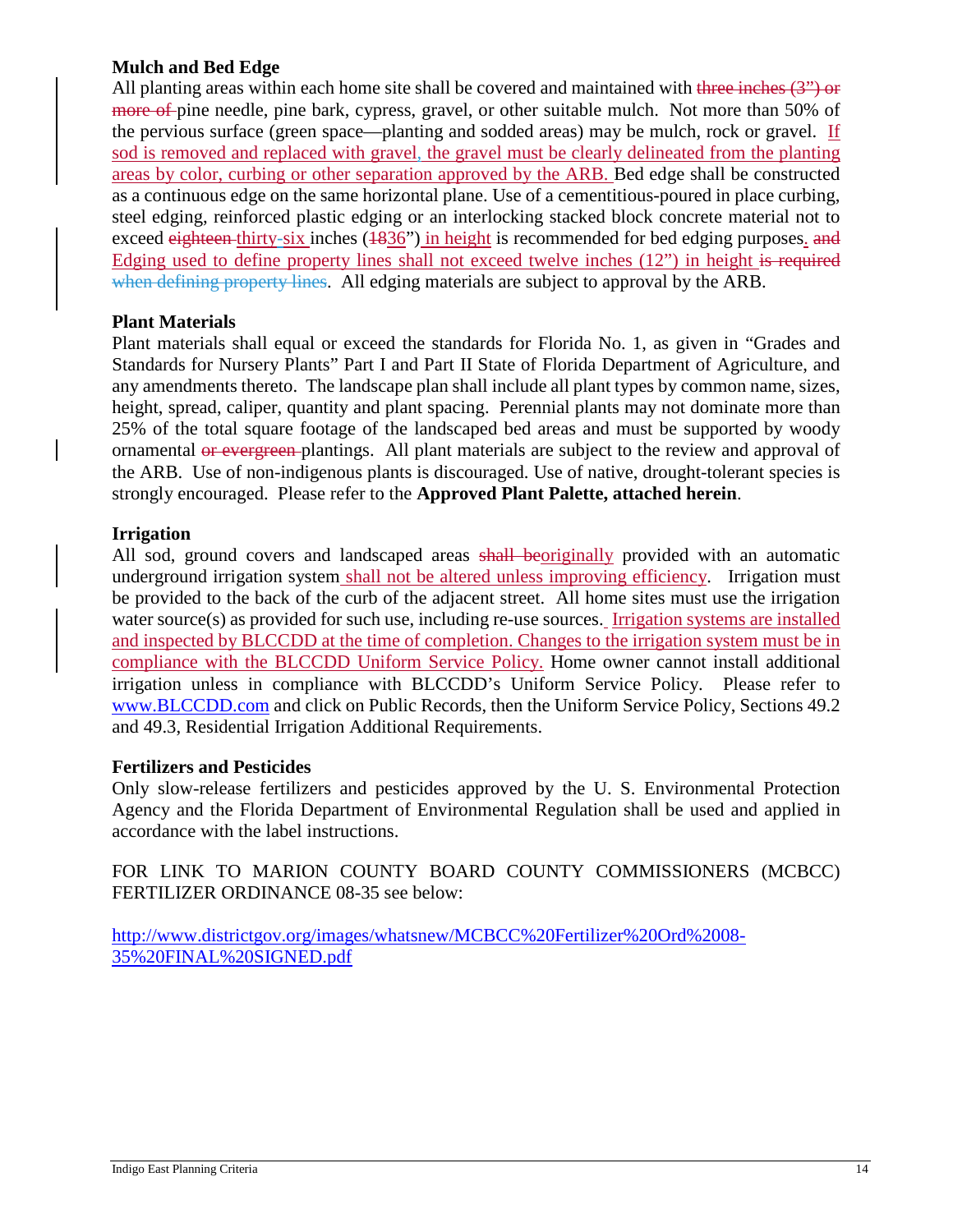**Mulch and Bed Edge**

All planting areas within each home site shall be covered and maintained with ~~three inches (3") or more of~~ pine needle, pine bark, cypress, gravel, or other suitable mulch. Not more than 50% of the pervious surface (green space—planting and sodded areas) may be mulch, rock or gravel. If sod is removed and replaced with gravel, the gravel must be clearly delineated from the planting areas by color, curbing or other separation approved by the ARB. Bed edge shall be constructed as a continuous edge on the same horizontal plane. Use of a cementitious-poured in place curbing, steel edging, reinforced plastic edging or an interlocking stacked block concrete material not to exceed ~~eighteen~~ thirty-six inches (~~18~~36") in height is recommended for bed edging purposes. ~~and~~ Edging used to define property lines shall not exceed twelve inches (12") in height ~~is required when defining property lines~~. All edging materials are subject to approval by the ARB.

**Plant Materials**

Plant materials shall equal or exceed the standards for Florida No. 1, as given in "Grades and Standards for Nursery Plants" Part I and Part II State of Florida Department of Agriculture, and any amendments thereto. The landscape plan shall include all plant types by common name, sizes, height, spread, caliper, quantity and plant spacing. Perennial plants may not dominate more than 25% of the total square footage of the landscaped bed areas and must be supported by woody ornamental ~~or evergreen~~ plantings. All plant materials are subject to the review and approval of the ARB. Use of non-indigenous plants is discouraged. Use of native, drought-tolerant species is strongly encouraged. Please refer to the **Approved Plant Palette, attached herein**.

**Irrigation**

All sod, ground covers and landscaped areas ~~shall be~~originally provided with an automatic underground irrigation system shall not be altered unless improving efficiency. Irrigation must be provided to the back of the curb of the adjacent street. All home sites must use the irrigation water source(s) as provided for such use, including re-use sources. Irrigation systems are installed and inspected by BLCCDD at the time of completion. Changes to the irrigation system must be in compliance with the BLCCDD Uniform Service Policy. Home owner cannot install additional irrigation unless in compliance with BLCCDD's Uniform Service Policy. Please refer to www.BLCCDD.com and click on Public Records, then the Uniform Service Policy, Sections 49.2 and 49.3, Residential Irrigation Additional Requirements.

**Fertilizers and Pesticides**

Only slow-release fertilizers and pesticides approved by the U. S. Environmental Protection Agency and the Florida Department of Environmental Regulation shall be used and applied in accordance with the label instructions.

FOR LINK TO MARION COUNTY BOARD COUNTY COMMISSIONERS (MCBCC) FERTILIZER ORDINANCE 08-35 see below:

http://www.districtgov.org/images/whatsnew/MCBCC%20Fertilizer%20Ord%2008-35%20FINAL%20SIGNED.pdf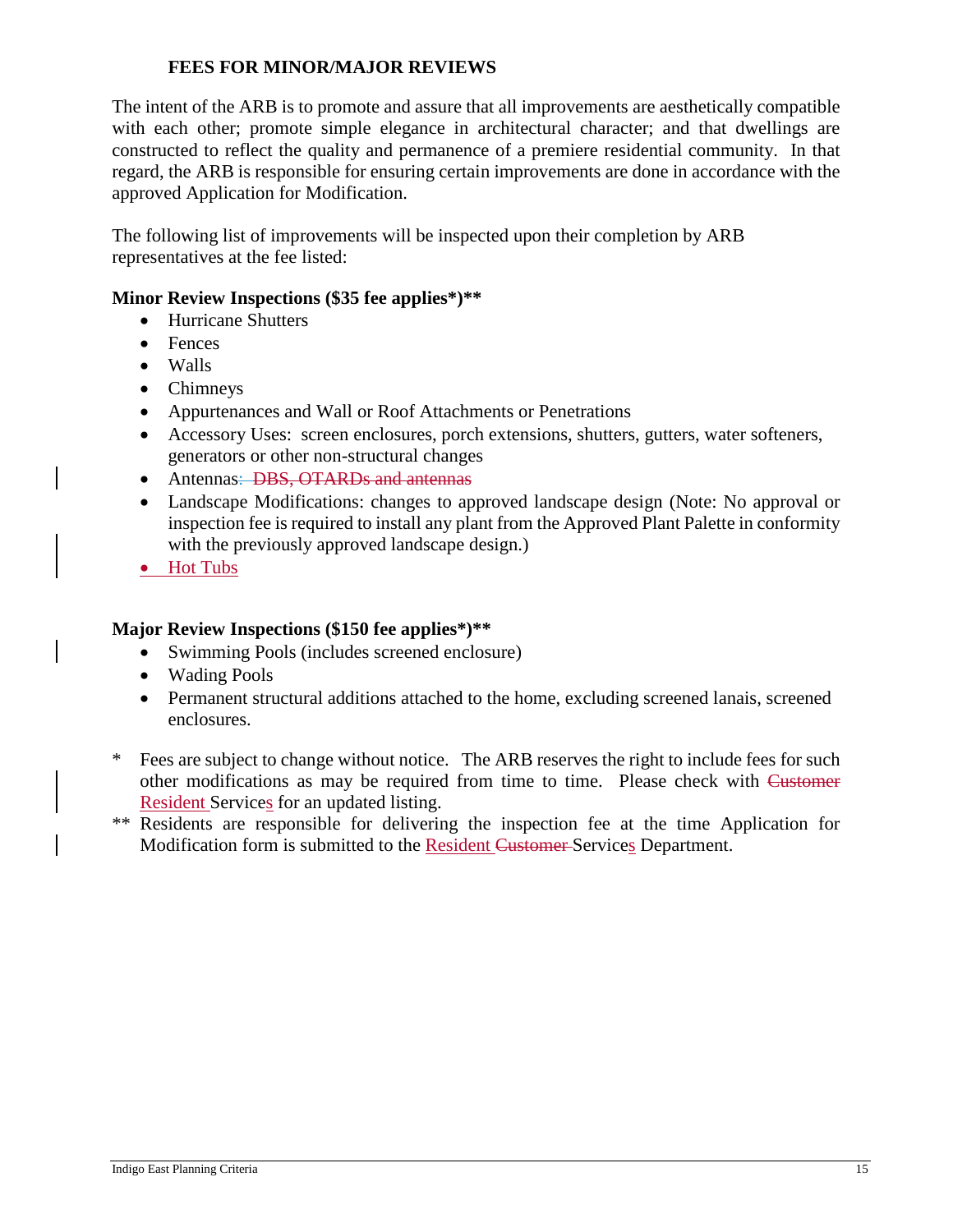## FEES FOR MINOR/MAJOR REVIEWS

The intent of the ARB is to promote and assure that all improvements are aesthetically compatible with each other; promote simple elegance in architectural character; and that dwellings are constructed to reflect the quality and permanence of a premiere residential community. In that regard, the ARB is responsible for ensuring certain improvements are done in accordance with the approved Application for Modification.

The following list of improvements will be inspected upon their completion by ARB representatives at the fee listed:

**Minor Review Inspections ($35 fee applies*)****

- Hurricane Shutters
- Fences
- Walls
- Chimneys
- Appurtenances and Wall or Roof Attachments or Penetrations
- Accessory Uses: screen enclosures, porch extensions, shutters, gutters, water softeners, generators or other non-structural changes
- Antennas~~: DBS, OTARDs and antennas~~
- Landscape Modifications: changes to approved landscape design (Note: No approval or inspection fee is required to install any plant from the Approved Plant Palette in conformity with the previously approved landscape design.)
- Hot Tubs

**Major Review Inspections ($150 fee applies*)****

- Swimming Pools (includes screened enclosure)
- Wading Pools
- Permanent structural additions attached to the home, excluding screened lanais, screened enclosures.

\* Fees are subject to change without notice. The ARB reserves the right to include fees for such other modifications as may be required from time to time. Please check with ~~Customer~~ Resident Services for an updated listing.

** Residents are responsible for delivering the inspection fee at the time Application for Modification form is submitted to the Resident ~~Customer~~ Services Department.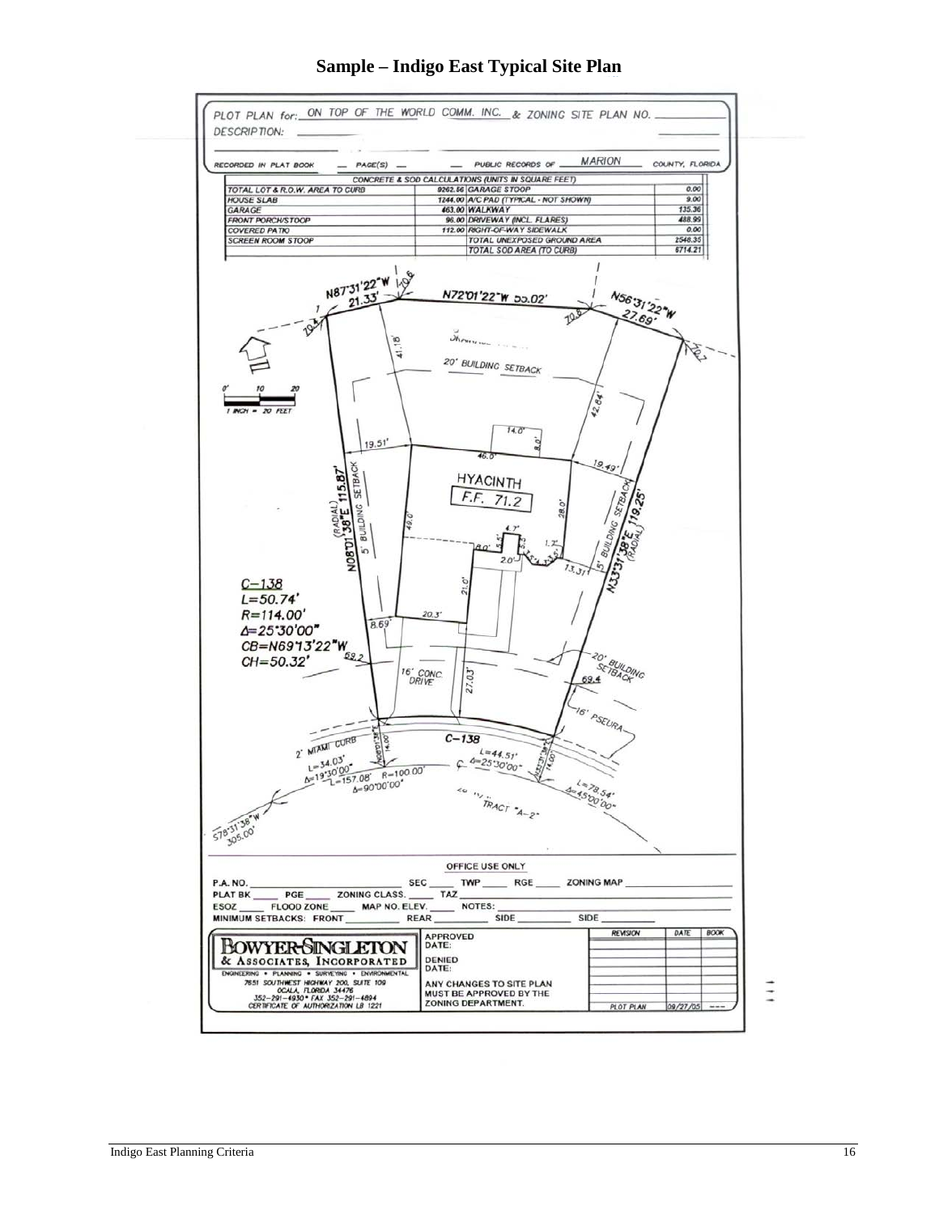# Sample – Indigo East Typical Site Plan

PLOT PLAN for: ON TOP OF THE WORLD COMM. INC. & ZONING SITE PLAN NO.

DESCRIPTION:

RECORDED IN PLAT BOOK ___ PAGE(S) ___ PUBLIC RECORDS OF MARION COUNTY, FLORIDA

| CONCRETE & SOD CALCULATIONS (UNITS IN SQUARE FEET) | | | |
|---|---|---|---|
| TOTAL LOT & R.O.W. AREA TO CURB | 9262.56 | GARAGE STOOP | 0.00 |
| HOUSE SLAB | 1244.00 | A/C PAD (TYPICAL - NOT SHOWN) | 9.00 |
| GARAGE | 463.00 | WALKWAY | 135.36 |
| FRONT PORCH/STOOP | 96.00 | DRIVEWAY (INCL. FLARES) | 488.99 |
| COVERED PATIO | 112.00 | RIGHT-OF-WAY SIDEWALK | 0.00 |
| SCREEN ROOM STOOP | | TOTAL UNEXPOSED GROUND AREA | 2548.35 |
| | | TOTAL SOD AREA (TO CURB) | 6714.21 |

N87°31'22"W 21.33' | N72°01'22"W 55.02' | N56°31'22"W 27.69'

20' BUILDING SETBACK | 5' BUILDING SETBACK | 20' BUILDING SETBACK

HYACINTH F.F. 71.2

N08°01'38"E 115.87' (RADIAL) | N33°31'38"E 119.25' (RADIAL)

C–138 L=50.74' R=114.00' Δ=25°30'00" CB=N69°13'22"W CH=50.32'

16' CONC. DRIVE | 16' PSEURA

2' MIAMI CURB

C–138 L=44.51' Δ=25°30'00"

L=34.03' Δ=19°30'00" | L=157.08' R=100.00' Δ=90°00'00" | L=78.54' Δ=45°00'00"

TRACT "A–2"

S78°31'38"W 305.00'

1 INCH = 20 FEET

OFFICE USE ONLY

P.A. NO. ___ SEC ___ TWP ___ RGE ___ ZONING MAP ___

PLAT BK ___ PGE ___ ZONING CLASS. ___ TAZ ___

ESOZ ___ FLOOD ZONE ___ MAP NO. ELEV. ___ NOTES: ___

MINIMUM SETBACKS: FRONT ___ REAR ___ SIDE ___ SIDE ___

BOWYER-SINGLETON & ASSOCIATES, INCORPORATED
ENGINEERING • PLANNING • SURVEYING • ENVIRONMENTAL
7651 SOUTHWEST HIGHWAY 200, SUITE 109
OCALA, FLORIDA 34476
352–291–4930 • FAX 352–291–4894
CERTIFICATE OF AUTHORIZATION LB 1221

APPROVED DATE:
DENIED DATE:
ANY CHANGES TO SITE PLAN MUST BE APPROVED BY THE ZONING DEPARTMENT.

| REVISION | DATE | BOOK |
|---|---|---|
| PLOT PLAN | 09/27/05 | --- |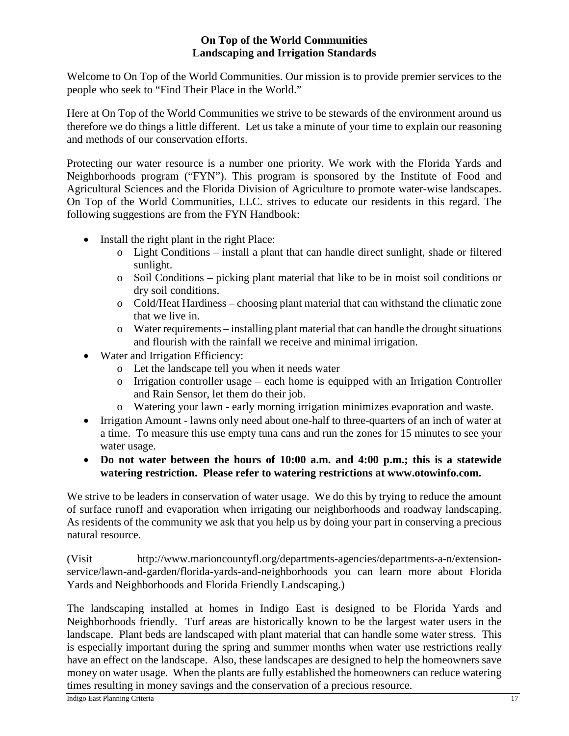# On Top of the World Communities
## Landscaping and Irrigation Standards

Welcome to On Top of the World Communities. Our mission is to provide premier services to the people who seek to "Find Their Place in the World."

Here at On Top of the World Communities we strive to be stewards of the environment around us therefore we do things a little different. Let us take a minute of your time to explain our reasoning and methods of our conservation efforts.

Protecting our water resource is a number one priority. We work with the Florida Yards and Neighborhoods program ("FYN"). This program is sponsored by the Institute of Food and Agricultural Sciences and the Florida Division of Agriculture to promote water-wise landscapes. On Top of the World Communities, LLC. strives to educate our residents in this regard. The following suggestions are from the FYN Handbook:

- Install the right plant in the right Place:
  - Light Conditions – install a plant that can handle direct sunlight, shade or filtered sunlight.
  - Soil Conditions – picking plant material that like to be in moist soil conditions or dry soil conditions.
  - Cold/Heat Hardiness – choosing plant material that can withstand the climatic zone that we live in.
  - Water requirements – installing plant material that can handle the drought situations and flourish with the rainfall we receive and minimal irrigation.
- Water and Irrigation Efficiency:
  - Let the landscape tell you when it needs water
  - Irrigation controller usage – each home is equipped with an Irrigation Controller and Rain Sensor, let them do their job.
  - Watering your lawn - early morning irrigation minimizes evaporation and waste.
- Irrigation Amount - lawns only need about one-half to three-quarters of an inch of water at a time. To measure this use empty tuna cans and run the zones for 15 minutes to see your water usage.
- **Do not water between the hours of 10:00 a.m. and 4:00 p.m.; this is a statewide watering restriction. Please refer to watering restrictions at www.otowinfo.com.**

We strive to be leaders in conservation of water usage. We do this by trying to reduce the amount of surface runoff and evaporation when irrigating our neighborhoods and roadway landscaping. As residents of the community we ask that you help us by doing your part in conserving a precious natural resource.

(Visit http://www.marioncountyfl.org/departments-agencies/departments-a-n/extension-service/lawn-and-garden/florida-yards-and-neighborhoods you can learn more about Florida Yards and Neighborhoods and Florida Friendly Landscaping.)

The landscaping installed at homes in Indigo East is designed to be Florida Yards and Neighborhoods friendly. Turf areas are historically known to be the largest water users in the landscape. Plant beds are landscaped with plant material that can handle some water stress. This is especially important during the spring and summer months when water use restrictions really have an effect on the landscape. Also, these landscapes are designed to help the homeowners save money on water usage. When the plants are fully established the homeowners can reduce watering times resulting in money savings and the conservation of a precious resource.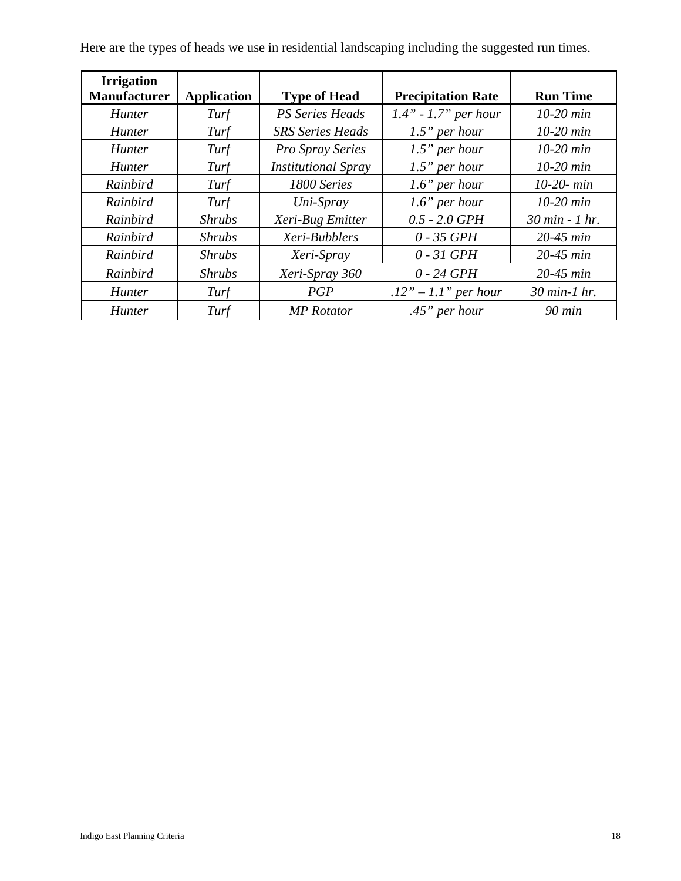Here are the types of heads we use in residential landscaping including the suggested run times.

| Irrigation Manufacturer | Application | Type of Head | Precipitation Rate | Run Time |
|---|---|---|---|---|
| *Hunter* | *Turf* | *PS Series Heads* | *1.4" - 1.7" per hour* | *10-20 min* |
| *Hunter* | *Turf* | *SRS Series Heads* | *1.5" per hour* | *10-20 min* |
| *Hunter* | *Turf* | *Pro Spray Series* | *1.5" per hour* | *10-20 min* |
| *Hunter* | *Turf* | *Institutional Spray* | *1.5" per hour* | *10-20 min* |
| *Rainbird* | *Turf* | *1800 Series* | *1.6" per hour* | *10-20- min* |
| *Rainbird* | *Turf* | *Uni-Spray* | *1.6" per hour* | *10-20 min* |
| *Rainbird* | *Shrubs* | *Xeri-Bug Emitter* | *0.5 - 2.0 GPH* | *30 min - 1 hr.* |
| *Rainbird* | *Shrubs* | *Xeri-Bubblers* | *0 - 35 GPH* | *20-45 min* |
| *Rainbird* | *Shrubs* | *Xeri-Spray* | *0 - 31 GPH* | *20-45 min* |
| *Rainbird* | *Shrubs* | *Xeri-Spray 360* | *0 - 24 GPH* | *20-45 min* |
| *Hunter* | *Turf* | *PGP* | *.12" – 1.1" per hour* | *30 min-1 hr.* |
| *Hunter* | *Turf* | *MP Rotator* | *.45" per hour* | *90 min* |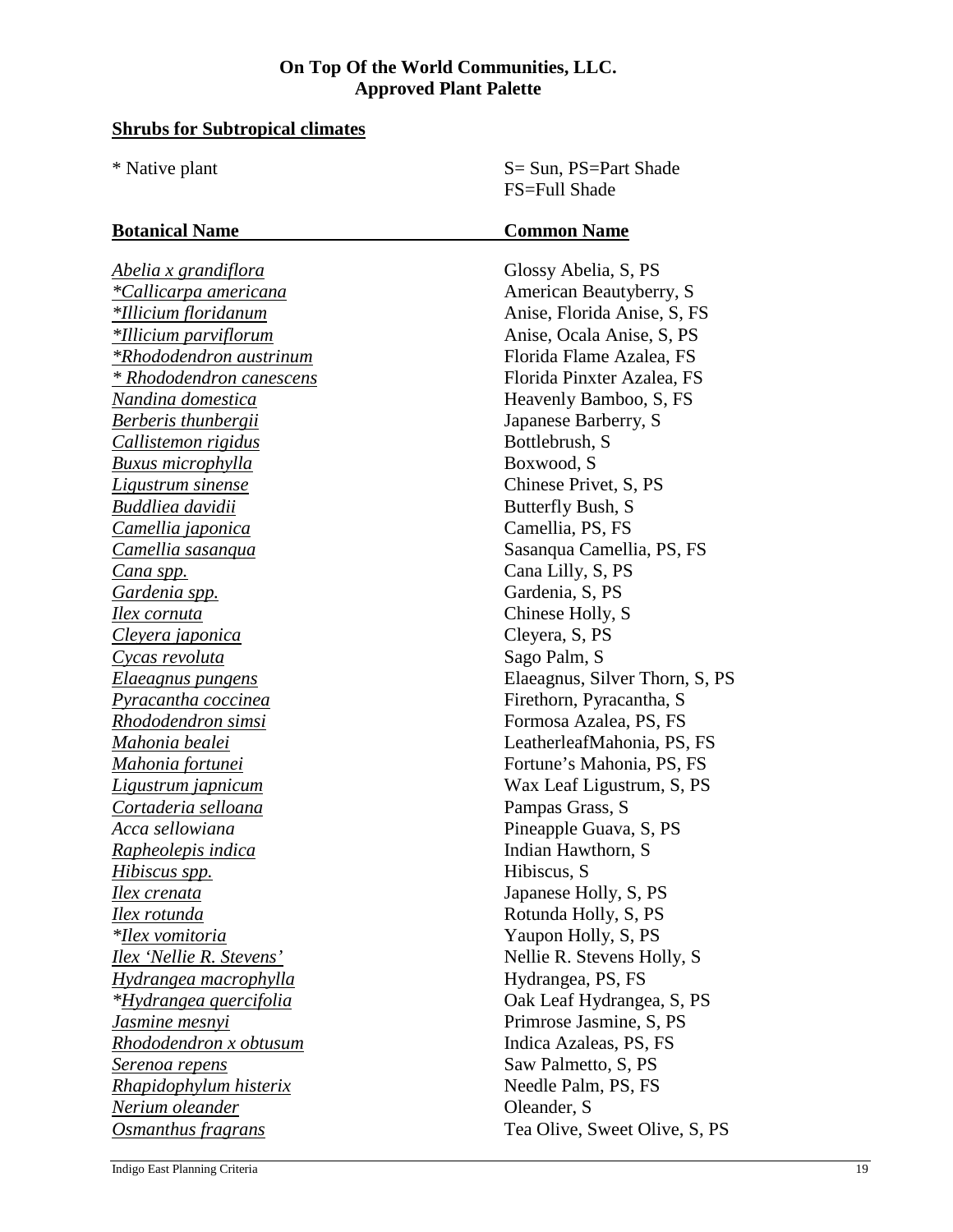**On Top Of the World Communities, LLC.**
**Approved Plant Palette**

## Shrubs for Subtropical climates

\* Native plant

S= Sun, PS=Part Shade
FS=Full Shade

| Botanical Name | Common Name |
|---|---|
| *Abelia x grandiflora* | Glossy Abelia, S, PS |
| **Callicarpa americana* | American Beautyberry, S |
| **Illicium floridanum* | Anise, Florida Anise, S, FS |
| **Illicium parviflorum* | Anise, Ocala Anise, S, PS |
| **Rhododendron austrinum* | Florida Flame Azalea, FS |
| ** Rhododendron canescens* | Florida Pinxter Azalea, FS |
| *Nandina domestica* | Heavenly Bamboo, S, FS |
| *Berberis thunbergii* | Japanese Barberry, S |
| *Callistemon rigidus* | Bottlebrush, S |
| *Buxus microphylla* | Boxwood, S |
| *Ligustrum sinense* | Chinese Privet, S, PS |
| *Buddliea davidii* | Butterfly Bush, S |
| *Camellia japonica* | Camellia, PS, FS |
| *Camellia sasanqua* | Sasanqua Camellia, PS, FS |
| *Cana spp.* | Cana Lilly, S, PS |
| *Gardenia spp.* | Gardenia, S, PS |
| *Ilex cornuta* | Chinese Holly, S |
| *Cleyera japonica* | Cleyera, S, PS |
| *Cycas revoluta* | Sago Palm, S |
| *Elaeagnus pungens* | Elaeagnus, Silver Thorn, S, PS |
| *Pyracantha coccinea* | Firethorn, Pyracantha, S |
| *Rhododendron simsi* | Formosa Azalea, PS, FS |
| *Mahonia bealei* | LeatherleafMahonia, PS, FS |
| *Mahonia fortunei* | Fortune's Mahonia, PS, FS |
| *Ligustrum japnicum* | Wax Leaf Ligustrum, S, PS |
| *Cortaderia selloana* | Pampas Grass, S |
| *Acca sellowiana* | Pineapple Guava, S, PS |
| *Rapheolepis indica* | Indian Hawthorn, S |
| *Hibiscus spp.* | Hibiscus, S |
| *Ilex crenata* | Japanese Holly, S, PS |
| *Ilex rotunda* | Rotunda Holly, S, PS |
| **Ilex vomitoria* | Yaupon Holly, S, PS |
| *Ilex 'Nellie R. Stevens'* | Nellie R. Stevens Holly, S |
| *Hydrangea macrophylla* | Hydrangea, PS, FS |
| **Hydrangea quercifolia* | Oak Leaf Hydrangea, S, PS |
| *Jasmine mesnyi* | Primrose Jasmine, S, PS |
| *Rhododendron x obtusum* | Indica Azaleas, PS, FS |
| *Serenoa repens* | Saw Palmetto, S, PS |
| *Rhapidophylum histerix* | Needle Palm, PS, FS |
| *Nerium oleander* | Oleander, S |
| *Osmanthus fragrans* | Tea Olive, Sweet Olive, S, PS |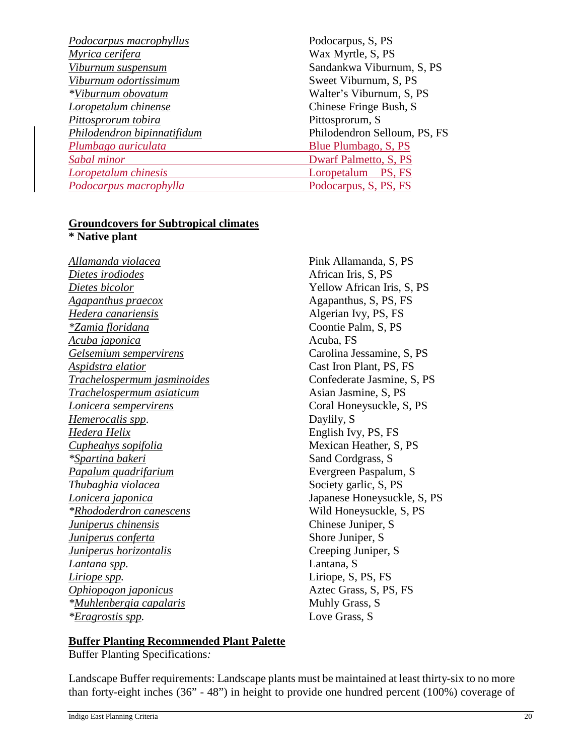| | |
|---|---|
| Podocarpus macrophyllus | Podocarpus, S, PS |
| Myrica cerifera | Wax Myrtle, S, PS |
| Viburnum suspensum | Sandankwa Viburnum, S, PS |
| Viburnum odortissimum | Sweet Viburnum, S, PS |
| *Viburnum obovatum | Walter's Viburnum, S, PS |
| Loropetalum chinense | Chinese Fringe Bush, S |
| Pittosprorum tobira | Pittosprorum, S |
| Philodendron bipinnatifidum | Philodendron Selloum, PS, FS |
| Plumbago auriculata | Blue Plumbago, S, PS |
| Sabal minor | Dwarf Palmetto, S, PS |
| Loropetalum chinesis | Loropetalum PS, FS |
| Podocarpus macrophylla | Podocarpus, S, PS, FS |

**Groundcovers for Subtropical climates**

**\* Native plant**

| | |
|---|---|
| Allamanda violacea | Pink Allamanda, S, PS |
| Dietes irodiodes | African Iris, S, PS |
| Dietes bicolor | Yellow African Iris, S, PS |
| Agapanthus praecox | Agapanthus, S, PS, FS |
| Hedera canariensis | Algerian Ivy, PS, FS |
| *Zamia floridana | Coontie Palm, S, PS |
| Acuba japonica | Acuba, FS |
| Gelsemium sempervirens | Carolina Jessamine, S, PS |
| Aspidstra elatior | Cast Iron Plant, PS, FS |
| Trachelospermum jasminoides | Confederate Jasmine, S, PS |
| Trachelospermum asiaticum | Asian Jasmine, S, PS |
| Lonicera sempervirens | Coral Honeysuckle, S, PS |
| Hemerocalis spp. | Daylily, S |
| Hedera Helix | English Ivy, PS, FS |
| Cupheahys sopifolia | Mexican Heather, S, PS |
| *Spartina bakeri | Sand Cordgrass, S |
| Papalum quadrifarium | Evergreen Paspalum, S |
| Thubaghia violacea | Society garlic, S, PS |
| Lonicera japonica | Japanese Honeysuckle, S, PS |
| *Rhododerdron canescens | Wild Honeysuckle, S, PS |
| Juniperus chinensis | Chinese Juniper, S |
| Juniperus conferta | Shore Juniper, S |
| Juniperus horizontalis | Creeping Juniper, S |
| Lantana spp. | Lantana, S |
| Liriope spp. | Liriope, S, PS, FS |
| Ophiopogon japonicus | Aztec Grass, S, PS, FS |
| *Muhlenbergia capalaris | Muhly Grass, S |
| *Eragrostis spp. | Love Grass, S |

**Buffer Planting Recommended Plant Palette**

Buffer Planting Specifications*:*

Landscape Buffer requirements: Landscape plants must be maintained at least thirty-six to no more than forty-eight inches (36" - 48") in height to provide one hundred percent (100%) coverage of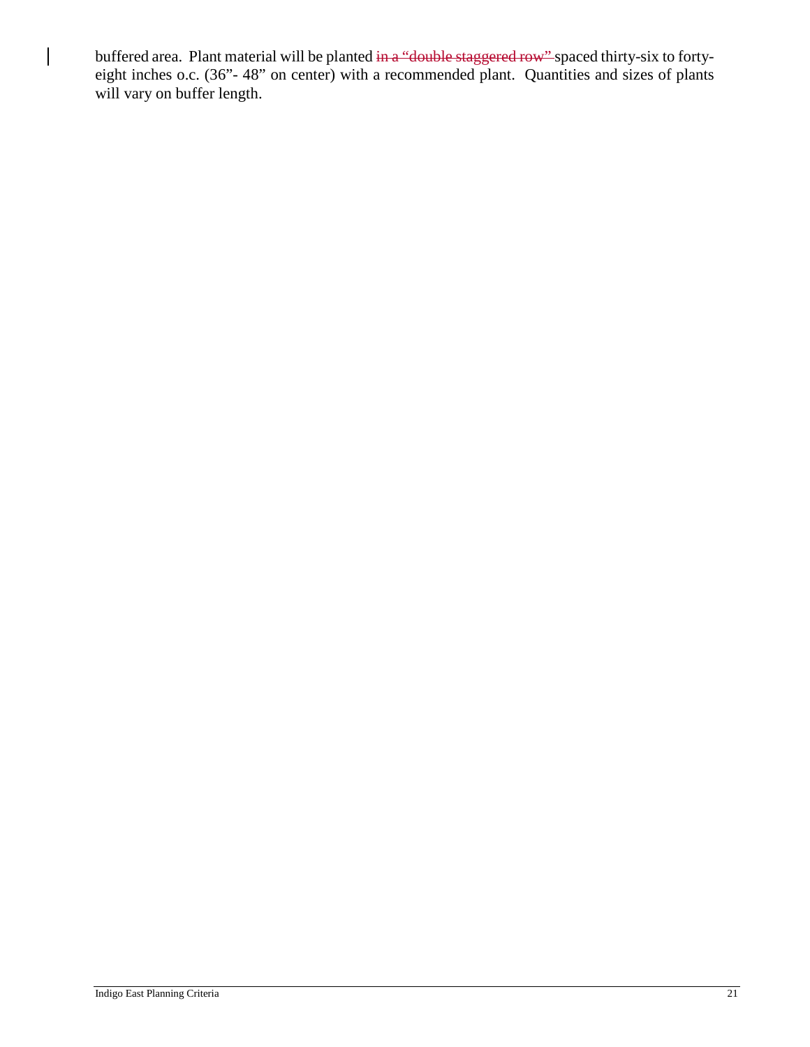buffered area. Plant material will be planted ~~in a "double staggered row"~~ spaced thirty-six to forty-eight inches o.c. (36"- 48" on center) with a recommended plant. Quantities and sizes of plants will vary on buffer length.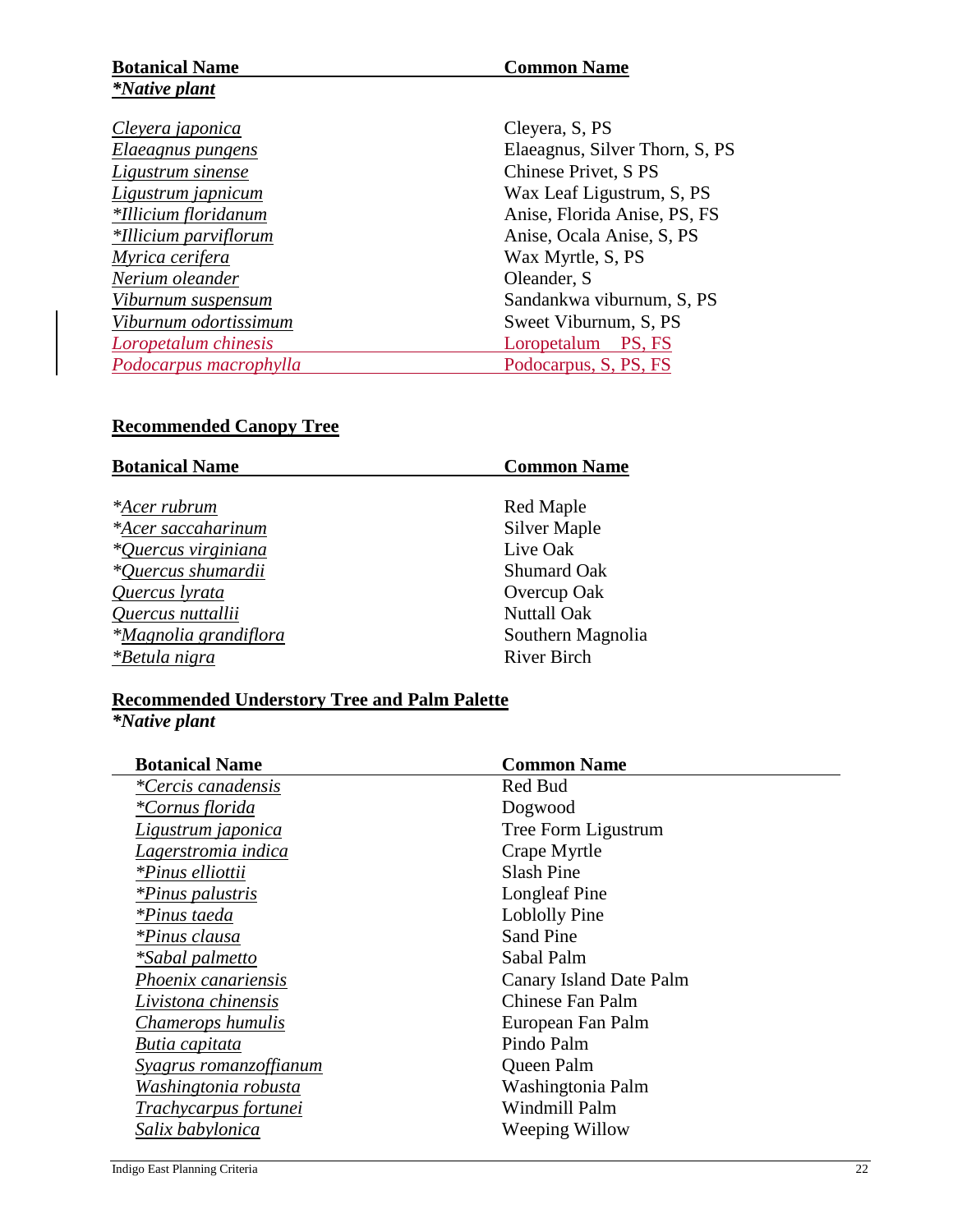| Botanical Name | Common Name |
|---|---|
| *\*Native plant* | |
| *Cleyera japonica* | Cleyera, S, PS |
| *Elaeagnus pungens* | Elaeagnus, Silver Thorn, S, PS |
| *Ligustrum sinense* | Chinese Privet, S PS |
| *Ligustrum japnicum* | Wax Leaf Ligustrum, S, PS |
| *\*Illicium floridanum* | Anise, Florida Anise, PS, FS |
| *\*Illicium parviflorum* | Anise, Ocala Anise, S, PS |
| *Myrica cerifera* | Wax Myrtle, S, PS |
| *Nerium oleander* | Oleander, S |
| *Viburnum suspensum* | Sandankwa viburnum, S, PS |
| *Viburnum odortissimum* | Sweet Viburnum, S, PS |
| *Loropetalum chinesis* | Loropetalum PS, FS |
| *Podocarpus macrophylla* | Podocarpus, S, PS, FS |

## Recommended Canopy Tree

| Botanical Name | Common Name |
|---|---|
| *\*Acer rubrum* | Red Maple |
| *\*Acer saccaharinum* | Silver Maple |
| *\*Quercus virginiana* | Live Oak |
| *\*Quercus shumardii* | Shumard Oak |
| *Quercus lyrata* | Overcup Oak |
| *Quercus nuttallii* | Nuttall Oak |
| *\*Magnolia grandiflora* | Southern Magnolia |
| *\*Betula nigra* | River Birch |

## Recommended Understory Tree and Palm Palette

***Native plant***

| Botanical Name | Common Name |
|---|---|
| *\*Cercis canadensis* | Red Bud |
| *\*Cornus florida* | Dogwood |
| *Ligustrum japonica* | Tree Form Ligustrum |
| *Lagerstromia indica* | Crape Myrtle |
| *\*Pinus elliottii* | Slash Pine |
| *\*Pinus palustris* | Longleaf Pine |
| *\*Pinus taeda* | Loblolly Pine |
| *\*Pinus clausa* | Sand Pine |
| *\*Sabal palmetto* | Sabal Palm |
| *Phoenix canariensis* | Canary Island Date Palm |
| *Livistona chinensis* | Chinese Fan Palm |
| *Chamerops humulis* | European Fan Palm |
| *Butia capitata* | Pindo Palm |
| *Syagrus romanzoffianum* | Queen Palm |
| *Washingtonia robusta* | Washingtonia Palm |
| *Trachycarpus fortunei* | Windmill Palm |
| *Salix babylonica* | Weeping Willow |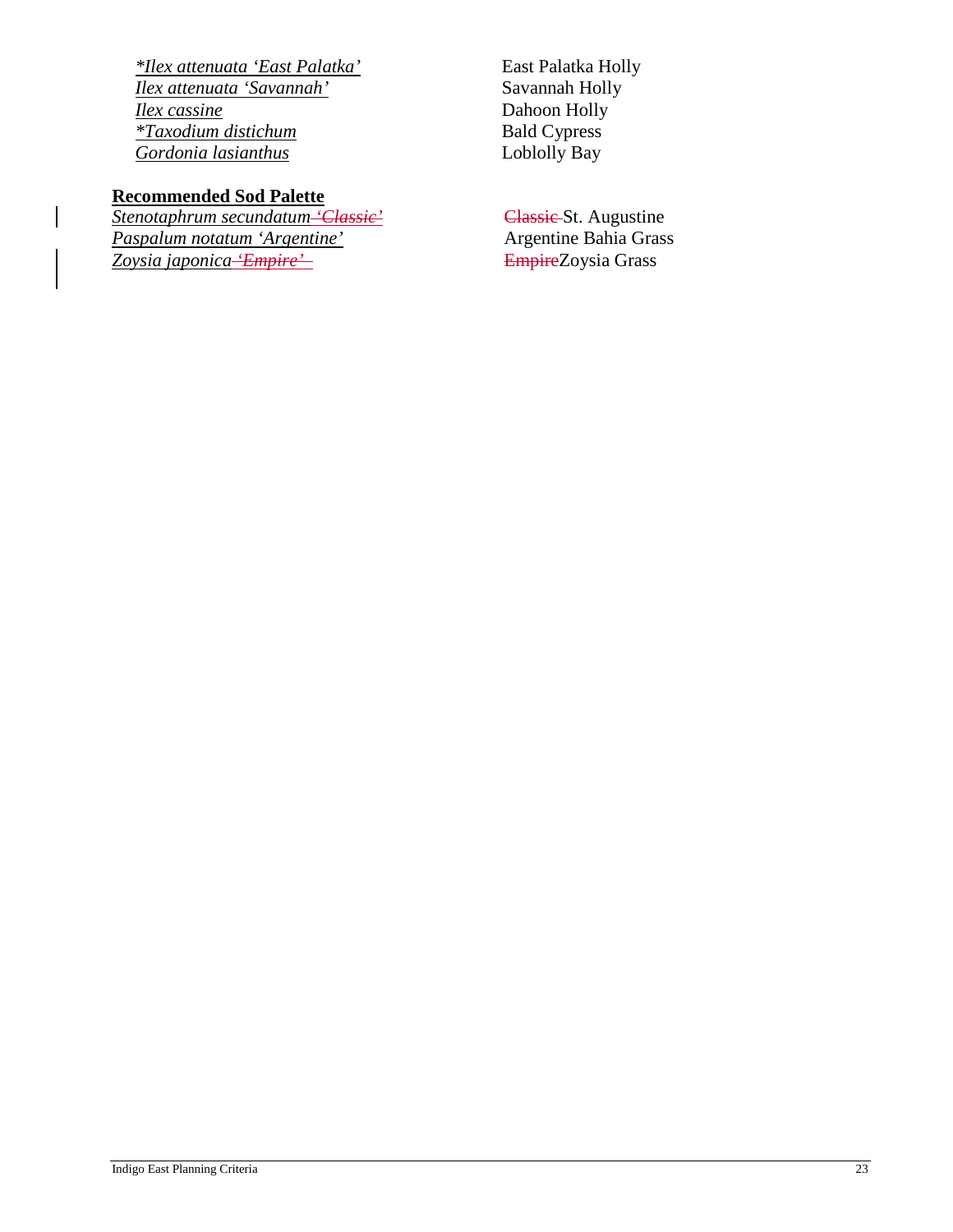| | |
|---|---|
| *\*Ilex attenuata 'East Palatka'* | East Palatka Holly |
| *Ilex attenuata 'Savannah'* | Savannah Holly |
| *Ilex cassine* | Dahoon Holly |
| *\*Taxodium distichum* | Bald Cypress |
| *Gordonia lasianthus* | Loblolly Bay |

**Recommended Sod Palette**

| | |
|---|---|
| *Stenotaphrum secundatum ~~'Classic'~~* | ~~Classic~~ St. Augustine |
| *Paspalum notatum 'Argentine'* | Argentine Bahia Grass |
| *Zoysia japonica ~~'Empire'~~* | ~~Empire~~Zoysia Grass |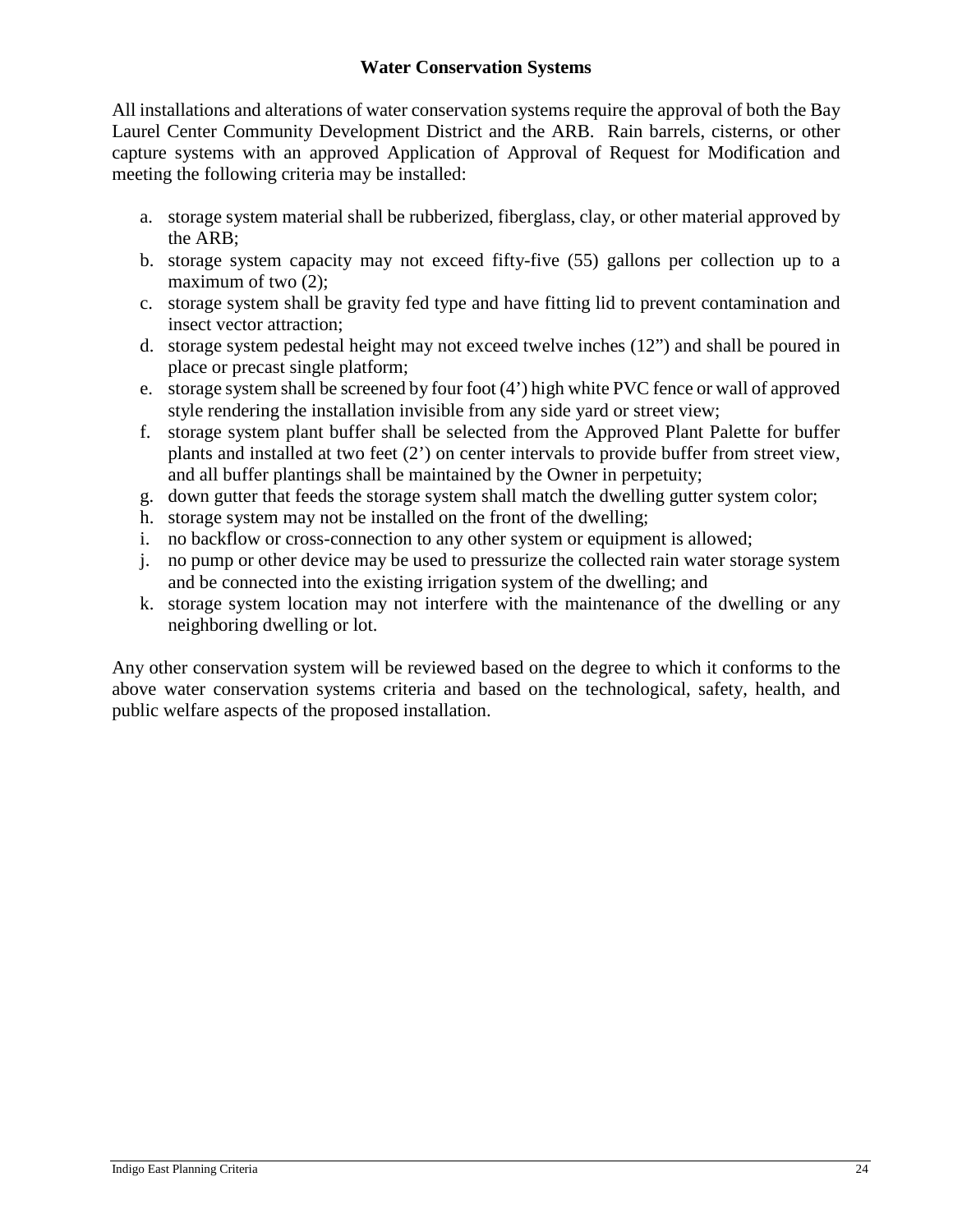## Water Conservation Systems

All installations and alterations of water conservation systems require the approval of both the Bay Laurel Center Community Development District and the ARB. Rain barrels, cisterns, or other capture systems with an approved Application of Approval of Request for Modification and meeting the following criteria may be installed:

a. storage system material shall be rubberized, fiberglass, clay, or other material approved by the ARB;
b. storage system capacity may not exceed fifty-five (55) gallons per collection up to a maximum of two (2);
c. storage system shall be gravity fed type and have fitting lid to prevent contamination and insect vector attraction;
d. storage system pedestal height may not exceed twelve inches (12") and shall be poured in place or precast single platform;
e. storage system shall be screened by four foot (4') high white PVC fence or wall of approved style rendering the installation invisible from any side yard or street view;
f. storage system plant buffer shall be selected from the Approved Plant Palette for buffer plants and installed at two feet (2') on center intervals to provide buffer from street view, and all buffer plantings shall be maintained by the Owner in perpetuity;
g. down gutter that feeds the storage system shall match the dwelling gutter system color;
h. storage system may not be installed on the front of the dwelling;
i. no backflow or cross-connection to any other system or equipment is allowed;
j. no pump or other device may be used to pressurize the collected rain water storage system and be connected into the existing irrigation system of the dwelling; and
k. storage system location may not interfere with the maintenance of the dwelling or any neighboring dwelling or lot.

Any other conservation system will be reviewed based on the degree to which it conforms to the above water conservation systems criteria and based on the technological, safety, health, and public welfare aspects of the proposed installation.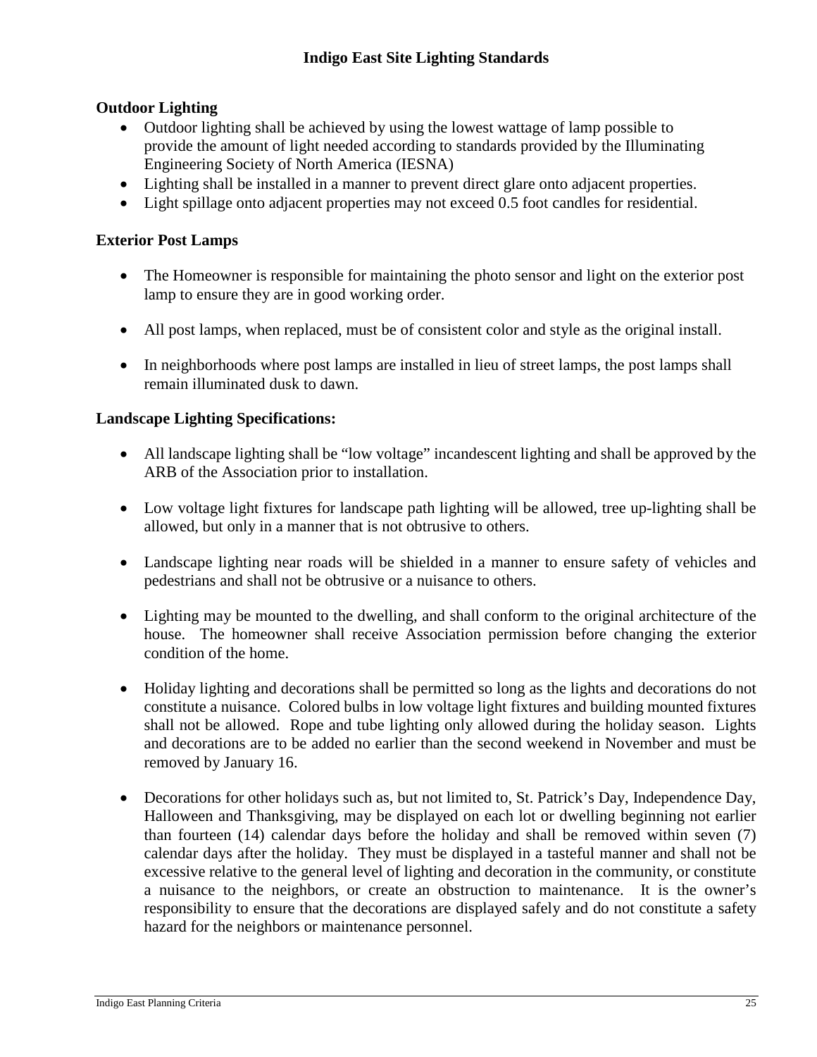# Indigo East Site Lighting Standards

## Outdoor Lighting

- Outdoor lighting shall be achieved by using the lowest wattage of lamp possible to provide the amount of light needed according to standards provided by the Illuminating Engineering Society of North America (IESNA)
- Lighting shall be installed in a manner to prevent direct glare onto adjacent properties.
- Light spillage onto adjacent properties may not exceed 0.5 foot candles for residential.

## Exterior Post Lamps

- The Homeowner is responsible for maintaining the photo sensor and light on the exterior post lamp to ensure they are in good working order.
- All post lamps, when replaced, must be of consistent color and style as the original install.
- In neighborhoods where post lamps are installed in lieu of street lamps, the post lamps shall remain illuminated dusk to dawn.

## Landscape Lighting Specifications:

- All landscape lighting shall be "low voltage" incandescent lighting and shall be approved by the ARB of the Association prior to installation.
- Low voltage light fixtures for landscape path lighting will be allowed, tree up-lighting shall be allowed, but only in a manner that is not obtrusive to others.
- Landscape lighting near roads will be shielded in a manner to ensure safety of vehicles and pedestrians and shall not be obtrusive or a nuisance to others.
- Lighting may be mounted to the dwelling, and shall conform to the original architecture of the house. The homeowner shall receive Association permission before changing the exterior condition of the home.
- Holiday lighting and decorations shall be permitted so long as the lights and decorations do not constitute a nuisance. Colored bulbs in low voltage light fixtures and building mounted fixtures shall not be allowed. Rope and tube lighting only allowed during the holiday season. Lights and decorations are to be added no earlier than the second weekend in November and must be removed by January 16.
- Decorations for other holidays such as, but not limited to, St. Patrick's Day, Independence Day, Halloween and Thanksgiving, may be displayed on each lot or dwelling beginning not earlier than fourteen (14) calendar days before the holiday and shall be removed within seven (7) calendar days after the holiday. They must be displayed in a tasteful manner and shall not be excessive relative to the general level of lighting and decoration in the community, or constitute a nuisance to the neighbors, or create an obstruction to maintenance. It is the owner's responsibility to ensure that the decorations are displayed safely and do not constitute a safety hazard for the neighbors or maintenance personnel.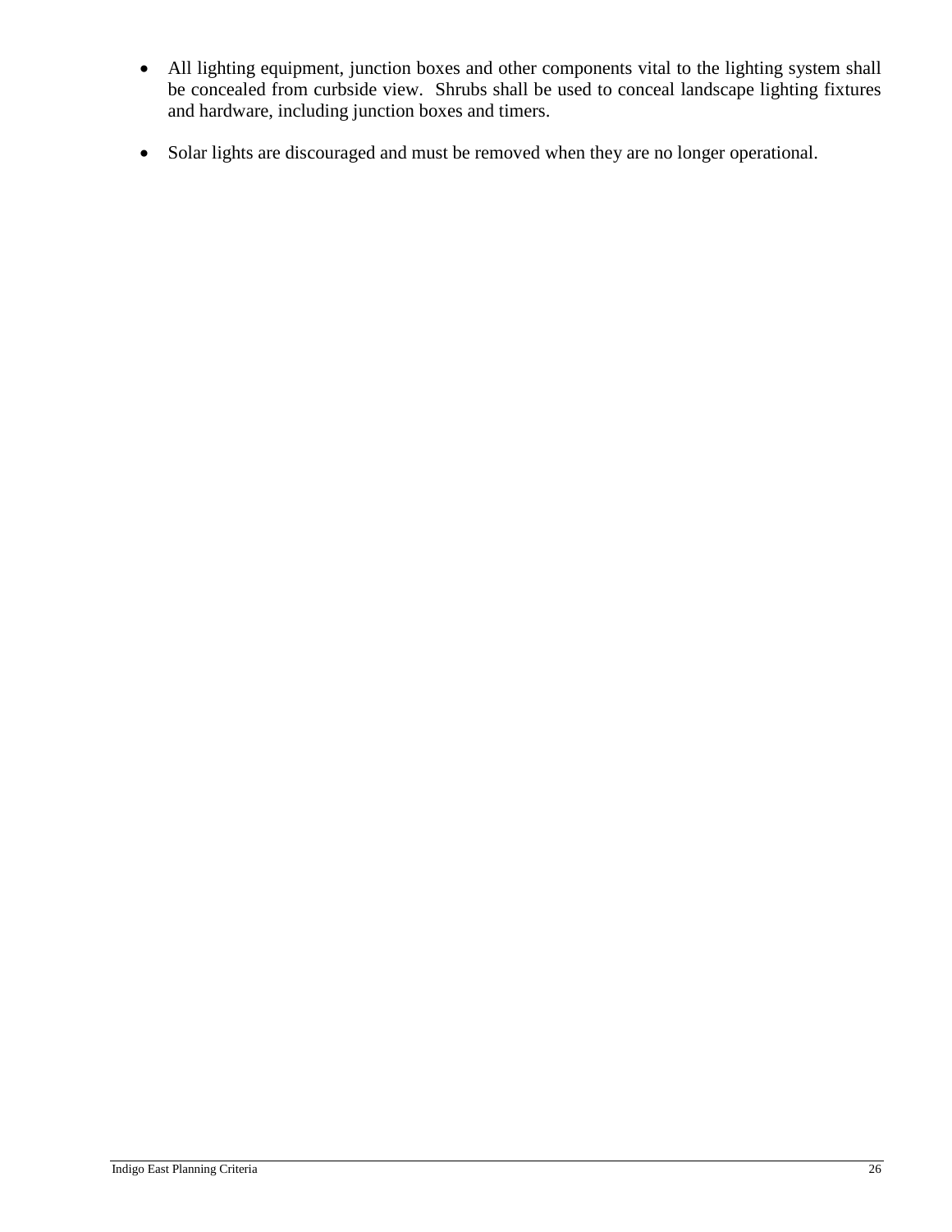- All lighting equipment, junction boxes and other components vital to the lighting system shall be concealed from curbside view. Shrubs shall be used to conceal landscape lighting fixtures and hardware, including junction boxes and timers.

- Solar lights are discouraged and must be removed when they are no longer operational.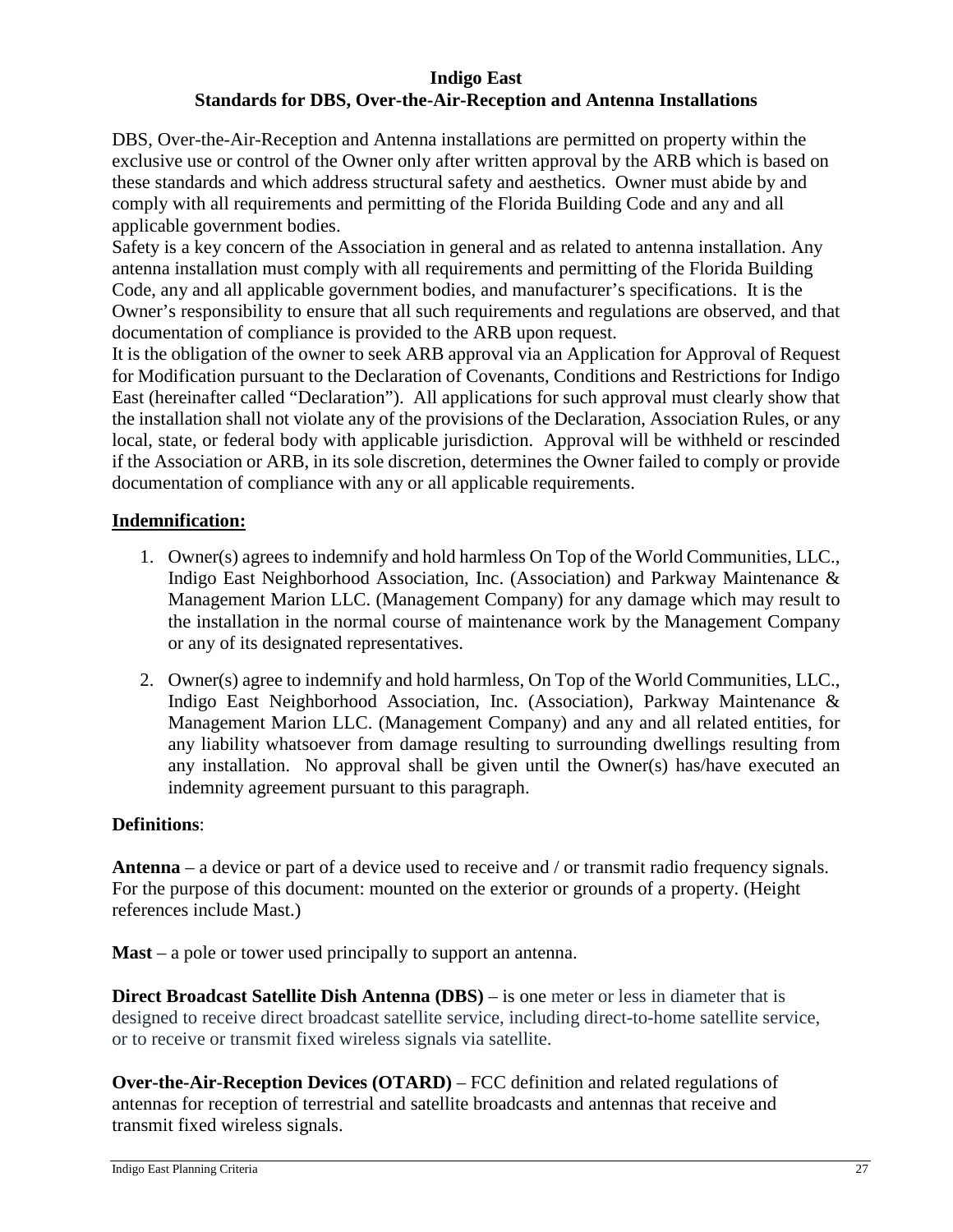# Indigo East
## Standards for DBS, Over-the-Air-Reception and Antenna Installations

DBS, Over-the-Air-Reception and Antenna installations are permitted on property within the exclusive use or control of the Owner only after written approval by the ARB which is based on these standards and which address structural safety and aesthetics. Owner must abide by and comply with all requirements and permitting of the Florida Building Code and any and all applicable government bodies.

Safety is a key concern of the Association in general and as related to antenna installation. Any antenna installation must comply with all requirements and permitting of the Florida Building Code, any and all applicable government bodies, and manufacturer's specifications. It is the Owner's responsibility to ensure that all such requirements and regulations are observed, and that documentation of compliance is provided to the ARB upon request.

It is the obligation of the owner to seek ARB approval via an Application for Approval of Request for Modification pursuant to the Declaration of Covenants, Conditions and Restrictions for Indigo East (hereinafter called "Declaration"). All applications for such approval must clearly show that the installation shall not violate any of the provisions of the Declaration, Association Rules, or any local, state, or federal body with applicable jurisdiction. Approval will be withheld or rescinded if the Association or ARB, in its sole discretion, determines the Owner failed to comply or provide documentation of compliance with any or all applicable requirements.

**Indemnification:**

1. Owner(s) agrees to indemnify and hold harmless On Top of the World Communities, LLC., Indigo East Neighborhood Association, Inc. (Association) and Parkway Maintenance & Management Marion LLC. (Management Company) for any damage which may result to the installation in the normal course of maintenance work by the Management Company or any of its designated representatives.

2. Owner(s) agree to indemnify and hold harmless, On Top of the World Communities, LLC., Indigo East Neighborhood Association, Inc. (Association), Parkway Maintenance & Management Marion LLC. (Management Company) and any and all related entities, for any liability whatsoever from damage resulting to surrounding dwellings resulting from any installation. No approval shall be given until the Owner(s) has/have executed an indemnity agreement pursuant to this paragraph.

**Definitions**:

**Antenna** – a device or part of a device used to receive and / or transmit radio frequency signals. For the purpose of this document: mounted on the exterior or grounds of a property. (Height references include Mast.)

**Mast** – a pole or tower used principally to support an antenna.

**Direct Broadcast Satellite Dish Antenna (DBS)** – is one meter or less in diameter that is designed to receive direct broadcast satellite service, including direct-to-home satellite service, or to receive or transmit fixed wireless signals via satellite.

**Over-the-Air-Reception Devices (OTARD)** – FCC definition and related regulations of antennas for reception of terrestrial and satellite broadcasts and antennas that receive and transmit fixed wireless signals.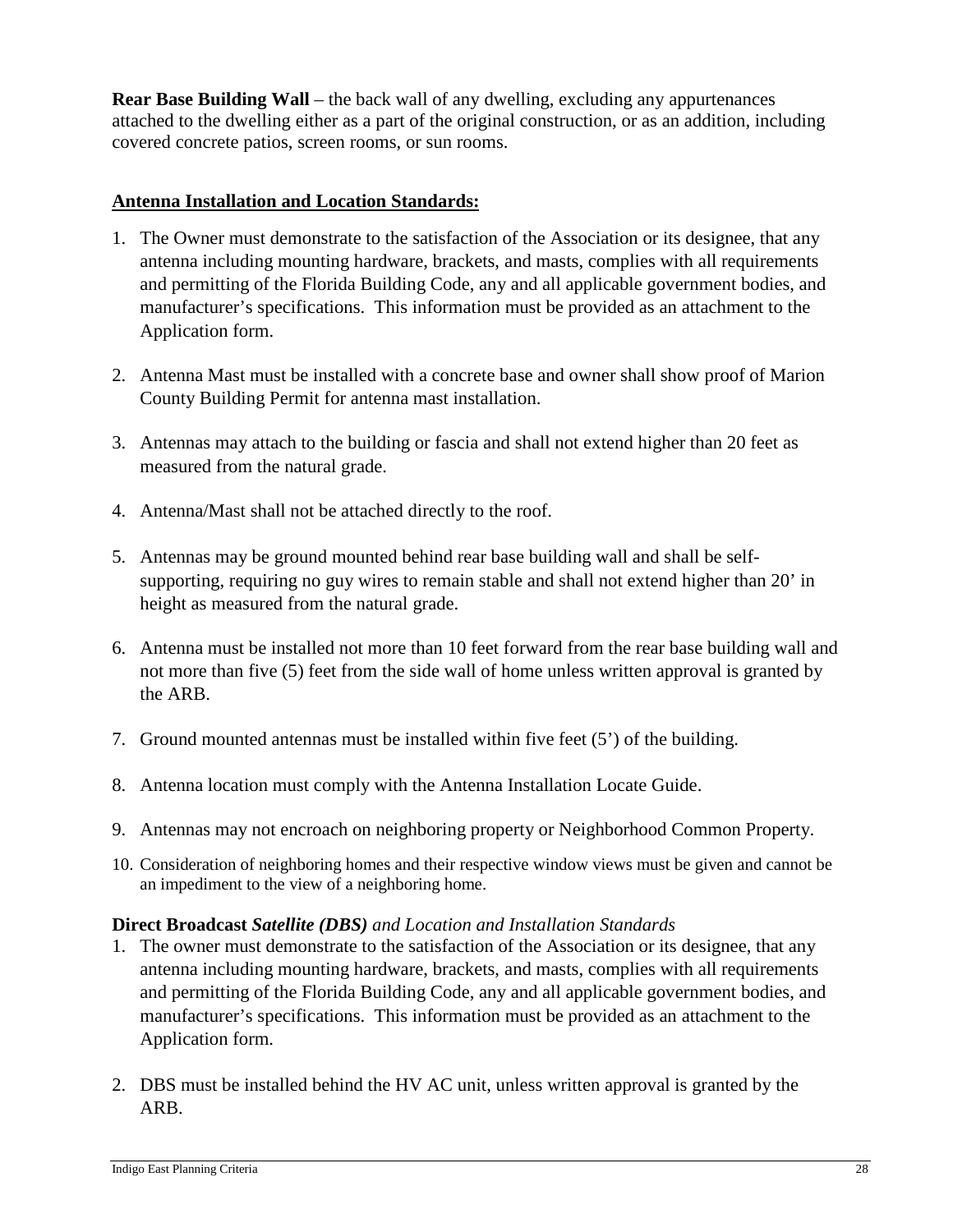**Rear Base Building Wall** – the back wall of any dwelling, excluding any appurtenances attached to the dwelling either as a part of the original construction, or as an addition, including covered concrete patios, screen rooms, or sun rooms.

## Antenna Installation and Location Standards:

1. The Owner must demonstrate to the satisfaction of the Association or its designee, that any antenna including mounting hardware, brackets, and masts, complies with all requirements and permitting of the Florida Building Code, any and all applicable government bodies, and manufacturer's specifications. This information must be provided as an attachment to the Application form.
2. Antenna Mast must be installed with a concrete base and owner shall show proof of Marion County Building Permit for antenna mast installation.
3. Antennas may attach to the building or fascia and shall not extend higher than 20 feet as measured from the natural grade.
4. Antenna/Mast shall not be attached directly to the roof.
5. Antennas may be ground mounted behind rear base building wall and shall be self-supporting, requiring no guy wires to remain stable and shall not extend higher than 20' in height as measured from the natural grade.
6. Antenna must be installed not more than 10 feet forward from the rear base building wall and not more than five (5) feet from the side wall of home unless written approval is granted by the ARB.
7. Ground mounted antennas must be installed within five feet (5') of the building.
8. Antenna location must comply with the Antenna Installation Locate Guide.
9. Antennas may not encroach on neighboring property or Neighborhood Common Property.
10. Consideration of neighboring homes and their respective window views must be given and cannot be an impediment to the view of a neighboring home.

**Direct Broadcast *Satellite (DBS)*** *and Location and Installation Standards*

1. The owner must demonstrate to the satisfaction of the Association or its designee, that any antenna including mounting hardware, brackets, and masts, complies with all requirements and permitting of the Florida Building Code, any and all applicable government bodies, and manufacturer's specifications. This information must be provided as an attachment to the Application form.
2. DBS must be installed behind the HV AC unit, unless written approval is granted by the ARB.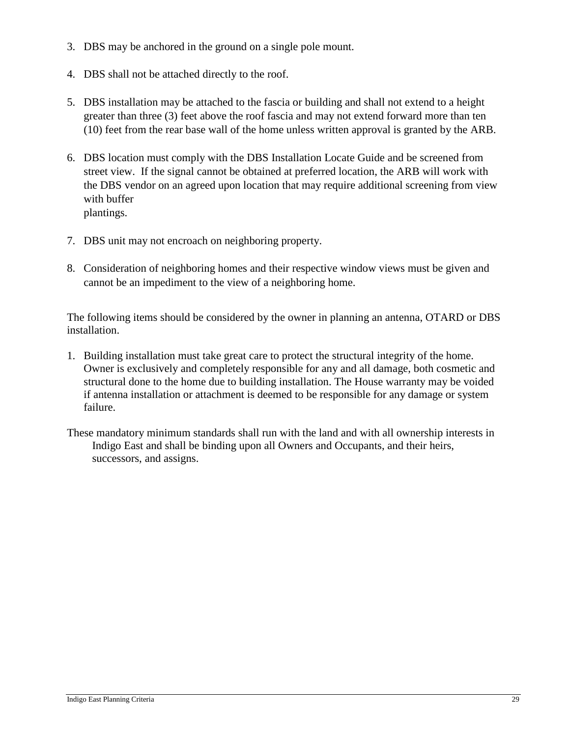3. DBS may be anchored in the ground on a single pole mount.

4. DBS shall not be attached directly to the roof.

5. DBS installation may be attached to the fascia or building and shall not extend to a height greater than three (3) feet above the roof fascia and may not extend forward more than ten (10) feet from the rear base wall of the home unless written approval is granted by the ARB.

6. DBS location must comply with the DBS Installation Locate Guide and be screened from street view. If the signal cannot be obtained at preferred location, the ARB will work with the DBS vendor on an agreed upon location that may require additional screening from view with buffer plantings.

7. DBS unit may not encroach on neighboring property.

8. Consideration of neighboring homes and their respective window views must be given and cannot be an impediment to the view of a neighboring home.

The following items should be considered by the owner in planning an antenna, OTARD or DBS installation.

1. Building installation must take great care to protect the structural integrity of the home. Owner is exclusively and completely responsible for any and all damage, both cosmetic and structural done to the home due to building installation. The House warranty may be voided if antenna installation or attachment is deemed to be responsible for any damage or system failure.

These mandatory minimum standards shall run with the land and with all ownership interests in Indigo East and shall be binding upon all Owners and Occupants, and their heirs, successors, and assigns.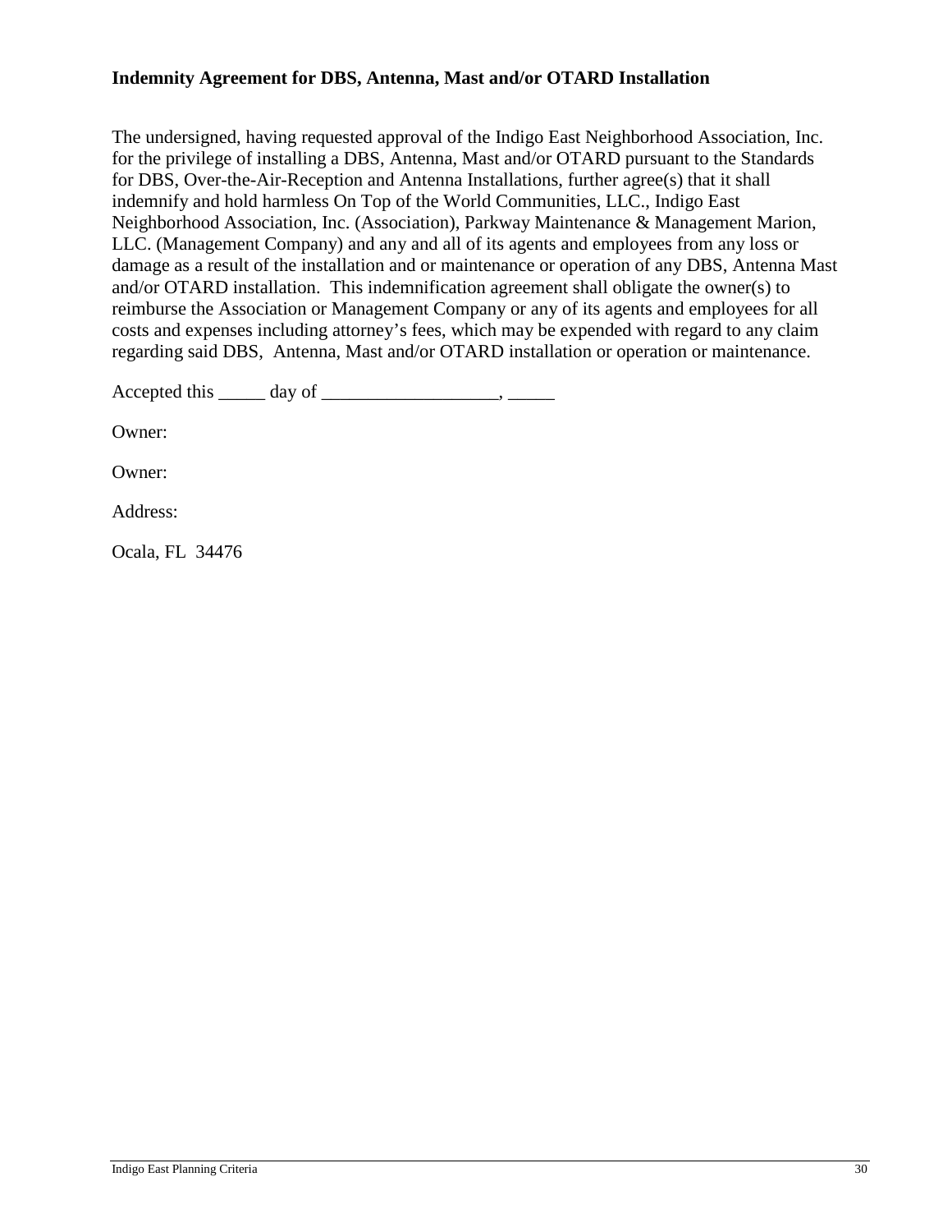**Indemnity Agreement for DBS, Antenna, Mast and/or OTARD Installation**

The undersigned, having requested approval of the Indigo East Neighborhood Association, Inc. for the privilege of installing a DBS, Antenna, Mast and/or OTARD pursuant to the Standards for DBS, Over-the-Air-Reception and Antenna Installations, further agree(s) that it shall indemnify and hold harmless On Top of the World Communities, LLC., Indigo East Neighborhood Association, Inc. (Association), Parkway Maintenance & Management Marion, LLC. (Management Company) and any and all of its agents and employees from any loss or damage as a result of the installation and or maintenance or operation of any DBS, Antenna Mast and/or OTARD installation. This indemnification agreement shall obligate the owner(s) to reimburse the Association or Management Company or any of its agents and employees for all costs and expenses including attorney's fees, which may be expended with regard to any claim regarding said DBS, Antenna, Mast and/or OTARD installation or operation or maintenance.

Accepted this _____ day of ___________________, _____

Owner:

Owner:

Address:

Ocala, FL 34476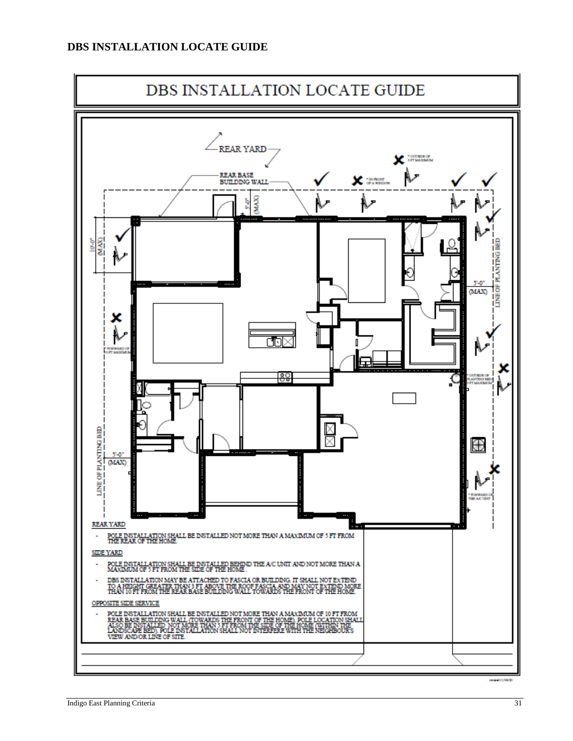## DBS INSTALLATION LOCATE GUIDE

# DBS INSTALLATION LOCATE GUIDE

REAR YARD

REAR BASE BUILDING WALL

* OUTSIDE OF 5 FT MAXIMUM

* IN FRONT OF A WINDOW

5'-0" (MAX)

10'-0" (MAX)

5'-0" (MAX)

LINE OF PLANTING BED

* FORWARD OF 10 FT MAXIMUM

* OUTSIDE OF PLANTING BED 5 FT MAXIMUM

5'-0" (MAX)

LINE OF PLANTING BED

* FORWARD OF THE A/C UNIT

REAR YARD

- POLE INSTALLATION SHALL BE INSTALLED NOT MORE THAN A MAXIMUM OF 5 FT FROM THE REAR OF THE HOME.

SIDE YARD

- POLE INSTALLATION SHALL BE INSTALLED BEHIND THE A/C UNIT AND NOT MORE THAN A MAXIMUM OF 5 FT FROM THE SIDE OF THE HOME .
- DBS INSTALLATION MAY BE ATTACHED TO FASCIA OR BUILDING. IT SHALL NOT EXTEND TO A HEIGHT GREATER THAN 3 FT ABOVE THE ROOF FASCIA AND MAY NOT EXTEND MORE THAN 10 FT FROM THE REAR BASE BUILDING WALL TOWARDS THE FRONT OF THE HOME.

OPPOSITE SIDE SERVICE

- POLE INSTALLATION SHALL BE INSTALLED NOT MORE THAN A MAXIMUM OF 10 FT FROM REAR BASE BUILDING WALL (TOWARDS THE FRONT OF THE HOME). POLE LOCATION SHALL ALSO BE INSTALLED NOT MORE THAN 5 FT FROM THE SIDE OF THE HOME (WITHIN THE LANDSCAPE BED). POLE INSTALLATION SHALL NOT INTERFERE WITH THE NEIGHBOUR'S VIEW AND/OR LINE OF SITE.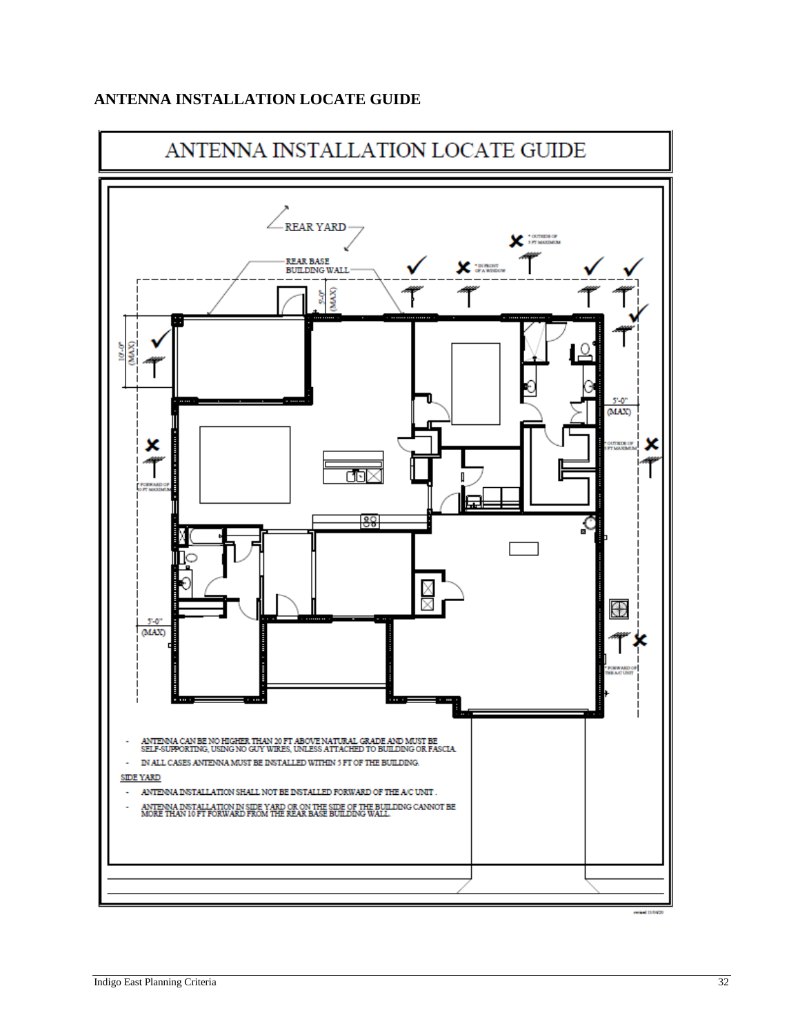## ANTENNA INSTALLATION LOCATE GUIDE

ANTENNA INSTALLATION LOCATE GUIDE

REAR YARD

REAR BASE BUILDING WALL

5'-0" (MAX)

10'-0" (MAX)

5'-0" (MAX)

* OUTSIDE OF 5 FT MAXIMUM

* IN FRONT OF A WINDOW

* FORWARD OF 10 FT MAXIMUM

* OUTSIDE OF 5 FT MAXIMUM

* FORWARD OF THE A/C UNIT

- ANTENNA CAN BE NO HIGHER THAN 20 FT ABOVE NATURAL GRADE AND MUST BE SELF-SUPPORTING, USING NO GUY WIRES, UNLESS ATTACHED TO BUILDING OR FASCIA.
- IN ALL CASES ANTENNA MUST BE INSTALLED WITHIN 5 FT OF THE BUILDING.

SIDE YARD

- ANTENNA INSTALLATION SHALL NOT BE INSTALLED FORWARD OF THE A/C UNIT.
- ANTENNA INSTALLATION IN SIDE YARD OR ON THE SIDE OF THE BUILDING CANNOT BE MORE THAN 10 FT FORWARD FROM THE REAR BASE BUILDING WALL.

revised 11/04/20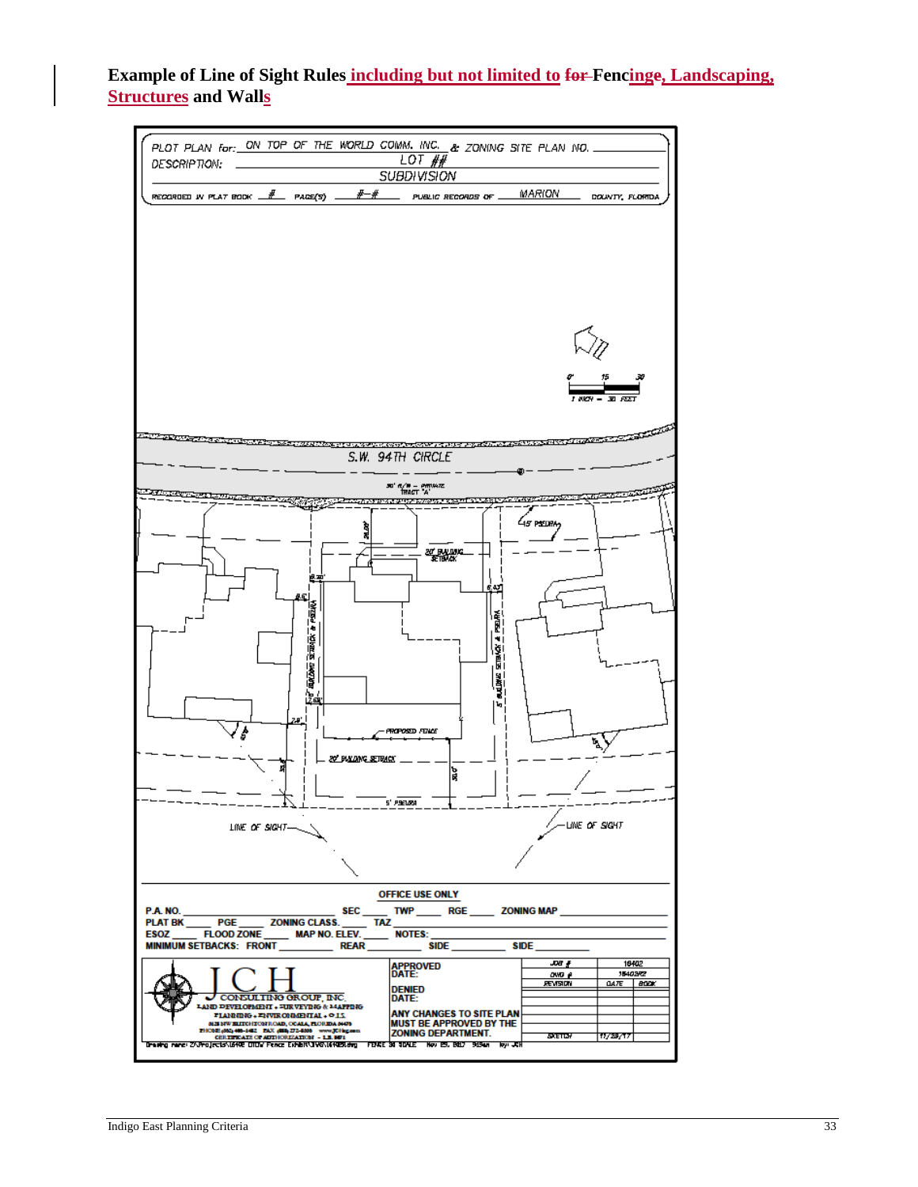**Example of Line of Sight Rules including but not limited to ~~for~~ Fencinge, Landscaping, Structures and Walls**

PLOT PLAN for: ON TOP OF THE WORLD COMM. INC. & ZONING SITE PLAN NO. ______

DESCRIPTION: LOT ##

SUBDIVISION

RECORDED IN PLAT BOOK # PAGE(S) #-# PUBLIC RECORDS OF MARION COUNTY, FLORIDA

0' 15 30

1 INCH = 30 FEET

S.W. 94TH CIRCLE

50' R/W – PRIVATE TRACT 'A'

15' PSEURA

20' BUILDING SETBACK

26.00'

5' BUILDING SETBACK & PSEURA

8.5'

6.43'

PROPOSED FENCE

20' BUILDING SETBACK

5' PSEURA

LINE OF SIGHT

LINE OF SIGHT

**OFFICE USE ONLY**

P.A. NO. ______ SEC ____ TWP ____ RGE ____ ZONING MAP ______

PLAT BK ____ PGE ____ ZONING CLASS. ____ TAZ ______

ESOZ ____ FLOOD ZONE ____ MAP NO. ELEV. ____ NOTES: ______

MINIMUM SETBACKS: FRONT ______ REAR ______ SIDE ______ SIDE ______

JCH CONSULTING GROUP, INC.
LAND DEVELOPMENT • SURVEYING & MAPPING
PLANNING • ENVIRONMENTAL • G.I.S.
CERTIFICATE OF AUTHORIZATION – L.B. 6071

APPROVED DATE:

DENIED DATE:

ANY CHANGES TO SITE PLAN MUST BE APPROVED BY THE ZONING DEPARTMENT.

| JOB # | 16402 | |
|---|---|---|
| DWG # | 16402FE | |
| REVISION | DATE | BOOK |
| SKETCH | 11/29/17 | |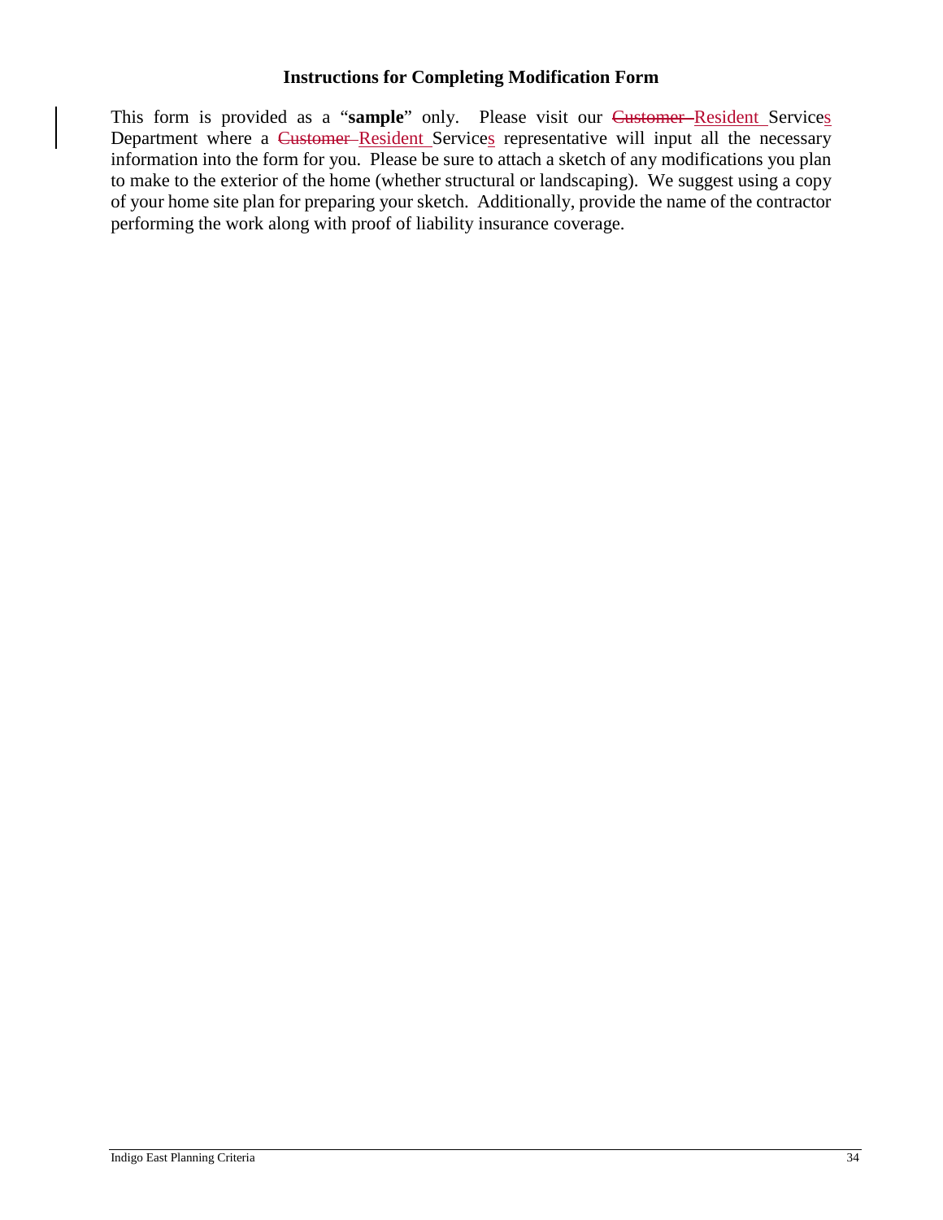### Instructions for Completing Modification Form

This form is provided as a "**sample**" only. Please visit our Resident Services Department where a Resident Services representative will input all the necessary information into the form for you. Please be sure to attach a sketch of any modifications you plan to make to the exterior of the home (whether structural or landscaping). We suggest using a copy of your home site plan for preparing your sketch. Additionally, provide the name of the contractor performing the work along with proof of liability insurance coverage.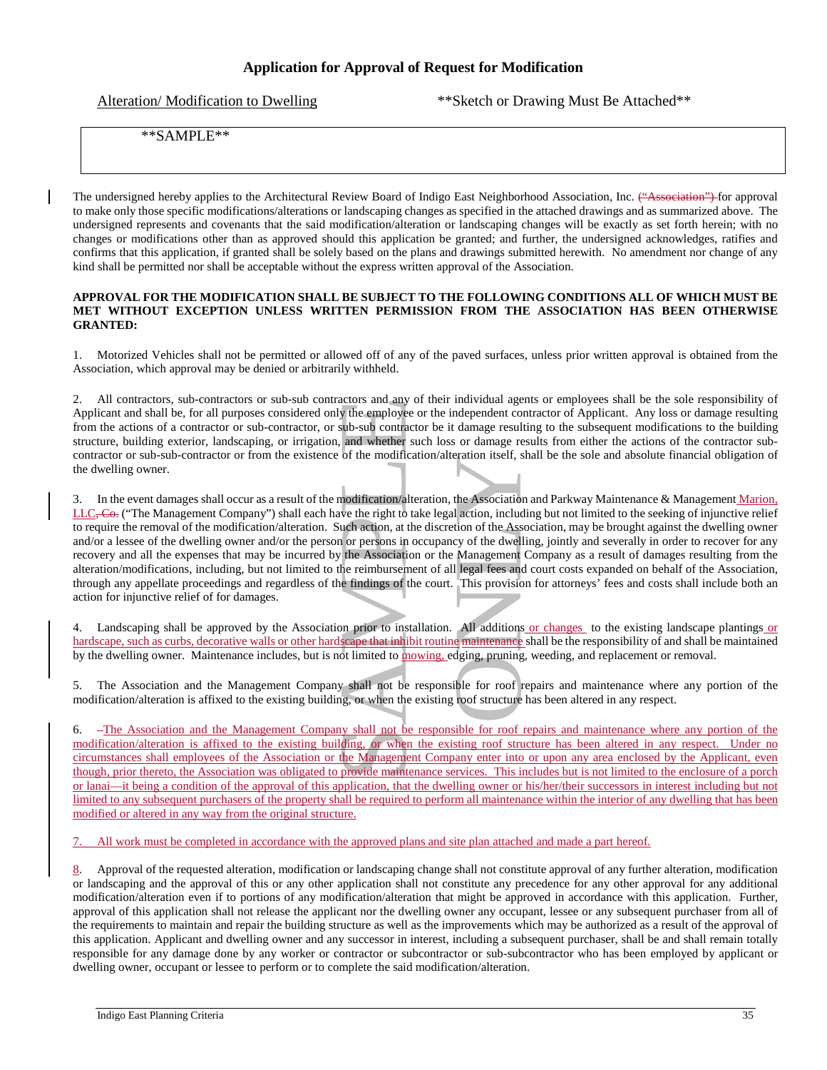## Application for Approval of Request for Modification

Alteration/ Modification to Dwelling **Sketch or Drawing Must Be Attached**

| **SAMPLE** |
|---|

The undersigned hereby applies to the Architectural Review Board of Indigo East Neighborhood Association, Inc. ~~("Association")~~ for approval to make only those specific modifications/alterations or landscaping changes as specified in the attached drawings and as summarized above. The undersigned represents and covenants that the said modification/alteration or landscaping changes will be exactly as set forth herein; with no changes or modifications other than as approved should this application be granted; and further, the undersigned acknowledges, ratifies and confirms that this application, if granted shall be solely based on the plans and drawings submitted herewith. No amendment nor change of any kind shall be permitted nor shall be acceptable without the express written approval of the Association.

**APPROVAL FOR THE MODIFICATION SHALL BE SUBJECT TO THE FOLLOWING CONDITIONS ALL OF WHICH MUST BE MET WITHOUT EXCEPTION UNLESS WRITTEN PERMISSION FROM THE ASSOCIATION HAS BEEN OTHERWISE GRANTED:**

1. Motorized Vehicles shall not be permitted or allowed off of any of the paved surfaces, unless prior written approval is obtained from the Association, which approval may be denied or arbitrarily withheld.

2. All contractors, sub-contractors or sub-sub contractors and any of their individual agents or employees shall be the sole responsibility of Applicant and shall be, for all purposes considered only the employee or the independent contractor of Applicant. Any loss or damage resulting from the actions of a contractor or sub-contractor, or sub-sub contractor be it damage resulting to the subsequent modifications to the building structure, building exterior, landscaping, or irrigation, and whether such loss or damage results from either the actions of the contractor sub-contractor or sub-sub-contractor or from the existence of the modification/alteration itself, shall be the sole and absolute financial obligation of the dwelling owner.

3. In the event damages shall occur as a result of the modification/alteration, the Association and Parkway Maintenance & Management Marion, LLC~~, Co.~~ ("The Management Company") shall each have the right to take legal action, including but not limited to the seeking of injunctive relief to require the removal of the modification/alteration. Such action, at the discretion of the Association, may be brought against the dwelling owner and/or a lessee of the dwelling owner and/or the person or persons in occupancy of the dwelling, jointly and severally in order to recover for any recovery and all the expenses that may be incurred by the Association or the Management Company as a result of damages resulting from the alteration/modifications, including, but not limited to the reimbursement of all legal fees and court costs expanded on behalf of the Association, through any appellate proceedings and regardless of the findings of the court. This provision for attorneys' fees and costs shall include both an action for injunctive relief of for damages.

4. Landscaping shall be approved by the Association prior to installation. All additions or changes to the existing landscape plantings or hardscape, such as curbs, decorative walls or other hardscape that inhibit routine maintenance shall be the responsibility of and shall be maintained by the dwelling owner. Maintenance includes, but is not limited to mowing, edging, pruning, weeding, and replacement or removal.

5. The Association and the Management Company shall not be responsible for roof repairs and maintenance where any portion of the modification/alteration is affixed to the existing building, or when the existing roof structure has been altered in any respect.

6. –The Association and the Management Company shall not be responsible for roof repairs and maintenance where any portion of the modification/alteration is affixed to the existing building, or when the existing roof structure has been altered in any respect. Under no circumstances shall employees of the Association or the Management Company enter into or upon any area enclosed by the Applicant, even though, prior thereto, the Association was obligated to provide maintenance services. This includes but is not limited to the enclosure of a porch or lanai—it being a condition of the approval of this application, that the dwelling owner or his/her/their successors in interest including but not limited to any subsequent purchasers of the property shall be required to perform all maintenance within the interior of any dwelling that has been modified or altered in any way from the original structure.

7. All work must be completed in accordance with the approved plans and site plan attached and made a part hereof.

8. Approval of the requested alteration, modification or landscaping change shall not constitute approval of any further alteration, modification or landscaping and the approval of this or any other application shall not constitute any precedence for any other approval for any additional modification/alteration even if to portions of any modification/alteration that might be approved in accordance with this application. Further, approval of this application shall not release the applicant nor the dwelling owner any occupant, lessee or any subsequent purchaser from all of the requirements to maintain and repair the building structure as well as the improvements which may be authorized as a result of the approval of this application. Applicant and dwelling owner and any successor in interest, including a subsequent purchaser, shall be and shall remain totally responsible for any damage done by any worker or contractor or subcontractor or sub-subcontractor who has been employed by applicant or dwelling owner, occupant or lessee to perform or to complete the said modification/alteration.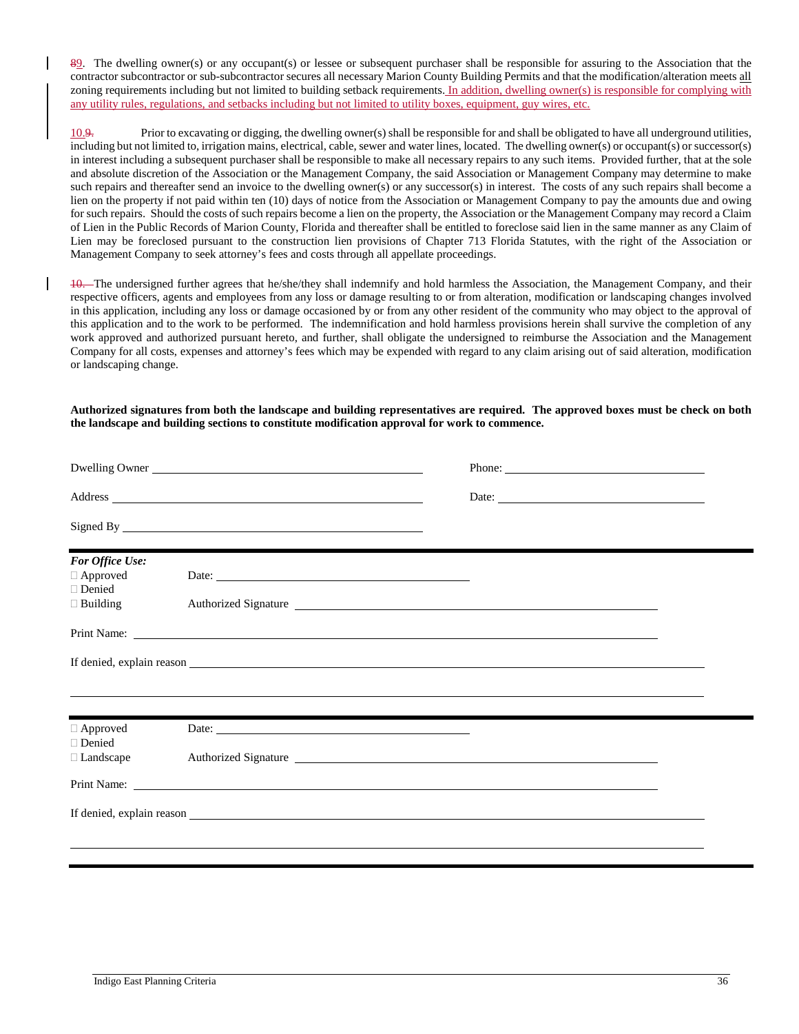~~8~~9. The dwelling owner(s) or any occupant(s) or lessee or subsequent purchaser shall be responsible for assuring to the Association that the contractor subcontractor or sub-subcontractor secures all necessary Marion County Building Permits and that the modification/alteration meets all zoning requirements including but not limited to building setback requirements. In addition, dwelling owner(s) is responsible for complying with any utility rules, regulations, and setbacks including but not limited to utility boxes, equipment, guy wires, etc.

10.~~9.~~ Prior to excavating or digging, the dwelling owner(s) shall be responsible for and shall be obligated to have all underground utilities, including but not limited to, irrigation mains, electrical, cable, sewer and water lines, located. The dwelling owner(s) or occupant(s) or successor(s) in interest including a subsequent purchaser shall be responsible to make all necessary repairs to any such items. Provided further, that at the sole and absolute discretion of the Association or the Management Company, the said Association or Management Company may determine to make such repairs and thereafter send an invoice to the dwelling owner(s) or any successor(s) in interest. The costs of any such repairs shall become a lien on the property if not paid within ten (10) days of notice from the Association or Management Company to pay the amounts due and owing for such repairs. Should the costs of such repairs become a lien on the property, the Association or the Management Company may record a Claim of Lien in the Public Records of Marion County, Florida and thereafter shall be entitled to foreclose said lien in the same manner as any Claim of Lien may be foreclosed pursuant to the construction lien provisions of Chapter 713 Florida Statutes, with the right of the Association or Management Company to seek attorney's fees and costs through all appellate proceedings.

~~10.~~ The undersigned further agrees that he/she/they shall indemnify and hold harmless the Association, the Management Company, and their respective officers, agents and employees from any loss or damage resulting to or from alteration, modification or landscaping changes involved in this application, including any loss or damage occasioned by or from any other resident of the community who may object to the approval of this application and to the work to be performed. The indemnification and hold harmless provisions herein shall survive the completion of any work approved and authorized pursuant hereto, and further, shall obligate the undersigned to reimburse the Association and the Management Company for all costs, expenses and attorney's fees which may be expended with regard to any claim arising out of said alteration, modification or landscaping change.

**Authorized signatures from both the landscape and building representatives are required. The approved boxes must be check on both the landscape and building sections to constitute modification approval for work to commence.**

Dwelling Owner ______________________________ Phone: ______________________

Address ______________________________ Date: ______________________

Signed By ______________________________

---

***For Office Use:***

☐ Approved Date: ______________________

☐ Denied

☐ Building Authorized Signature ______________________________

Print Name: ______________________________

If denied, explain reason ______________________________

______________________________

---

☐ Approved Date: ______________________

☐ Denied

☐ Landscape Authorized Signature ______________________________

Print Name: ______________________________

If denied, explain reason ______________________________

______________________________